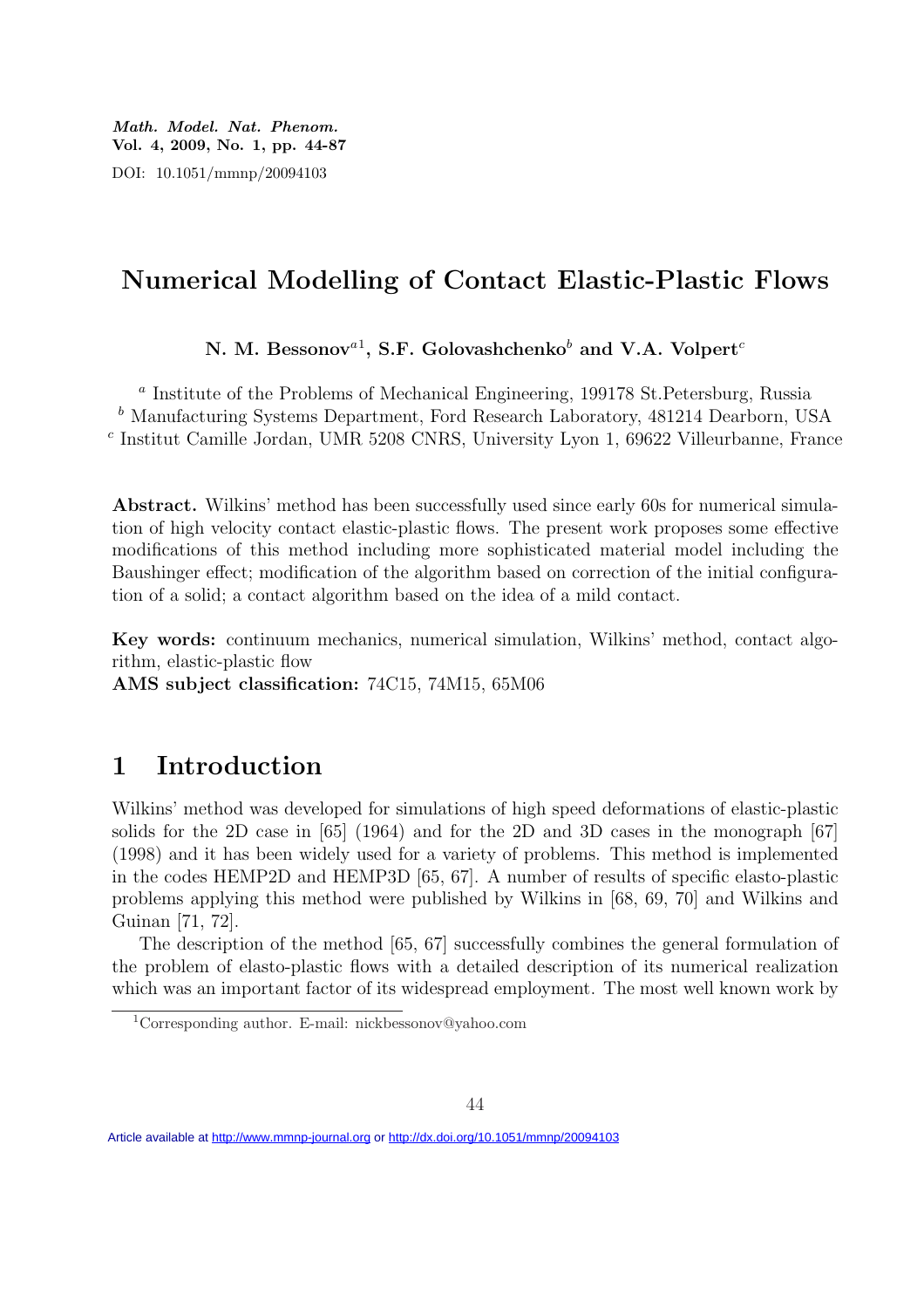# Numerical Modelling of Contact Elastic-Plastic Flows

**N. M. Bessonov[a1], S.F. Golovashchenko[b] and V.A. Volpert[c]**

[a] Institute of the Problems of Mechanical Engineering, 199178 St.Petersburg, Russia
[b] Manufacturing Systems Department, Ford Research Laboratory, 481214 Dearborn, USA
[c] Institut Camille Jordan, UMR 5208 CNRS, University Lyon 1, 69622 Villeurbanne, France

**Abstract.** Wilkins' method has been successfully used since early 60s for numerical simulation of high velocity contact elastic-plastic flows. The present work proposes some effective modifications of this method including more sophisticated material model including the Baushinger effect; modification of the algorithm based on correction of the initial configuration of a solid; a contact algorithm based on the idea of a mild contact.

**Key words:** continuum mechanics, numerical simulation, Wilkins' method, contact algorithm, elastic-plastic flow

**AMS subject classification:** 74C15, 74M15, 65M06

## 1 Introduction

Wilkins' method was developed for simulations of high speed deformations of elastic-plastic solids for the 2D case in [65] (1964) and for the 2D and 3D cases in the monograph [67] (1998) and it has been widely used for a variety of problems. This method is implemented in the codes HEMP2D and HEMP3D [65, 67]. A number of results of specific elasto-plastic problems applying this method were published by Wilkins in [68, 69, 70] and Wilkins and Guinan [71, 72].

The description of the method [65, 67] successfully combines the general formulation of the problem of elasto-plastic flows with a detailed description of its numerical realization which was an important factor of its widespread employment. The most well known work by

[1]Corresponding author. E-mail: nickbessonov@yahoo.com

Article available at http://www.mmnp-journal.org or http://dx.doi.org/10.1051/mmnp/20094103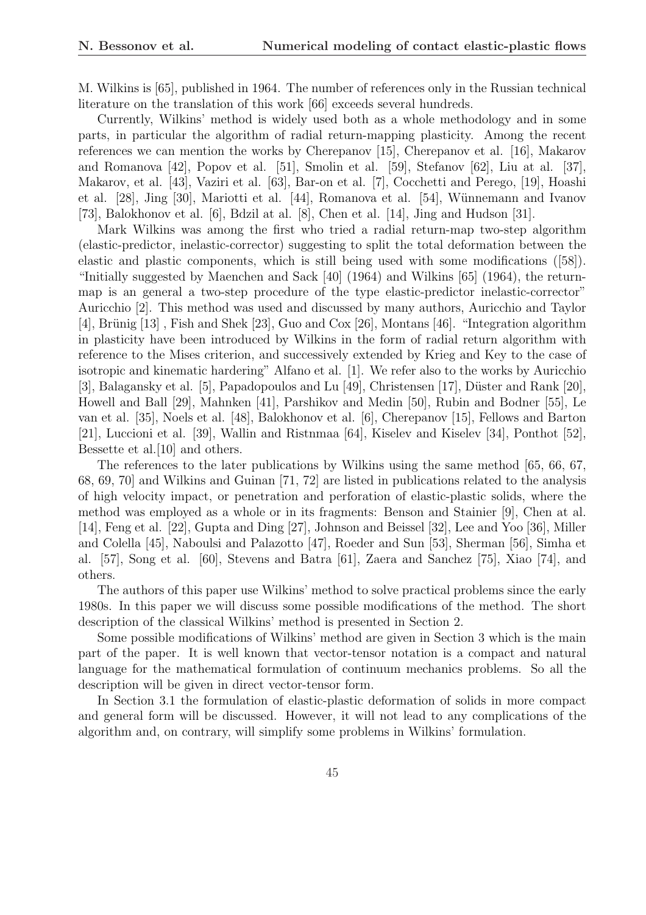M. Wilkins is [65], published in 1964. The number of references only in the Russian technical literature on the translation of this work [66] exceeds several hundreds.

Currently, Wilkins' method is widely used both as a whole methodology and in some parts, in particular the algorithm of radial return-mapping plasticity. Among the recent references we can mention the works by Cherepanov [15], Cherepanov et al. [16], Makarov and Romanova [42], Popov et al. [51], Smolin et al. [59], Stefanov [62], Liu at al. [37], Makarov, et al. [43], Vaziri et al. [63], Bar-on et al. [7], Cocchetti and Perego, [19], Hoashi et al. [28], Jing [30], Mariotti et al. [44], Romanova et al. [54], Wünnemann and Ivanov [73], Balokhonov et al. [6], Bdzil at al. [8], Chen et al. [14], Jing and Hudson [31].

Mark Wilkins was among the first who tried a radial return-map two-step algorithm (elastic-predictor, inelastic-corrector) suggesting to split the total deformation between the elastic and plastic components, which is still being used with some modifications ([58]). "Initially suggested by Maenchen and Sack [40] (1964) and Wilkins [65] (1964), the return-map is an general a two-step procedure of the type elastic-predictor inelastic-corrector" Auricchio [2]. This method was used and discussed by many authors, Auricchio and Taylor [4], Brünig [13] , Fish and Shek [23], Guo and Cox [26], Montans [46]. "Integration algorithm in plasticity have been introduced by Wilkins in the form of radial return algorithm with reference to the Mises criterion, and successively extended by Krieg and Key to the case of isotropic and kinematic hardering" Alfano et al. [1]. We refer also to the works by Auricchio [3], Balagansky et al. [5], Papadopoulos and Lu [49], Christensen [17], Düster and Rank [20], Howell and Ball [29], Mahnken [41], Parshikov and Medin [50], Rubin and Bodner [55], Le van et al. [35], Noels et al. [48], Balokhonov et al. [6], Cherepanov [15], Fellows and Barton [21], Luccioni et al. [39], Wallin and Ristnmaa [64], Kiselev and Kiselev [34], Ponthot [52], Bessette et al.[10] and others.

The references to the later publications by Wilkins using the same method [65, 66, 67, 68, 69, 70] and Wilkins and Guinan [71, 72] are listed in publications related to the analysis of high velocity impact, or penetration and perforation of elastic-plastic solids, where the method was employed as a whole or in its fragments: Benson and Stainier [9], Chen at al. [14], Feng et al. [22], Gupta and Ding [27], Johnson and Beissel [32], Lee and Yoo [36], Miller and Colella [45], Naboulsi and Palazotto [47], Roeder and Sun [53], Sherman [56], Simha et al. [57], Song et al. [60], Stevens and Batra [61], Zaera and Sanchez [75], Xiao [74], and others.

The authors of this paper use Wilkins' method to solve practical problems since the early 1980s. In this paper we will discuss some possible modifications of the method. The short description of the classical Wilkins' method is presented in Section 2.

Some possible modifications of Wilkins' method are given in Section 3 which is the main part of the paper. It is well known that vector-tensor notation is a compact and natural language for the mathematical formulation of continuum mechanics problems. So all the description will be given in direct vector-tensor form.

In Section 3.1 the formulation of elastic-plastic deformation of solids in more compact and general form will be discussed. However, it will not lead to any complications of the algorithm and, on contrary, will simplify some problems in Wilkins' formulation.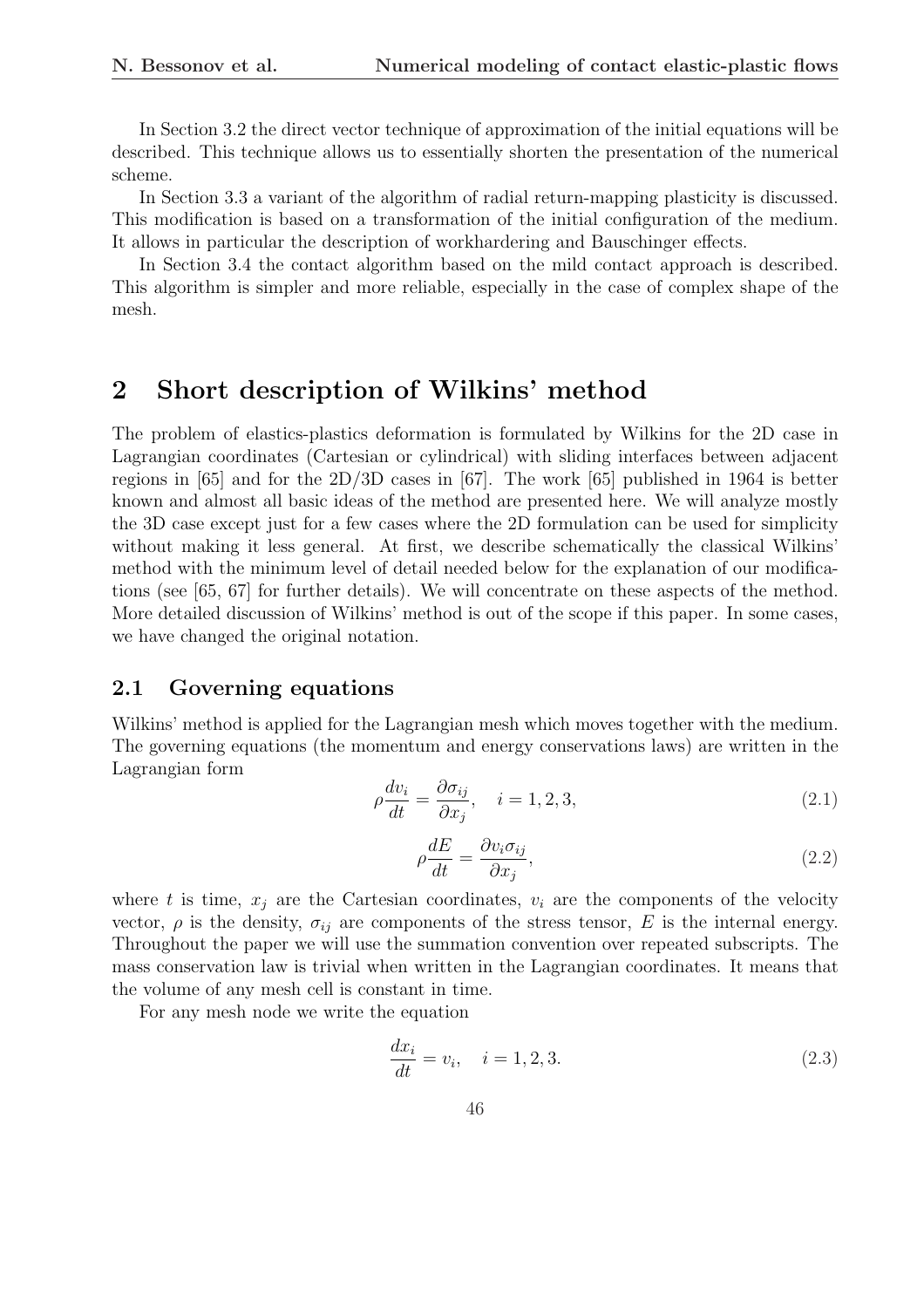In Section 3.2 the direct vector technique of approximation of the initial equations will be described. This technique allows us to essentially shorten the presentation of the numerical scheme.

In Section 3.3 a variant of the algorithm of radial return-mapping plasticity is discussed. This modification is based on a transformation of the initial configuration of the medium. It allows in particular the description of workhardering and Bauschinger effects.

In Section 3.4 the contact algorithm based on the mild contact approach is described. This algorithm is simpler and more reliable, especially in the case of complex shape of the mesh.

# 2 Short description of Wilkins' method

The problem of elastics-plastics deformation is formulated by Wilkins for the 2D case in Lagrangian coordinates (Cartesian or cylindrical) with sliding interfaces between adjacent regions in [65] and for the 2D/3D cases in [67]. The work [65] published in 1964 is better known and almost all basic ideas of the method are presented here. We will analyze mostly the 3D case except just for a few cases where the 2D formulation can be used for simplicity without making it less general. At first, we describe schematically the classical Wilkins' method with the minimum level of detail needed below for the explanation of our modifications (see [65, 67] for further details). We will concentrate on these aspects of the method. More detailed discussion of Wilkins' method is out of the scope if this paper. In some cases, we have changed the original notation.

## 2.1 Governing equations

Wilkins' method is applied for the Lagrangian mesh which moves together with the medium. The governing equations (the momentum and energy conservations laws) are written in the Lagrangian form

$$\rho \frac{dv_i}{dt} = \frac{\partial \sigma_{ij}}{\partial x_j}, \quad i = 1, 2, 3, \tag{2.1}$$

$$\rho \frac{dE}{dt} = \frac{\partial v_i \sigma_{ij}}{\partial x_j}, \tag{2.2}$$

where $t$ is time, $x_j$ are the Cartesian coordinates, $v_i$ are the components of the velocity vector, $\rho$ is the density, $\sigma_{ij}$ are components of the stress tensor, $E$ is the internal energy. Throughout the paper we will use the summation convention over repeated subscripts. The mass conservation law is trivial when written in the Lagrangian coordinates. It means that the volume of any mesh cell is constant in time.

For any mesh node we write the equation

$$\frac{dx_i}{dt} = v_i, \quad i = 1, 2, 3. \tag{2.3}$$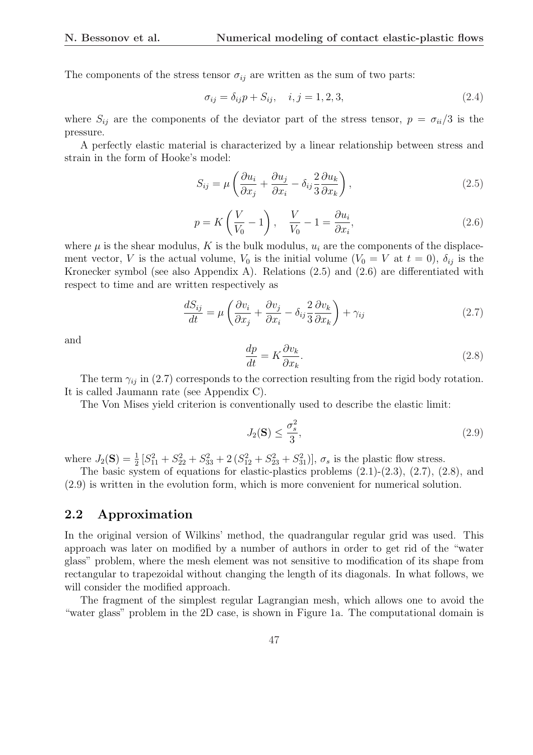The components of the stress tensor $\sigma_{ij}$ are written as the sum of two parts:

$$\sigma_{ij} = \delta_{ij} p + S_{ij}, \quad i,j = 1,2,3, \tag{2.4}$$

where $S_{ij}$ are the components of the deviator part of the stress tensor, $p = \sigma_{ii}/3$ is the pressure.

A perfectly elastic material is characterized by a linear relationship between stress and strain in the form of Hooke's model:

$$S_{ij} = \mu \left( \frac{\partial u_i}{\partial x_j} + \frac{\partial u_j}{\partial x_i} - \delta_{ij} \frac{2}{3} \frac{\partial u_k}{\partial x_k} \right), \tag{2.5}$$

$$p = K \left( \frac{V}{V_0} - 1 \right), \quad \frac{V}{V_0} - 1 = \frac{\partial u_i}{\partial x_i}, \tag{2.6}$$

where $\mu$ is the shear modulus, $K$ is the bulk modulus, $u_i$ are the components of the displacement vector, $V$ is the actual volume, $V_0$ is the initial volume ($V_0 = V$ at $t = 0$), $\delta_{ij}$ is the Kronecker symbol (see also Appendix A). Relations (2.5) and (2.6) are differentiated with respect to time and are written respectively as

$$\frac{dS_{ij}}{dt} = \mu \left( \frac{\partial v_i}{\partial x_j} + \frac{\partial v_j}{\partial x_i} - \delta_{ij} \frac{2}{3} \frac{\partial v_k}{\partial x_k} \right) + \gamma_{ij} \tag{2.7}$$

and

$$\frac{dp}{dt} = K \frac{\partial v_k}{\partial x_k}. \tag{2.8}$$

The term $\gamma_{ij}$ in (2.7) corresponds to the correction resulting from the rigid body rotation. It is called Jaumann rate (see Appendix C).

The Von Mises yield criterion is conventionally used to describe the elastic limit:

$$J_2(\mathbf{S}) \leq \frac{\sigma_s^2}{3}, \tag{2.9}$$

where $J_2(\mathbf{S}) = \frac{1}{2} \left[ S_{11}^2 + S_{22}^2 + S_{33}^2 + 2 \left( S_{12}^2 + S_{23}^2 + S_{31}^2 \right) \right]$, $\sigma_s$ is the plastic flow stress.

The basic system of equations for elastic-plastics problems (2.1)-(2.3), (2.7), (2.8), and (2.9) is written in the evolution form, which is more convenient for numerical solution.

## 2.2 Approximation

In the original version of Wilkins' method, the quadrangular regular grid was used. This approach was later on modified by a number of authors in order to get rid of the "water glass" problem, where the mesh element was not sensitive to modification of its shape from rectangular to trapezoidal without changing the length of its diagonals. In what follows, we will consider the modified approach.

The fragment of the simplest regular Lagrangian mesh, which allows one to avoid the "water glass" problem in the 2D case, is shown in Figure 1a. The computational domain is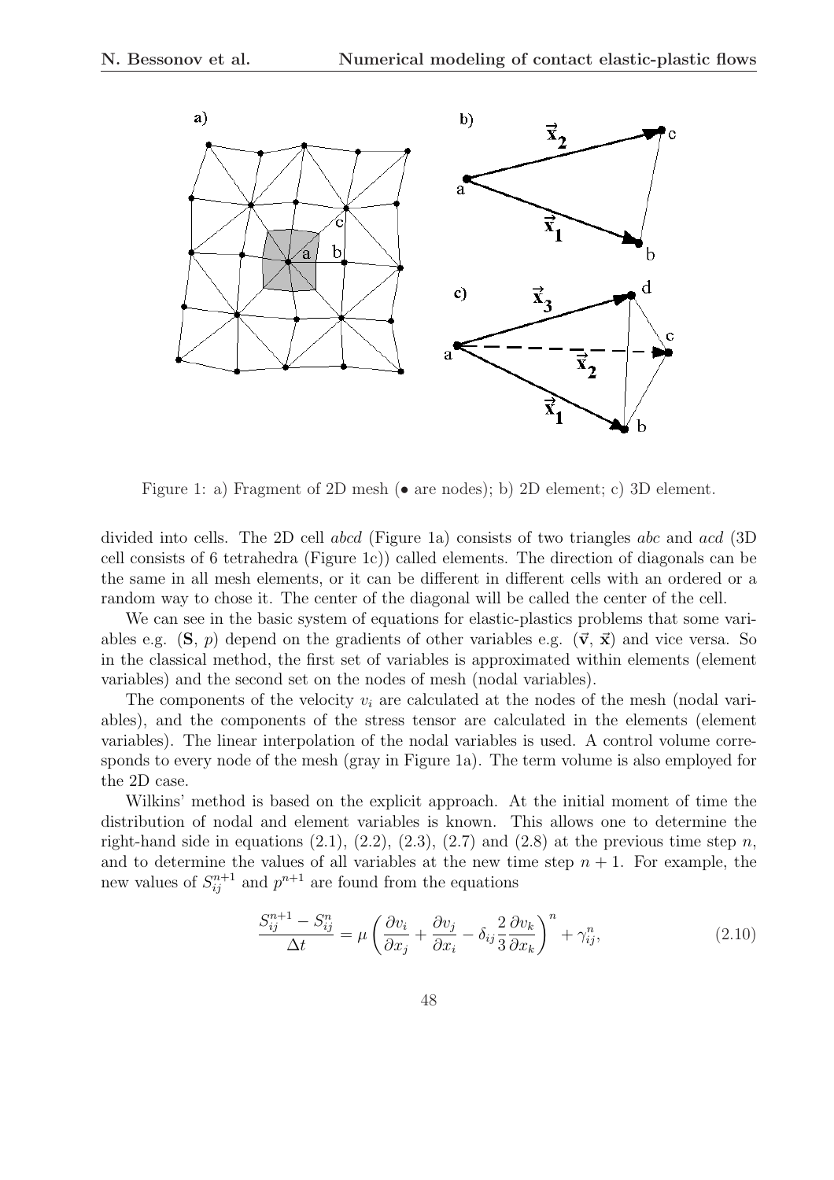Figure 1: a) Fragment of 2D mesh (• are nodes); b) 2D element; c) 3D element.

divided into cells. The 2D cell *abcd* (Figure 1a) consists of two triangles *abc* and *acd* (3D cell consists of 6 tetrahedra (Figure 1c)) called elements. The direction of diagonals can be the same in all mesh elements, or it can be different in different cells with an ordered or a random way to chose it. The center of the diagonal will be called the center of the cell.

We can see in the basic system of equations for elastic-plastics problems that some variables e.g. ($\mathbf{S}$, $p$) depend on the gradients of other variables e.g. ($\vec{\mathbf{v}}$, $\vec{\mathbf{x}}$) and vice versa. So in the classical method, the first set of variables is approximated within elements (element variables) and the second set on the nodes of mesh (nodal variables).

The components of the velocity $v_i$ are calculated at the nodes of the mesh (nodal variables), and the components of the stress tensor are calculated in the elements (element variables). The linear interpolation of the nodal variables is used. A control volume corresponds to every node of the mesh (gray in Figure 1a). The term volume is also employed for the 2D case.

Wilkins' method is based on the explicit approach. At the initial moment of time the distribution of nodal and element variables is known. This allows one to determine the right-hand side in equations (2.1), (2.2), (2.3), (2.7) and (2.8) at the previous time step $n$, and to determine the values of all variables at the new time step $n+1$. For example, the new values of $S_{ij}^{n+1}$ and $p^{n+1}$ are found from the equations

$$\frac{S_{ij}^{n+1} - S_{ij}^{n}}{\Delta t} = \mu \left( \frac{\partial v_i}{\partial x_j} + \frac{\partial v_j}{\partial x_i} - \delta_{ij} \frac{2}{3} \frac{\partial v_k}{\partial x_k} \right)^n + \gamma_{ij}^n, \tag{2.10}$$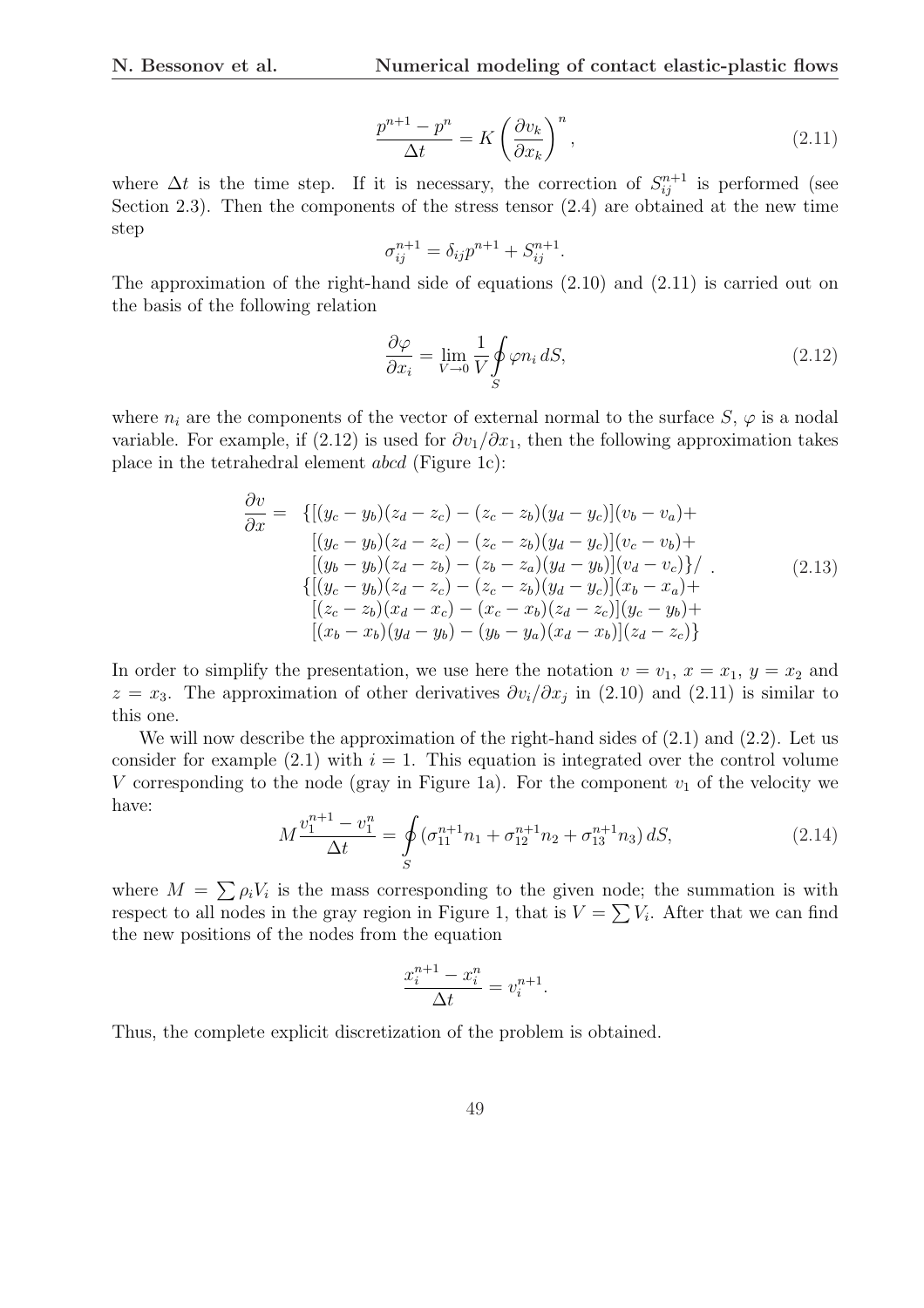$$\frac{p^{n+1} - p^n}{\Delta t} = K \left( \frac{\partial v_k}{\partial x_k} \right)^n, \tag{2.11}$$

where $\Delta t$ is the time step. If it is necessary, the correction of $S_{ij}^{n+1}$ is performed (see Section 2.3). Then the components of the stress tensor (2.4) are obtained at the new time step

$$\sigma_{ij}^{n+1} = \delta_{ij} p^{n+1} + S_{ij}^{n+1}.$$

The approximation of the right-hand side of equations (2.10) and (2.11) is carried out on the basis of the following relation

$$\frac{\partial \varphi}{\partial x_i} = \lim_{V \to 0} \frac{1}{V} \oint_S \varphi n_i \, dS, \tag{2.12}$$

where $n_i$ are the components of the vector of external normal to the surface $S$, $\varphi$ is a nodal variable. For example, if (2.12) is used for $\partial v_1 / \partial x_1$, then the following approximation takes place in the tetrahedral element *abcd* (Figure 1c):

$$\begin{aligned} \frac{\partial v}{\partial x} = \quad & \{[(y_c - y_b)(z_d - z_c) - (z_c - z_b)(y_d - y_c)](v_b - v_a) + \\ & [(y_c - y_b)(z_d - z_c) - (z_c - z_b)(y_d - y_c)](v_c - v_b) + \\ & [(y_b - y_b)(z_d - z_b) - (z_b - z_a)(y_d - y_b)](v_d - v_c)\} / \\ & \{[(y_c - y_b)(z_d - z_c) - (z_c - z_b)(y_d - y_c)](x_b - x_a) + \\ & [(z_c - z_b)(x_d - x_c) - (x_c - x_b)(z_d - z_c)](y_c - y_b) + \\ & [(x_b - x_b)(y_d - y_b) - (y_b - y_a)(x_d - x_b)](z_d - z_c)\} \end{aligned} \quad . \tag{2.13}$$

In order to simplify the presentation, we use here the notation $v = v_1$, $x = x_1$, $y = x_2$ and $z = x_3$. The approximation of other derivatives $\partial v_i / \partial x_j$ in (2.10) and (2.11) is similar to this one.

We will now describe the approximation of the right-hand sides of (2.1) and (2.2). Let us consider for example (2.1) with $i = 1$. This equation is integrated over the control volume $V$ corresponding to the node (gray in Figure 1a). For the component $v_1$ of the velocity we have:

$$M \frac{v_1^{n+1} - v_1^n}{\Delta t} = \oint_S (\sigma_{11}^{n+1} n_1 + \sigma_{12}^{n+1} n_2 + \sigma_{13}^{n+1} n_3) \, dS, \tag{2.14}$$

where $M = \sum \rho_i V_i$ is the mass corresponding to the given node; the summation is with respect to all nodes in the gray region in Figure 1, that is $V = \sum V_i$. After that we can find the new positions of the nodes from the equation

$$\frac{x_i^{n+1} - x_i^n}{\Delta t} = v_i^{n+1}.$$

Thus, the complete explicit discretization of the problem is obtained.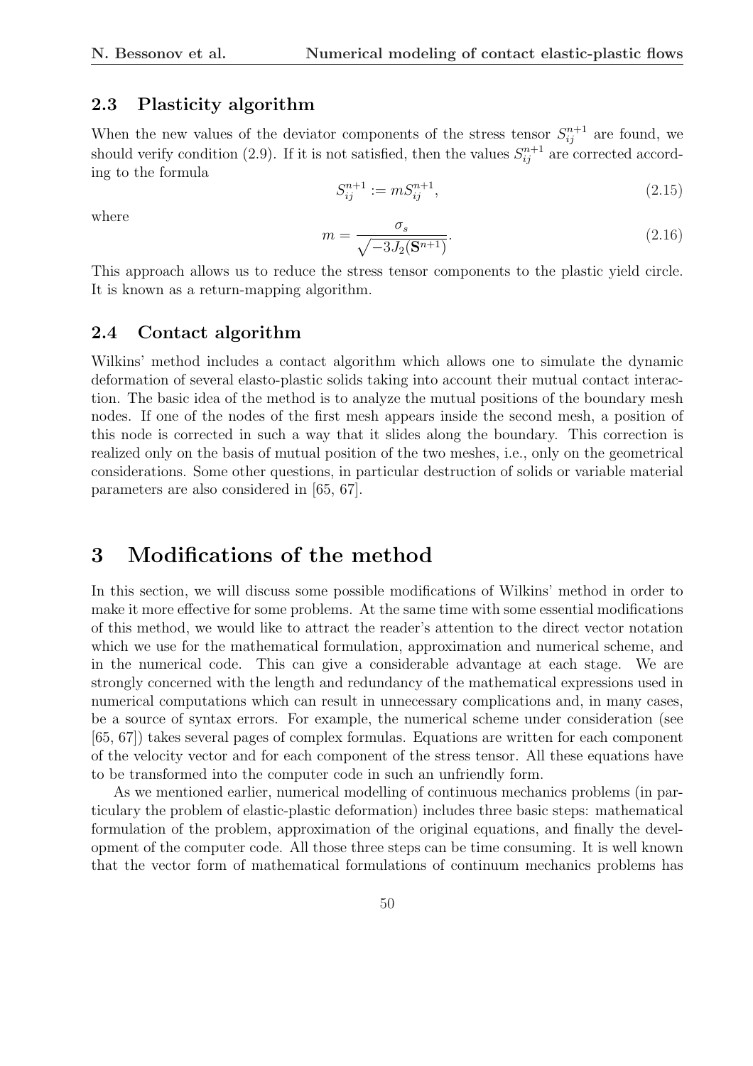### 2.3 Plasticity algorithm

When the new values of the deviator components of the stress tensor $S_{ij}^{n+1}$ are found, we should verify condition (2.9). If it is not satisfied, then the values $S_{ij}^{n+1}$ are corrected according to the formula

$$S_{ij}^{n+1} := m S_{ij}^{n+1}, \tag{2.15}$$

where

$$m = \frac{\sigma_s}{\sqrt{-3J_2(\mathbf{S}^{n+1})}}. \tag{2.16}$$

This approach allows us to reduce the stress tensor components to the plastic yield circle. It is known as a return-mapping algorithm.

### 2.4 Contact algorithm

Wilkins' method includes a contact algorithm which allows one to simulate the dynamic deformation of several elasto-plastic solids taking into account their mutual contact interaction. The basic idea of the method is to analyze the mutual positions of the boundary mesh nodes. If one of the nodes of the first mesh appears inside the second mesh, a position of this node is corrected in such a way that it slides along the boundary. This correction is realized only on the basis of mutual position of the two meshes, i.e., only on the geometrical considerations. Some other questions, in particular destruction of solids or variable material parameters are also considered in [65, 67].

## 3 Modifications of the method

In this section, we will discuss some possible modifications of Wilkins' method in order to make it more effective for some problems. At the same time with some essential modifications of this method, we would like to attract the reader's attention to the direct vector notation which we use for the mathematical formulation, approximation and numerical scheme, and in the numerical code. This can give a considerable advantage at each stage. We are strongly concerned with the length and redundancy of the mathematical expressions used in numerical computations which can result in unnecessary complications and, in many cases, be a source of syntax errors. For example, the numerical scheme under consideration (see [65, 67]) takes several pages of complex formulas. Equations are written for each component of the velocity vector and for each component of the stress tensor. All these equations have to be transformed into the computer code in such an unfriendly form.

As we mentioned earlier, numerical modelling of continuous mechanics problems (in particulary the problem of elastic-plastic deformation) includes three basic steps: mathematical formulation of the problem, approximation of the original equations, and finally the development of the computer code. All those three steps can be time consuming. It is well known that the vector form of mathematical formulations of continuum mechanics problems has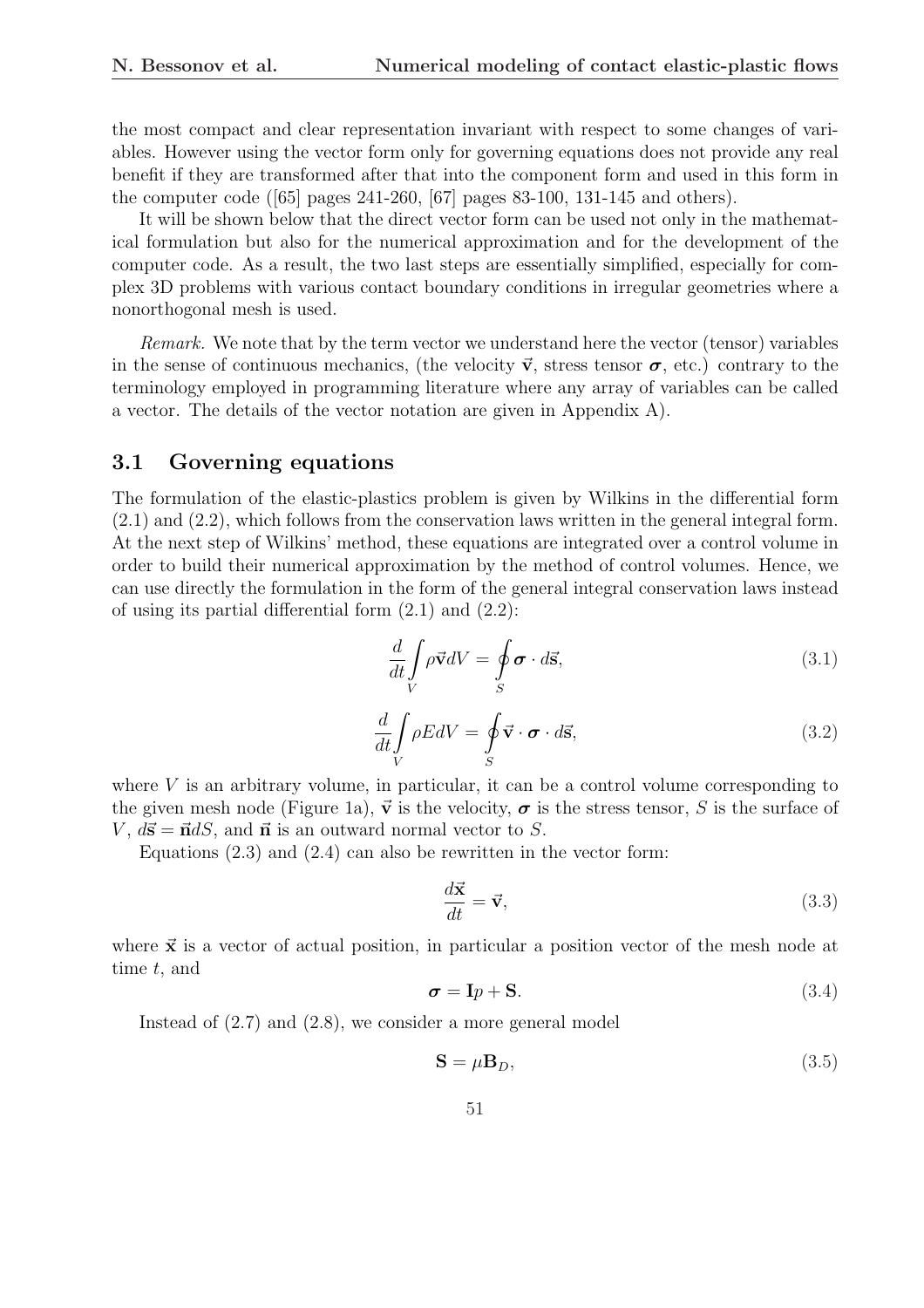the most compact and clear representation invariant with respect to some changes of variables. However using the vector form only for governing equations does not provide any real benefit if they are transformed after that into the component form and used in this form in the computer code ([65] pages 241-260, [67] pages 83-100, 131-145 and others).

It will be shown below that the direct vector form can be used not only in the mathematical formulation but also for the numerical approximation and for the development of the computer code. As a result, the two last steps are essentially simplified, especially for complex 3D problems with various contact boundary conditions in irregular geometries where a nonorthogonal mesh is used.

*Remark.* We note that by the term vector we understand here the vector (tensor) variables in the sense of continuous mechanics, (the velocity $\vec{\mathbf{v}}$, stress tensor $\boldsymbol{\sigma}$, etc.) contrary to the terminology employed in programming literature where any array of variables can be called a vector. The details of the vector notation are given in Appendix A).

## 3.1 Governing equations

The formulation of the elastic-plastics problem is given by Wilkins in the differential form (2.1) and (2.2), which follows from the conservation laws written in the general integral form. At the next step of Wilkins' method, these equations are integrated over a control volume in order to build their numerical approximation by the method of control volumes. Hence, we can use directly the formulation in the form of the general integral conservation laws instead of using its partial differential form (2.1) and (2.2):

$$\frac{d}{dt}\int\limits_V \rho\vec{\mathbf{v}}dV = \oint\limits_S \boldsymbol{\sigma}\cdot d\vec{\mathbf{s}}, \tag{3.1}$$

$$\frac{d}{dt}\int\limits_V \rho E dV = \oint\limits_S \vec{\mathbf{v}}\cdot\boldsymbol{\sigma}\cdot d\vec{\mathbf{s}}, \tag{3.2}$$

where $V$ is an arbitrary volume, in particular, it can be a control volume corresponding to the given mesh node (Figure 1a), $\vec{\mathbf{v}}$ is the velocity, $\boldsymbol{\sigma}$ is the stress tensor, $S$ is the surface of $V$, $d\vec{\mathbf{s}} = \vec{\mathbf{n}}dS$, and $\vec{\mathbf{n}}$ is an outward normal vector to $S$.

Equations (2.3) and (2.4) can also be rewritten in the vector form:

$$\frac{d\vec{\mathbf{x}}}{dt} = \vec{\mathbf{v}}, \tag{3.3}$$

where $\vec{\mathbf{x}}$ is a vector of actual position, in particular a position vector of the mesh node at time $t$, and

$$\boldsymbol{\sigma} = \mathbf{I}p + \mathbf{S}. \tag{3.4}$$

Instead of (2.7) and (2.8), we consider a more general model

$$\mathbf{S} = \mu\mathbf{B}_D, \tag{3.5}$$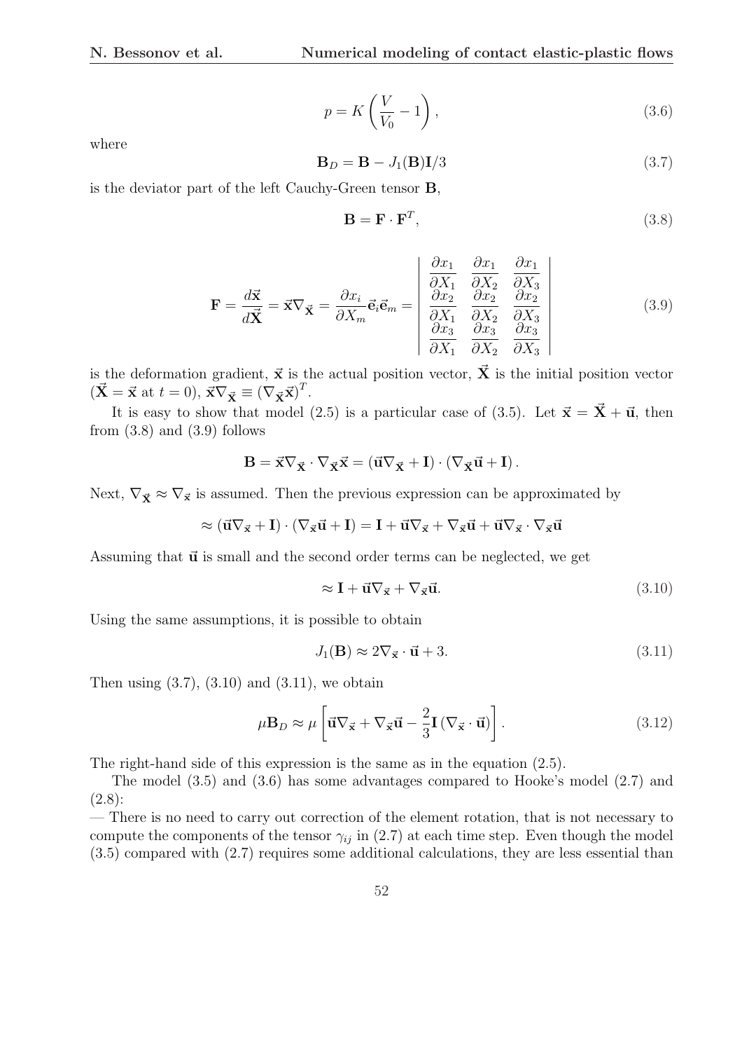$$
p = K\left(\frac{V}{V_0} - 1\right), \tag{3.6}
$$

where

$$
\mathbf{B}_D = \mathbf{B} - J_1(\mathbf{B})\mathbf{I}/3 \tag{3.7}
$$

is the deviator part of the left Cauchy-Green tensor $\mathbf{B}$,

$$
\mathbf{B} = \mathbf{F} \cdot \mathbf{F}^T, \tag{3.8}
$$

$$
\mathbf{F} = \frac{d\vec{\mathbf{x}}}{d\vec{\mathbf{X}}} = \vec{\mathbf{x}}\nabla_{\vec{\mathbf{X}}} = \frac{\partial x_i}{\partial X_m}\vec{\mathbf{e}}_i\vec{\mathbf{e}}_m = \begin{vmatrix} \dfrac{\partial x_1}{\partial X_1} & \dfrac{\partial x_1}{\partial X_2} & \dfrac{\partial x_1}{\partial X_3} \\ \dfrac{\partial x_2}{\partial X_1} & \dfrac{\partial x_2}{\partial X_2} & \dfrac{\partial x_2}{\partial X_3} \\ \dfrac{\partial x_3}{\partial X_1} & \dfrac{\partial x_3}{\partial X_2} & \dfrac{\partial x_3}{\partial X_3} \end{vmatrix} \tag{3.9}
$$

is the deformation gradient, $\vec{\mathbf{x}}$ is the actual position vector, $\vec{\mathbf{X}}$ is the initial position vector ($\vec{\mathbf{X}} = \vec{\mathbf{x}}$ at $t = 0$), $\vec{\mathbf{x}}\nabla_{\vec{\mathbf{X}}} \equiv (\nabla_{\vec{\mathbf{X}}}\vec{\mathbf{x}})^T$.

It is easy to show that model (2.5) is a particular case of (3.5). Let $\vec{\mathbf{x}} = \vec{\mathbf{X}} + \vec{\mathbf{u}}$, then from (3.8) and (3.9) follows

$$
\mathbf{B} = \vec{\mathbf{x}}\nabla_{\vec{\mathbf{X}}} \cdot \nabla_{\vec{\mathbf{X}}}\vec{\mathbf{x}} = (\vec{\mathbf{u}}\nabla_{\vec{\mathbf{X}}} + \mathbf{I}) \cdot (\nabla_{\vec{\mathbf{X}}}\vec{\mathbf{u}} + \mathbf{I}).
$$

Next, $\nabla_{\vec{\mathbf{X}}} \approx \nabla_{\vec{\mathbf{x}}}$ is assumed. Then the previous expression can be approximated by

$$
\approx (\vec{\mathbf{u}}\nabla_{\vec{\mathbf{x}}} + \mathbf{I}) \cdot (\nabla_{\vec{\mathbf{x}}}\vec{\mathbf{u}} + \mathbf{I}) = \mathbf{I} + \vec{\mathbf{u}}\nabla_{\vec{\mathbf{x}}} + \nabla_{\vec{\mathbf{x}}}\vec{\mathbf{u}} + \vec{\mathbf{u}}\nabla_{\vec{\mathbf{x}}} \cdot \nabla_{\vec{\mathbf{x}}}\vec{\mathbf{u}}
$$

Assuming that $\vec{\mathbf{u}}$ is small and the second order terms can be neglected, we get

$$
\approx \mathbf{I} + \vec{\mathbf{u}}\nabla_{\vec{\mathbf{x}}} + \nabla_{\vec{\mathbf{x}}}\vec{\mathbf{u}}. \tag{3.10}
$$

Using the same assumptions, it is possible to obtain

$$
J_1(\mathbf{B}) \approx 2\nabla_{\vec{\mathbf{x}}} \cdot \vec{\mathbf{u}} + 3. \tag{3.11}
$$

Then using (3.7), (3.10) and (3.11), we obtain

$$
\mu\mathbf{B}_D \approx \mu\left[\vec{\mathbf{u}}\nabla_{\vec{\mathbf{x}}} + \nabla_{\vec{\mathbf{x}}}\vec{\mathbf{u}} - \frac{2}{3}\mathbf{I}\left(\nabla_{\vec{\mathbf{x}}} \cdot \vec{\mathbf{u}}\right)\right]. \tag{3.12}
$$

The right-hand side of this expression is the same as in the equation (2.5).

The model (3.5) and (3.6) has some advantages compared to Hooke's model (2.7) and (2.8):

— There is no need to carry out correction of the element rotation, that is not necessary to compute the components of the tensor $\gamma_{ij}$ in (2.7) at each time step. Even though the model (3.5) compared with (2.7) requires some additional calculations, they are less essential than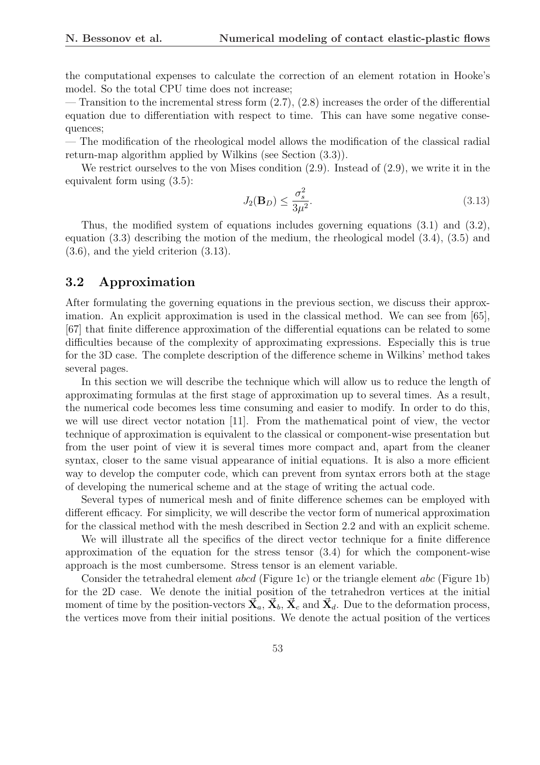the computational expenses to calculate the correction of an element rotation in Hooke's model. So the total CPU time does not increase;

— Transition to the incremental stress form (2.7), (2.8) increases the order of the differential equation due to differentiation with respect to time. This can have some negative consequences;

— The modification of the rheological model allows the modification of the classical radial return-map algorithm applied by Wilkins (see Section (3.3)).

We restrict ourselves to the von Mises condition (2.9). Instead of (2.9), we write it in the equivalent form using (3.5):

$$J_2(\mathbf{B}_D) \leq \frac{\sigma_s^2}{3\mu^2}. \tag{3.13}$$

Thus, the modified system of equations includes governing equations (3.1) and (3.2), equation (3.3) describing the motion of the medium, the rheological model (3.4), (3.5) and (3.6), and the yield criterion (3.13).

## 3.2 Approximation

After formulating the governing equations in the previous section, we discuss their approximation. An explicit approximation is used in the classical method. We can see from [65], [67] that finite difference approximation of the differential equations can be related to some difficulties because of the complexity of approximating expressions. Especially this is true for the 3D case. The complete description of the difference scheme in Wilkins' method takes several pages.

In this section we will describe the technique which will allow us to reduce the length of approximating formulas at the first stage of approximation up to several times. As a result, the numerical code becomes less time consuming and easier to modify. In order to do this, we will use direct vector notation [11]. From the mathematical point of view, the vector technique of approximation is equivalent to the classical or component-wise presentation but from the user point of view it is several times more compact and, apart from the cleaner syntax, closer to the same visual appearance of initial equations. It is also a more efficient way to develop the computer code, which can prevent from syntax errors both at the stage of developing the numerical scheme and at the stage of writing the actual code.

Several types of numerical mesh and of finite difference schemes can be employed with different efficacy. For simplicity, we will describe the vector form of numerical approximation for the classical method with the mesh described in Section 2.2 and with an explicit scheme.

We will illustrate all the specifics of the direct vector technique for a finite difference approximation of the equation for the stress tensor (3.4) for which the component-wise approach is the most cumbersome. Stress tensor is an element variable.

Consider the tetrahedral element *abcd* (Figure 1c) or the triangle element *abc* (Figure 1b) for the 2D case. We denote the initial position of the tetrahedron vertices at the initial moment of time by the position-vectors $\vec{\mathbf{X}}_a$, $\vec{\mathbf{X}}_b$, $\vec{\mathbf{X}}_c$ and $\vec{\mathbf{X}}_d$. Due to the deformation process, the vertices move from their initial positions. We denote the actual position of the vertices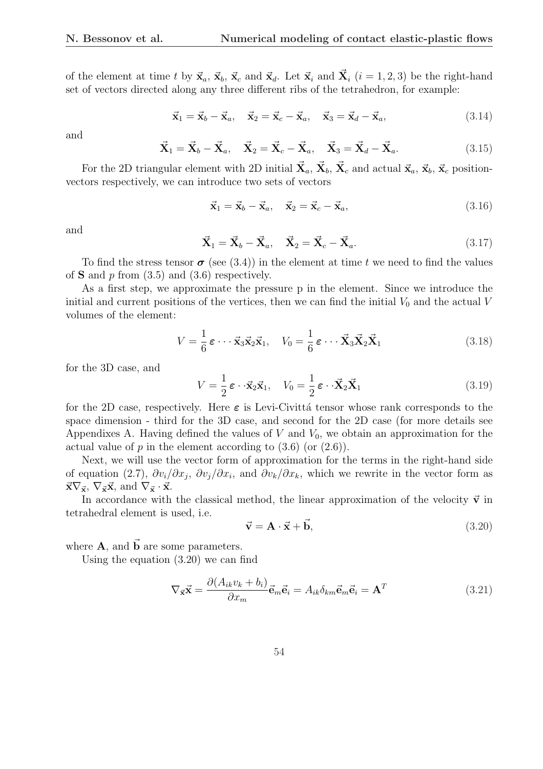of the element at time $t$ by $\vec{\mathbf{x}}_a$, $\vec{\mathbf{x}}_b$, $\vec{\mathbf{x}}_c$ and $\vec{\mathbf{x}}_d$. Let $\vec{\mathbf{x}}_i$ and $\vec{\mathbf{X}}_i$ $(i = 1, 2, 3)$ be the right-hand set of vectors directed along any three different ribs of the tetrahedron, for example:

$$\vec{\mathbf{x}}_1 = \vec{\mathbf{x}}_b - \vec{\mathbf{x}}_a, \quad \vec{\mathbf{x}}_2 = \vec{\mathbf{x}}_c - \vec{\mathbf{x}}_a, \quad \vec{\mathbf{x}}_3 = \vec{\mathbf{x}}_d - \vec{\mathbf{x}}_a, \tag{3.14}$$

and

$$\vec{\mathbf{X}}_1 = \vec{\mathbf{X}}_b - \vec{\mathbf{X}}_a, \quad \vec{\mathbf{X}}_2 = \vec{\mathbf{X}}_c - \vec{\mathbf{X}}_a, \quad \vec{\mathbf{X}}_3 = \vec{\mathbf{X}}_d - \vec{\mathbf{X}}_a. \tag{3.15}$$

For the 2D triangular element with 2D initial $\vec{\mathbf{X}}_a$, $\vec{\mathbf{X}}_b$, $\vec{\mathbf{X}}_c$ and actual $\vec{\mathbf{x}}_a$, $\vec{\mathbf{x}}_b$, $\vec{\mathbf{x}}_c$ position-vectors respectively, we can introduce two sets of vectors

$$\vec{\mathbf{x}}_1 = \vec{\mathbf{x}}_b - \vec{\mathbf{x}}_a, \quad \vec{\mathbf{x}}_2 = \vec{\mathbf{x}}_c - \vec{\mathbf{x}}_a, \tag{3.16}$$

and

$$\vec{\mathbf{X}}_1 = \vec{\mathbf{X}}_b - \vec{\mathbf{X}}_a, \quad \vec{\mathbf{X}}_2 = \vec{\mathbf{X}}_c - \vec{\mathbf{X}}_a. \tag{3.17}$$

To find the stress tensor $\boldsymbol{\sigma}$ (see (3.4)) in the element at time $t$ we need to find the values of $\mathbf{S}$ and $p$ from (3.5) and (3.6) respectively.

As a first step, we approximate the pressure p in the element. Since we introduce the initial and current positions of the vertices, then we can find the initial $V_0$ and the actual $V$ volumes of the element:

$$V = \frac{1}{6}\,\boldsymbol{\varepsilon} \cdots \vec{\mathbf{x}}_3 \vec{\mathbf{x}}_2 \vec{\mathbf{x}}_1, \quad V_0 = \frac{1}{6}\,\boldsymbol{\varepsilon} \cdots \vec{\mathbf{X}}_3 \vec{\mathbf{X}}_2 \vec{\mathbf{X}}_1 \tag{3.18}$$

for the 3D case, and

$$V = \frac{1}{2}\,\boldsymbol{\varepsilon} \cdot \cdot \vec{\mathbf{x}}_2 \vec{\mathbf{x}}_1, \quad V_0 = \frac{1}{2}\,\boldsymbol{\varepsilon} \cdot \cdot \vec{\mathbf{X}}_2 \vec{\mathbf{X}}_1 \tag{3.19}$$

for the 2D case, respectively. Here $\boldsymbol{\varepsilon}$ is Levi-Civittá tensor whose rank corresponds to the space dimension - third for the 3D case, and second for the 2D case (for more details see Appendixes A. Having defined the values of $V$ and $V_0$, we obtain an approximation for the actual value of $p$ in the element according to (3.6) (or (2.6)).

Next, we will use the vector form of approximation for the terms in the right-hand side of equation (2.7), $\partial v_i/\partial x_j$, $\partial v_j/\partial x_i$, and $\partial v_k/\partial x_k$, which we rewrite in the vector form as $\vec{\mathbf{x}}\nabla_{\vec{\mathbf{x}}}$, $\nabla_{\vec{\mathbf{x}}}\vec{\mathbf{x}}$, and $\nabla_{\vec{\mathbf{x}}} \cdot \vec{\mathbf{x}}$.

In accordance with the classical method, the linear approximation of the velocity $\vec{\mathbf{v}}$ in tetrahedral element is used, i.e.

$$\vec{\mathbf{v}} = \mathbf{A} \cdot \vec{\mathbf{x}} + \vec{\mathbf{b}}, \tag{3.20}$$

where $\mathbf{A}$, and $\vec{\mathbf{b}}$ are some parameters.

Using the equation (3.20) we can find

$$\nabla_{\vec{\mathbf{x}}}\vec{\mathbf{x}} = \frac{\partial (A_{ik} v_k + b_i)}{\partial x_m} \vec{\mathbf{e}}_m \vec{\mathbf{e}}_i = A_{ik} \delta_{km} \vec{\mathbf{e}}_m \vec{\mathbf{e}}_i = \mathbf{A}^T \tag{3.21}$$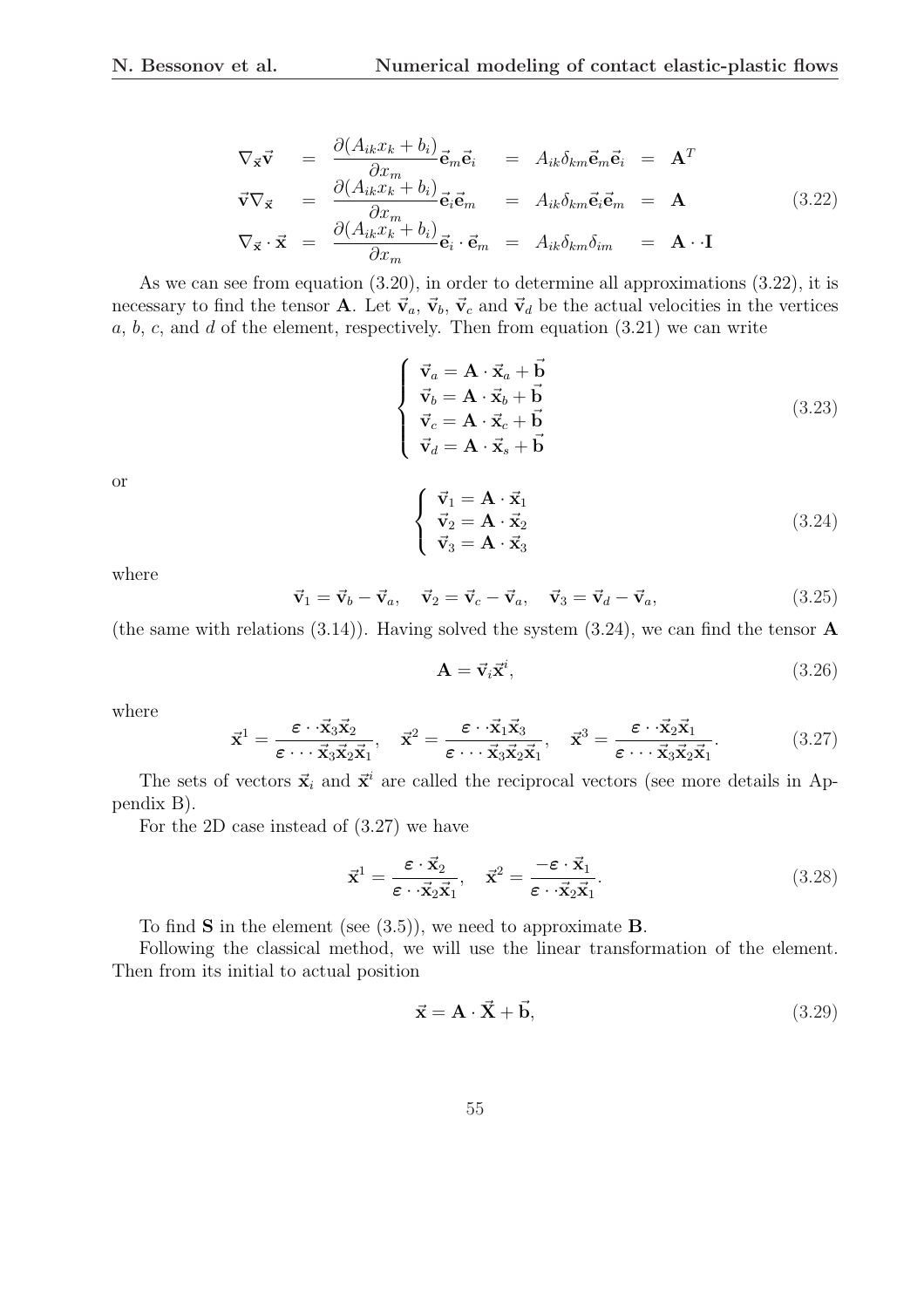$$
\begin{array}{rcllll}
\nabla_{\vec{x}}\vec{v} & = & \dfrac{\partial(A_{ik}x_k + b_i)}{\partial x_m}\vec{e}_m\vec{e}_i & = & A_{ik}\delta_{km}\vec{e}_m\vec{e}_i & = \mathbf{A}^T \\
\vec{v}\nabla_{\vec{x}} & = & \dfrac{\partial(A_{ik}x_k + b_i)}{\partial x_m}\vec{e}_i\vec{e}_m & = & A_{ik}\delta_{km}\vec{e}_i\vec{e}_m & = \mathbf{A} \\
\nabla_{\vec{x}} \cdot \vec{x} & = & \dfrac{\partial(A_{ik}x_k + b_i)}{\partial x_m}\vec{e}_i \cdot \vec{e}_m & = & A_{ik}\delta_{km}\delta_{im} & = \mathbf{A} \cdot \cdot \mathbf{I}
\end{array}
\tag{3.22}
$$

As we can see from equation (3.20), in order to determine all approximations (3.22), it is necessary to find the tensor $\mathbf{A}$. Let $\vec{v}_a$, $\vec{v}_b$, $\vec{v}_c$ and $\vec{v}_d$ be the actual velocities in the vertices $a$, $b$, $c$, and $d$ of the element, respectively. Then from equation (3.21) we can write

$$
\left\{
\begin{array}{l}
\vec{v}_a = \mathbf{A} \cdot \vec{x}_a + \vec{b} \\
\vec{v}_b = \mathbf{A} \cdot \vec{x}_b + \vec{b} \\
\vec{v}_c = \mathbf{A} \cdot \vec{x}_c + \vec{b} \\
\vec{v}_d = \mathbf{A} \cdot \vec{x}_s + \vec{b}
\end{array}
\right.
\tag{3.23}
$$

or

$$
\left\{
\begin{array}{l}
\vec{v}_1 = \mathbf{A} \cdot \vec{x}_1 \\
\vec{v}_2 = \mathbf{A} \cdot \vec{x}_2 \\
\vec{v}_3 = \mathbf{A} \cdot \vec{x}_3
\end{array}
\right.
\tag{3.24}
$$

where

$$
\vec{v}_1 = \vec{v}_b - \vec{v}_a, \quad \vec{v}_2 = \vec{v}_c - \vec{v}_a, \quad \vec{v}_3 = \vec{v}_d - \vec{v}_a,
\tag{3.25}
$$

(the same with relations (3.14)). Having solved the system (3.24), we can find the tensor $\mathbf{A}$

$$
\mathbf{A} = \vec{v}_i \vec{x}^i,
\tag{3.26}
$$

where

$$
\vec{x}^1 = \frac{\boldsymbol{\varepsilon} \cdot \cdot \vec{x}_3 \vec{x}_2}{\boldsymbol{\varepsilon} \cdot \cdot \cdot \vec{x}_3 \vec{x}_2 \vec{x}_1}, \quad \vec{x}^2 = \frac{\boldsymbol{\varepsilon} \cdot \cdot \vec{x}_1 \vec{x}_3}{\boldsymbol{\varepsilon} \cdot \cdot \cdot \vec{x}_3 \vec{x}_2 \vec{x}_1}, \quad \vec{x}^3 = \frac{\boldsymbol{\varepsilon} \cdot \cdot \vec{x}_2 \vec{x}_1}{\boldsymbol{\varepsilon} \cdot \cdot \cdot \vec{x}_3 \vec{x}_2 \vec{x}_1}.
\tag{3.27}
$$

The sets of vectors $\vec{x}_i$ and $\vec{x}^i$ are called the reciprocal vectors (see more details in Appendix B).

For the 2D case instead of (3.27) we have

$$
\vec{x}^1 = \frac{\boldsymbol{\varepsilon} \cdot \vec{x}_2}{\boldsymbol{\varepsilon} \cdot \cdot \vec{x}_2 \vec{x}_1}, \quad \vec{x}^2 = \frac{-\boldsymbol{\varepsilon} \cdot \vec{x}_1}{\boldsymbol{\varepsilon} \cdot \cdot \vec{x}_2 \vec{x}_1}.
\tag{3.28}
$$

To find $\mathbf{S}$ in the element (see (3.5)), we need to approximate $\mathbf{B}$.

Following the classical method, we will use the linear transformation of the element. Then from its initial to actual position

$$
\vec{x} = \mathbf{A} \cdot \vec{X} + \vec{b},
\tag{3.29}
$$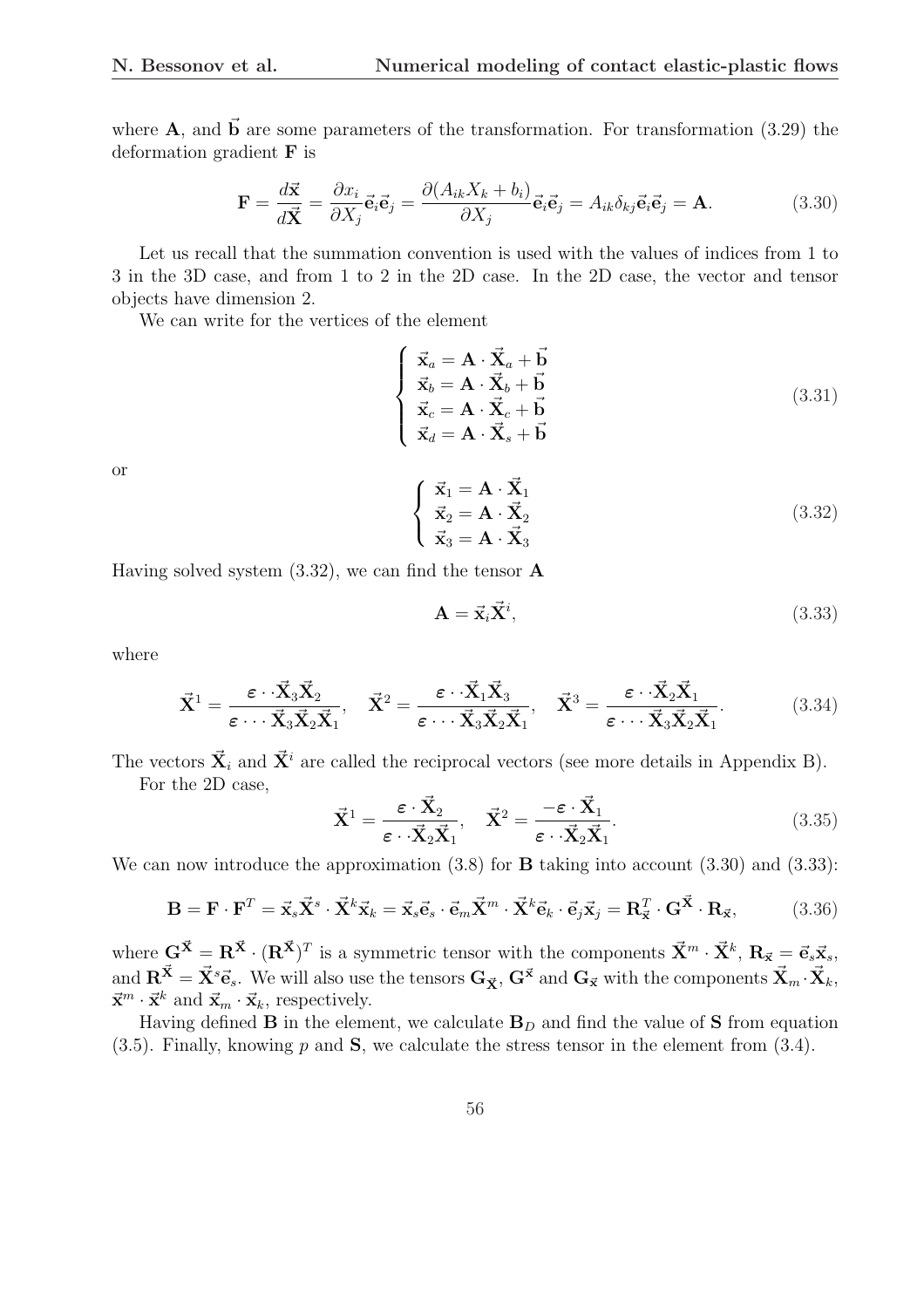where $\mathbf{A}$, and $\vec{\mathbf{b}}$ are some parameters of the transformation. For transformation (3.29) the deformation gradient $\mathbf{F}$ is

$$\mathbf{F} = \frac{d\vec{\mathbf{x}}}{d\vec{\mathbf{X}}} = \frac{\partial x_i}{\partial X_j}\vec{\mathbf{e}}_i\vec{\mathbf{e}}_j = \frac{\partial(A_{ik}X_k + b_i)}{\partial X_j}\vec{\mathbf{e}}_i\vec{\mathbf{e}}_j = A_{ik}\delta_{kj}\vec{\mathbf{e}}_i\vec{\mathbf{e}}_j = \mathbf{A}. \tag{3.30}$$

Let us recall that the summation convention is used with the values of indices from 1 to 3 in the 3D case, and from 1 to 2 in the 2D case. In the 2D case, the vector and tensor objects have dimension 2.

We can write for the vertices of the element

$$\begin{cases} \vec{\mathbf{x}}_a = \mathbf{A}\cdot\vec{\mathbf{X}}_a + \vec{\mathbf{b}} \\ \vec{\mathbf{x}}_b = \mathbf{A}\cdot\vec{\mathbf{X}}_b + \vec{\mathbf{b}} \\ \vec{\mathbf{x}}_c = \mathbf{A}\cdot\vec{\mathbf{X}}_c + \vec{\mathbf{b}} \\ \vec{\mathbf{x}}_d = \mathbf{A}\cdot\vec{\mathbf{X}}_s + \vec{\mathbf{b}} \end{cases} \tag{3.31}$$

or

$$\begin{cases} \vec{\mathbf{x}}_1 = \mathbf{A}\cdot\vec{\mathbf{X}}_1 \\ \vec{\mathbf{x}}_2 = \mathbf{A}\cdot\vec{\mathbf{X}}_2 \\ \vec{\mathbf{x}}_3 = \mathbf{A}\cdot\vec{\mathbf{X}}_3 \end{cases} \tag{3.32}$$

Having solved system (3.32), we can find the tensor $\mathbf{A}$

$$\mathbf{A} = \vec{\mathbf{x}}_i\vec{\mathbf{X}}^i, \tag{3.33}$$

where

$$\vec{\mathbf{X}}^1 = \frac{\boldsymbol{\varepsilon}\cdot\cdot\vec{\mathbf{X}}_3\vec{\mathbf{X}}_2}{\boldsymbol{\varepsilon}\cdot\cdot\cdot\vec{\mathbf{X}}_3\vec{\mathbf{X}}_2\vec{\mathbf{X}}_1}, \quad \vec{\mathbf{X}}^2 = \frac{\boldsymbol{\varepsilon}\cdot\cdot\vec{\mathbf{X}}_1\vec{\mathbf{X}}_3}{\boldsymbol{\varepsilon}\cdot\cdot\cdot\vec{\mathbf{X}}_3\vec{\mathbf{X}}_2\vec{\mathbf{X}}_1}, \quad \vec{\mathbf{X}}^3 = \frac{\boldsymbol{\varepsilon}\cdot\cdot\vec{\mathbf{X}}_2\vec{\mathbf{X}}_1}{\boldsymbol{\varepsilon}\cdot\cdot\cdot\vec{\mathbf{X}}_3\vec{\mathbf{X}}_2\vec{\mathbf{X}}_1}. \tag{3.34}$$

The vectors $\vec{\mathbf{X}}_i$ and $\vec{\mathbf{X}}^i$ are called the reciprocal vectors (see more details in Appendix B).

For the 2D case,

$$\vec{\mathbf{X}}^1 = \frac{\boldsymbol{\varepsilon}\cdot\vec{\mathbf{X}}_2}{\boldsymbol{\varepsilon}\cdot\cdot\vec{\mathbf{X}}_2\vec{\mathbf{X}}_1}, \quad \vec{\mathbf{X}}^2 = \frac{-\boldsymbol{\varepsilon}\cdot\vec{\mathbf{X}}_1}{\boldsymbol{\varepsilon}\cdot\cdot\vec{\mathbf{X}}_2\vec{\mathbf{X}}_1}. \tag{3.35}$$

We can now introduce the approximation (3.8) for $\mathbf{B}$ taking into account (3.30) and (3.33):

$$\mathbf{B} = \mathbf{F}\cdot\mathbf{F}^T = \vec{\mathbf{x}}_s\vec{\mathbf{X}}^s\cdot\vec{\mathbf{X}}^k\vec{\mathbf{x}}_k = \vec{\mathbf{x}}_s\vec{\mathbf{e}}_s\cdot\vec{\mathbf{e}}_m\vec{\mathbf{X}}^m\cdot\vec{\mathbf{X}}^k\vec{\mathbf{e}}_k\cdot\vec{\mathbf{e}}_j\vec{\mathbf{x}}_j = \mathbf{R}_{\vec{\mathbf{x}}}^T\cdot\mathbf{G}^{\vec{\mathbf{X}}}\cdot\mathbf{R}_{\vec{\mathbf{x}}}, \tag{3.36}$$

where $\mathbf{G}^{\vec{\mathbf{X}}} = \mathbf{R}^{\vec{\mathbf{X}}}\cdot(\mathbf{R}^{\vec{\mathbf{X}}})^T$ is a symmetric tensor with the components $\vec{\mathbf{X}}^m\cdot\vec{\mathbf{X}}^k$, $\mathbf{R}_{\vec{\mathbf{x}}} = \vec{\mathbf{e}}_s\vec{\mathbf{x}}_s$, and $\mathbf{R}^{\vec{\mathbf{X}}} = \vec{\mathbf{X}}^s\vec{\mathbf{e}}_s$. We will also use the tensors $\mathbf{G}_{\vec{\mathbf{X}}}$, $\mathbf{G}^{\vec{\mathbf{x}}}$ and $\mathbf{G}_{\vec{\mathbf{x}}}$ with the components $\vec{\mathbf{X}}_m\cdot\vec{\mathbf{X}}_k$, $\vec{\mathbf{x}}^m\cdot\vec{\mathbf{x}}^k$ and $\vec{\mathbf{x}}_m\cdot\vec{\mathbf{x}}_k$, respectively.

Having defined $\mathbf{B}$ in the element, we calculate $\mathbf{B}_D$ and find the value of $\mathbf{S}$ from equation (3.5). Finally, knowing $p$ and $\mathbf{S}$, we calculate the stress tensor in the element from (3.4).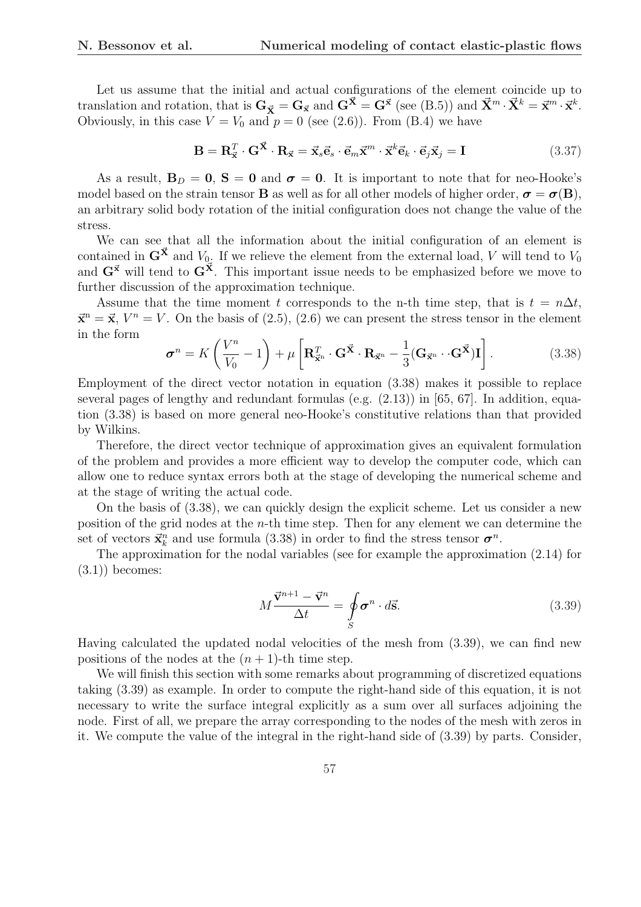Let us assume that the initial and actual configurations of the element coincide up to translation and rotation, that is $\mathbf{G}_{\vec{\mathbf{X}}} = \mathbf{G}_{\vec{\mathbf{x}}}$ and $\mathbf{G}^{\vec{\mathbf{X}}} = \mathbf{G}^{\vec{\mathbf{x}}}$ (see (B.5)) and $\vec{\mathbf{X}}^m \cdot \vec{\mathbf{X}}^k = \vec{\mathbf{x}}^m \cdot \vec{\mathbf{x}}^k$. Obviously, in this case $V = V_0$ and $p = 0$ (see (2.6)). From (B.4) we have

$$\mathbf{B} = \mathbf{R}^T_{\vec{\mathbf{x}}} \cdot \mathbf{G}^{\vec{\mathbf{X}}} \cdot \mathbf{R}_{\vec{\mathbf{x}}} = \vec{\mathbf{x}}_s \vec{\mathbf{e}}_s \cdot \vec{\mathbf{e}}_m \vec{\mathbf{x}}^m \cdot \vec{\mathbf{x}}^k \vec{\mathbf{e}}_k \cdot \vec{\mathbf{e}}_j \vec{\mathbf{x}}_j = \mathbf{I} \tag{3.37}$$

As a result, $\mathbf{B}_D = \mathbf{0}$, $\mathbf{S} = \mathbf{0}$ and $\boldsymbol{\sigma} = \mathbf{0}$. It is important to note that for neo-Hooke's model based on the strain tensor $\mathbf{B}$ as well as for all other models of higher order, $\boldsymbol{\sigma} = \boldsymbol{\sigma}(\mathbf{B})$, an arbitrary solid body rotation of the initial configuration does not change the value of the stress.

We can see that all the information about the initial configuration of an element is contained in $\mathbf{G}^{\vec{\mathbf{X}}}$ and $V_0$. If we relieve the element from the external load, $V$ will tend to $V_0$ and $\mathbf{G}^{\vec{\mathbf{x}}}$ will tend to $\mathbf{G}^{\vec{\mathbf{X}}}$. This important issue needs to be emphasized before we move to further discussion of the approximation technique.

Assume that the time moment $t$ corresponds to the n-th time step, that is $t = n\Delta t$, $\vec{\mathbf{x}}^{\mathrm{n}} = \vec{\mathbf{x}}$, $V^n = V$. On the basis of (2.5), (2.6) we can present the stress tensor in the element in the form

$$\boldsymbol{\sigma}^n = K\left(\frac{V^n}{V_0} - 1\right) + \mu\left[\mathbf{R}^T_{\vec{\mathbf{x}}^{\mathrm{n}}} \cdot \mathbf{G}^{\vec{\mathbf{X}}} \cdot \mathbf{R}_{\vec{\mathbf{x}}^{\mathrm{n}}} - \frac{1}{3}(\mathbf{G}_{\vec{\mathbf{x}}^{\mathrm{n}}} \cdot\cdot \mathbf{G}^{\vec{\mathbf{X}}})\mathbf{I}\right]. \tag{3.38}$$

Employment of the direct vector notation in equation (3.38) makes it possible to replace several pages of lengthy and redundant formulas (e.g. (2.13)) in [65, 67]. In addition, equation (3.38) is based on more general neo-Hooke's constitutive relations than that provided by Wilkins.

Therefore, the direct vector technique of approximation gives an equivalent formulation of the problem and provides a more efficient way to develop the computer code, which can allow one to reduce syntax errors both at the stage of developing the numerical scheme and at the stage of writing the actual code.

On the basis of (3.38), we can quickly design the explicit scheme. Let us consider a new position of the grid nodes at the $n$-th time step. Then for any element we can determine the set of vectors $\vec{\mathbf{x}}^n_k$ and use formula (3.38) in order to find the stress tensor $\boldsymbol{\sigma}^n$.

The approximation for the nodal variables (see for example the approximation (2.14) for (3.1)) becomes:

$$M\frac{\vec{\mathbf{v}}^{n+1} - \vec{\mathbf{v}}^n}{\Delta t} = \oint_S \boldsymbol{\sigma}^n \cdot d\vec{\mathbf{s}}. \tag{3.39}$$

Having calculated the updated nodal velocities of the mesh from (3.39), we can find new positions of the nodes at the $(n+1)$-th time step.

We will finish this section with some remarks about programming of discretized equations taking (3.39) as example. In order to compute the right-hand side of this equation, it is not necessary to write the surface integral explicitly as a sum over all surfaces adjoining the node. First of all, we prepare the array corresponding to the nodes of the mesh with zeros in it. We compute the value of the integral in the right-hand side of (3.39) by parts. Consider,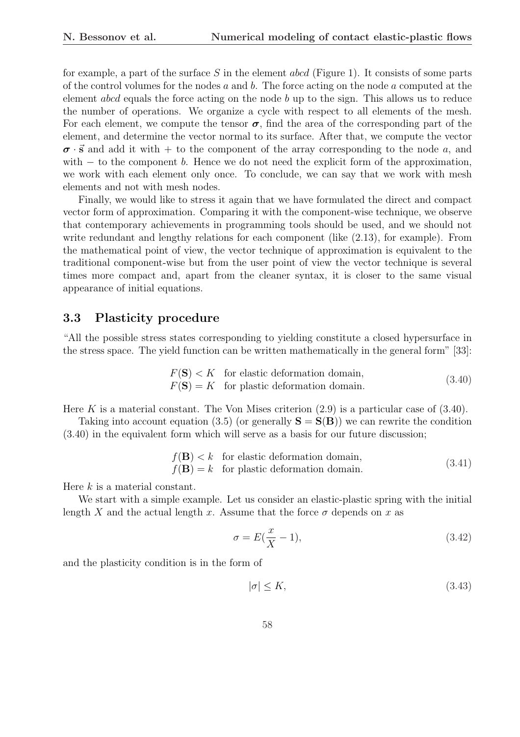for example, a part of the surface $S$ in the element *abcd* (Figure 1). It consists of some parts of the control volumes for the nodes $a$ and $b$. The force acting on the node $a$ computed at the element *abcd* equals the force acting on the node $b$ up to the sign. This allows us to reduce the number of operations. We organize a cycle with respect to all elements of the mesh. For each element, we compute the tensor $\boldsymbol{\sigma}$, find the area of the corresponding part of the element, and determine the vector normal to its surface. After that, we compute the vector $\boldsymbol{\sigma} \cdot \vec{\mathbf{s}}$ and add it with $+$ to the component of the array corresponding to the node $a$, and with $-$ to the component $b$. Hence we do not need the explicit form of the approximation, we work with each element only once. To conclude, we can say that we work with mesh elements and not with mesh nodes.

Finally, we would like to stress it again that we have formulated the direct and compact vector form of approximation. Comparing it with the component-wise technique, we observe that contemporary achievements in programming tools should be used, and we should not write redundant and lengthy relations for each component (like (2.13), for example). From the mathematical point of view, the vector technique of approximation is equivalent to the traditional component-wise but from the user point of view the vector technique is several times more compact and, apart from the cleaner syntax, it is closer to the same visual appearance of initial equations.

### 3.3 Plasticity procedure

"All the possible stress states corresponding to yielding constitute a closed hypersurface in the stress space. The yield function can be written mathematically in the general form" [33]:

$$
\begin{array}{ll}
F(\mathbf{S}) < K & \text{for elastic deformation domain,} \\
F(\mathbf{S}) = K & \text{for plastic deformation domain.}
\end{array}
\tag{3.40}
$$

Here $K$ is a material constant. The Von Mises criterion (2.9) is a particular case of (3.40).

Taking into account equation (3.5) (or generally $\mathbf{S} = \mathbf{S}(\mathbf{B})$) we can rewrite the condition (3.40) in the equivalent form which will serve as a basis for our future discussion;

$$
\begin{array}{ll}
f(\mathbf{B}) < k & \text{for elastic deformation domain,} \\
f(\mathbf{B}) = k & \text{for plastic deformation domain.}
\end{array}
\tag{3.41}
$$

Here $k$ is a material constant.

We start with a simple example. Let us consider an elastic-plastic spring with the initial length $X$ and the actual length $x$. Assume that the force $\sigma$ depends on $x$ as

$$
\sigma = E(\frac{x}{X} - 1),
\tag{3.42}
$$

and the plasticity condition is in the form of

$$
|\sigma| \leq K,
\tag{3.43}
$$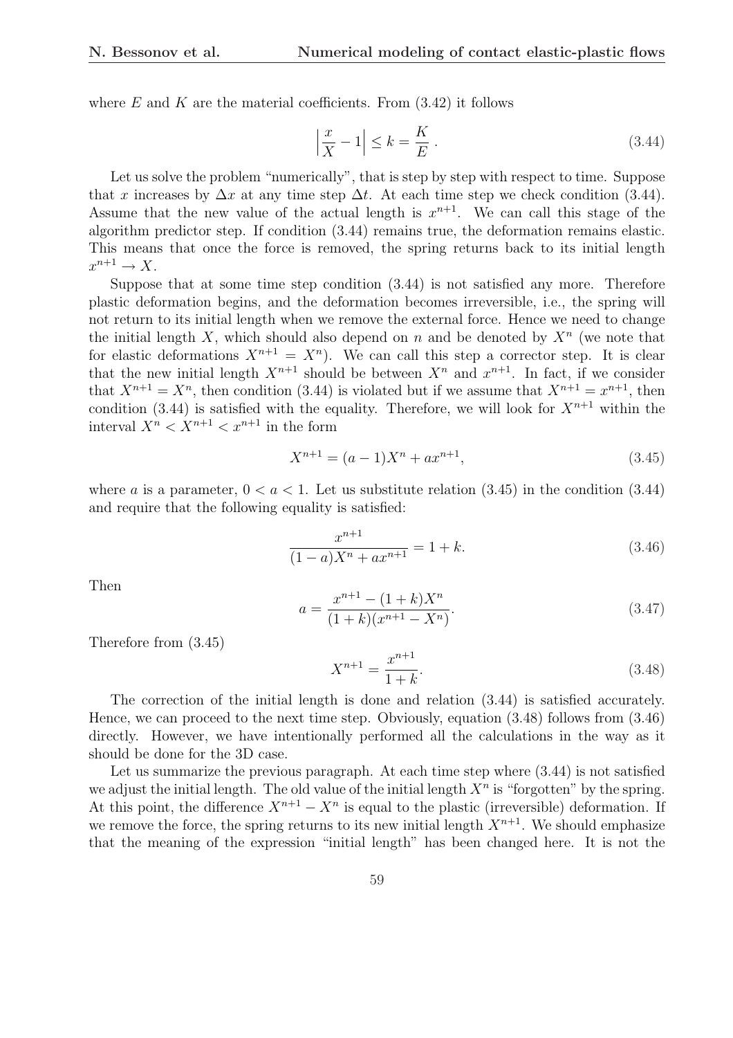where $E$ and $K$ are the material coefficients. From (3.42) it follows

$$\left| \frac{x}{X} - 1 \right| \leq k = \frac{K}{E} \, . \tag{3.44}$$

Let us solve the problem "numerically", that is step by step with respect to time. Suppose that $x$ increases by $\Delta x$ at any time step $\Delta t$. At each time step we check condition (3.44). Assume that the new value of the actual length is $x^{n+1}$. We can call this stage of the algorithm predictor step. If condition (3.44) remains true, the deformation remains elastic. This means that once the force is removed, the spring returns back to its initial length $x^{n+1} \to X$.

Suppose that at some time step condition (3.44) is not satisfied any more. Therefore plastic deformation begins, and the deformation becomes irreversible, i.e., the spring will not return to its initial length when we remove the external force. Hence we need to change the initial length $X$, which should also depend on $n$ and be denoted by $X^n$ (we note that for elastic deformations $X^{n+1} = X^n$). We can call this step a corrector step. It is clear that the new initial length $X^{n+1}$ should be between $X^n$ and $x^{n+1}$. In fact, if we consider that $X^{n+1} = X^n$, then condition (3.44) is violated but if we assume that $X^{n+1} = x^{n+1}$, then condition (3.44) is satisfied with the equality. Therefore, we will look for $X^{n+1}$ within the interval $X^n < X^{n+1} < x^{n+1}$ in the form

$$X^{n+1} = (a-1)X^n + ax^{n+1}, \tag{3.45}$$

where $a$ is a parameter, $0 < a < 1$. Let us substitute relation (3.45) in the condition (3.44) and require that the following equality is satisfied:

$$\frac{x^{n+1}}{(1-a)X^n + ax^{n+1}} = 1 + k. \tag{3.46}$$

Then

$$a = \frac{x^{n+1} - (1+k)X^n}{(1+k)(x^{n+1} - X^n)}. \tag{3.47}$$

Therefore from (3.45)

$$X^{n+1} = \frac{x^{n+1}}{1+k}. \tag{3.48}$$

The correction of the initial length is done and relation (3.44) is satisfied accurately. Hence, we can proceed to the next time step. Obviously, equation (3.48) follows from (3.46) directly. However, we have intentionally performed all the calculations in the way as it should be done for the 3D case.

Let us summarize the previous paragraph. At each time step where (3.44) is not satisfied we adjust the initial length. The old value of the initial length $X^n$ is "forgotten" by the spring. At this point, the difference $X^{n+1} - X^n$ is equal to the plastic (irreversible) deformation. If we remove the force, the spring returns to its new initial length $X^{n+1}$. We should emphasize that the meaning of the expression "initial length" has been changed here. It is not the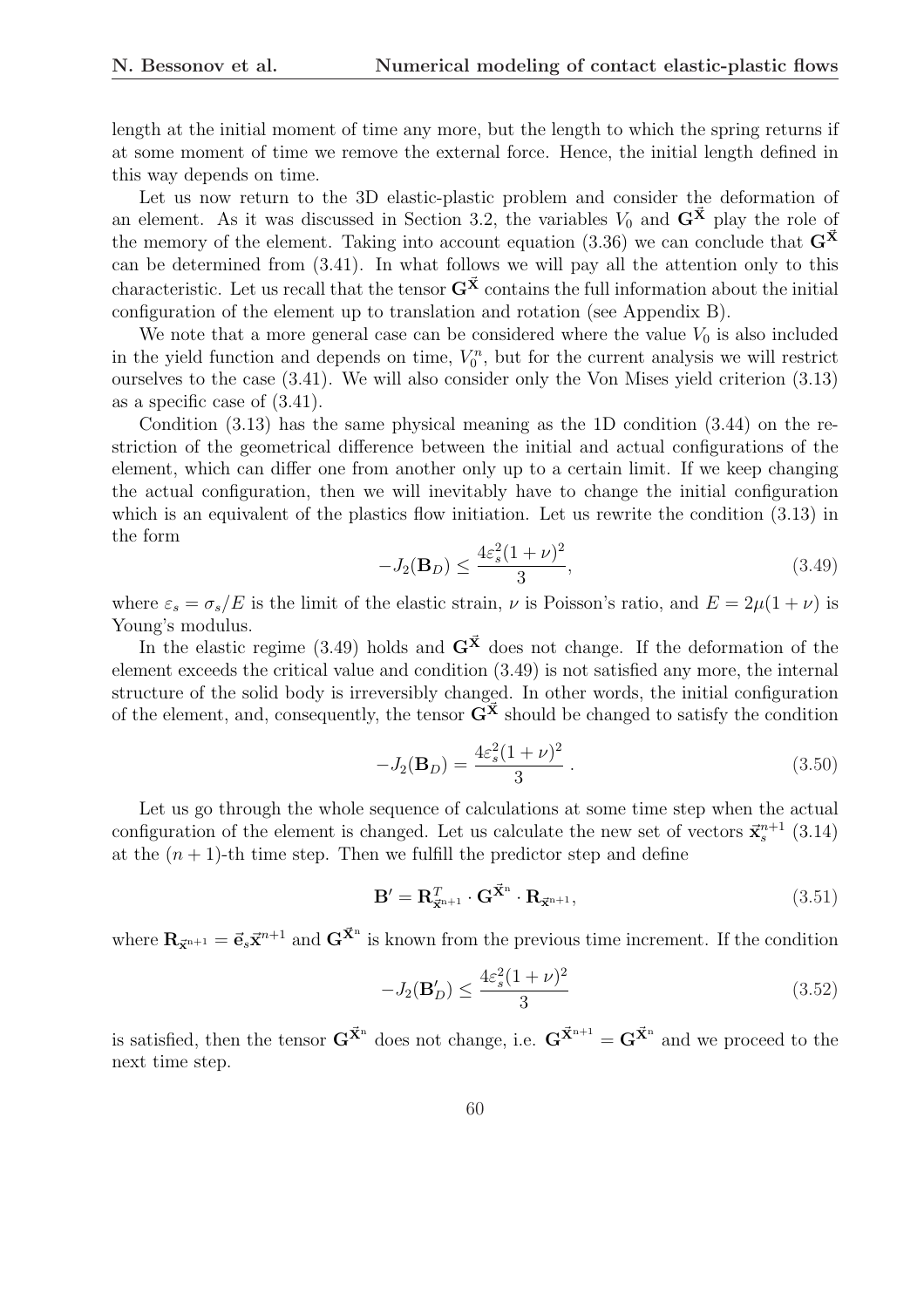length at the initial moment of time any more, but the length to which the spring returns if at some moment of time we remove the external force. Hence, the initial length defined in this way depends on time.

Let us now return to the 3D elastic-plastic problem and consider the deformation of an element. As it was discussed in Section 3.2, the variables $V_0$ and $\mathbf{G}^{\vec{\mathbf{X}}}$ play the role of the memory of the element. Taking into account equation (3.36) we can conclude that $\mathbf{G}^{\vec{\mathbf{X}}}$ can be determined from (3.41). In what follows we will pay all the attention only to this characteristic. Let us recall that the tensor $\mathbf{G}^{\vec{\mathbf{X}}}$ contains the full information about the initial configuration of the element up to translation and rotation (see Appendix B).

We note that a more general case can be considered where the value $V_0$ is also included in the yield function and depends on time, $V_0^n$, but for the current analysis we will restrict ourselves to the case (3.41). We will also consider only the Von Mises yield criterion (3.13) as a specific case of (3.41).

Condition (3.13) has the same physical meaning as the 1D condition (3.44) on the restriction of the geometrical difference between the initial and actual configurations of the element, which can differ one from another only up to a certain limit. If we keep changing the actual configuration, then we will inevitably have to change the initial configuration which is an equivalent of the plastics flow initiation. Let us rewrite the condition (3.13) in the form

$$-J_2(\mathbf{B}_D) \leq \frac{4\varepsilon_s^2(1+\nu)^2}{3}, \tag{3.49}$$

where $\varepsilon_s = \sigma_s/E$ is the limit of the elastic strain, $\nu$ is Poisson's ratio, and $E = 2\mu(1+\nu)$ is Young's modulus.

In the elastic regime (3.49) holds and $\mathbf{G}^{\vec{\mathbf{X}}}$ does not change. If the deformation of the element exceeds the critical value and condition (3.49) is not satisfied any more, the internal structure of the solid body is irreversibly changed. In other words, the initial configuration of the element, and, consequently, the tensor $\mathbf{G}^{\vec{\mathbf{X}}}$ should be changed to satisfy the condition

$$-J_2(\mathbf{B}_D) = \frac{4\varepsilon_s^2(1+\nu)^2}{3}\,. \tag{3.50}$$

Let us go through the whole sequence of calculations at some time step when the actual configuration of the element is changed. Let us calculate the new set of vectors $\vec{\mathbf{x}}_s^{n+1}$ (3.14) at the $(n+1)$-th time step. Then we fulfill the predictor step and define

$$\mathbf{B}' = \mathbf{R}^T_{\vec{\mathbf{x}}^{n+1}} \cdot \mathbf{G}^{\vec{\mathbf{X}}^n} \cdot \mathbf{R}_{\vec{\mathbf{x}}^{n+1}}, \tag{3.51}$$

where $\mathbf{R}_{\vec{\mathbf{x}}^{n+1}} = \vec{\mathbf{e}}_s \vec{\mathbf{x}}^{n+1}$ and $\mathbf{G}^{\vec{\mathbf{X}}^n}$ is known from the previous time increment. If the condition

$$-J_2(\mathbf{B}'_D) \leq \frac{4\varepsilon_s^2(1+\nu)^2}{3} \tag{3.52}$$

is satisfied, then the tensor $\mathbf{G}^{\vec{\mathbf{X}}^n}$ does not change, i.e. $\mathbf{G}^{\vec{\mathbf{X}}^{n+1}} = \mathbf{G}^{\vec{\mathbf{X}}^n}$ and we proceed to the next time step.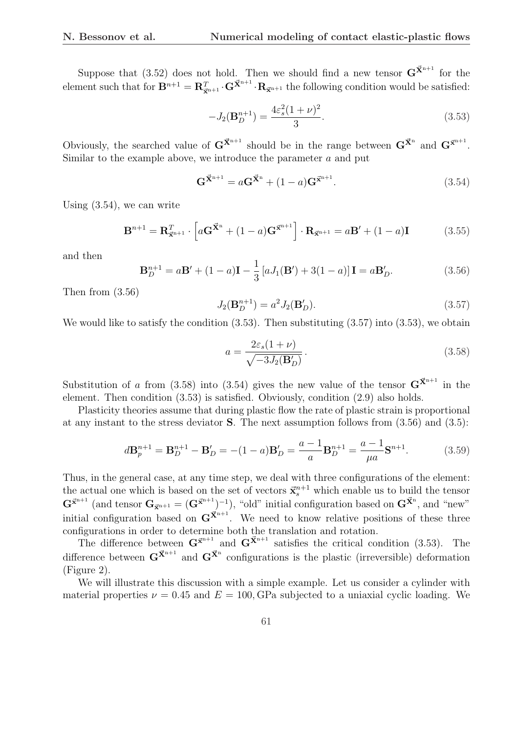Suppose that (3.52) does not hold. Then we should find a new tensor $\mathbf{G}^{\vec{\mathbf{X}}^{n+1}}$ for the element such that for $\mathbf{B}^{n+1} = \mathbf{R}^T_{\vec{\mathbf{x}}^{n+1}} \cdot \mathbf{G}^{\vec{\mathbf{X}}^{n+1}} \cdot \mathbf{R}_{\vec{\mathbf{x}}^{n+1}}$ the following condition would be satisfied:

$$-J_2(\mathbf{B}_D^{n+1}) = \frac{4\varepsilon_s^2(1+\nu)^2}{3}. \tag{3.53}$$

Obviously, the searched value of $\mathbf{G}^{\vec{\mathbf{X}}^{n+1}}$ should be in the range between $\mathbf{G}^{\vec{\mathbf{X}}^{n}}$ and $\mathbf{G}^{\vec{\mathbf{x}}^{n+1}}$. Similar to the example above, we introduce the parameter $a$ and put

$$\mathbf{G}^{\vec{\mathbf{X}}^{n+1}} = a\mathbf{G}^{\vec{\mathbf{X}}^{n}} + (1-a)\mathbf{G}^{\vec{\mathbf{x}}^{n+1}}. \tag{3.54}$$

Using (3.54), we can write

$$\mathbf{B}^{n+1} = \mathbf{R}^T_{\vec{\mathbf{x}}^{n+1}} \cdot \left[ a\mathbf{G}^{\vec{\mathbf{X}}^{n}} + (1-a)\mathbf{G}^{\vec{\mathbf{x}}^{n+1}} \right] \cdot \mathbf{R}_{\vec{\mathbf{x}}^{n+1}} = a\mathbf{B}' + (1-a)\mathbf{I} \tag{3.55}$$

and then

$$\mathbf{B}_D^{n+1} = a\mathbf{B}' + (1-a)\mathbf{I} - \frac{1}{3}\left[ aJ_1(\mathbf{B}') + 3(1-a) \right]\mathbf{I} = a\mathbf{B}'_D. \tag{3.56}$$

Then from (3.56)

$$J_2(\mathbf{B}_D^{n+1}) = a^2 J_2(\mathbf{B}'_D). \tag{3.57}$$

We would like to satisfy the condition (3.53). Then substituting (3.57) into (3.53), we obtain

$$a = \frac{2\varepsilon_s(1+\nu)}{\sqrt{-3J_2(\mathbf{B}'_D)}}. \tag{3.58}$$

Substitution of $a$ from (3.58) into (3.54) gives the new value of the tensor $\mathbf{G}^{\vec{\mathbf{X}}^{n+1}}$ in the element. Then condition (3.53) is satisfied. Obviously, condition (2.9) also holds.

Plasticity theories assume that during plastic flow the rate of plastic strain is proportional at any instant to the stress deviator $\mathbf{S}$. The next assumption follows from (3.56) and (3.5):

$$d\mathbf{B}_p^{n+1} = \mathbf{B}_D^{n+1} - \mathbf{B}'_D = -(1-a)\mathbf{B}'_D = \frac{a-1}{a}\mathbf{B}_D^{n+1} = \frac{a-1}{\mu a}\mathbf{S}^{n+1}. \tag{3.59}$$

Thus, in the general case, at any time step, we deal with three configurations of the element: the actual one which is based on the set of vectors $\vec{\mathbf{x}}_s^{n+1}$ which enable us to build the tensor $\mathbf{G}^{\vec{\mathbf{x}}^{n+1}}$ (and tensor $\mathbf{G}_{\vec{\mathbf{x}}^{n+1}} = (\mathbf{G}^{\vec{\mathbf{x}}^{n+1}})^{-1}$), "old" initial configuration based on $\mathbf{G}^{\vec{\mathbf{X}}^{n}}$, and "new" initial configuration based on $\mathbf{G}^{\vec{\mathbf{X}}^{n+1}}$. We need to know relative positions of these three configurations in order to determine both the translation and rotation.

The difference between $\mathbf{G}^{\vec{\mathbf{x}}^{n+1}}$ and $\mathbf{G}^{\vec{\mathbf{X}}^{n+1}}$ satisfies the critical condition (3.53). The difference between $\mathbf{G}^{\vec{\mathbf{X}}^{n+1}}$ and $\mathbf{G}^{\vec{\mathbf{X}}^{n}}$ configurations is the plastic (irreversible) deformation (Figure 2).

We will illustrate this discussion with a simple example. Let us consider a cylinder with material properties $\nu = 0.45$ and $E = 100$, GPa subjected to a uniaxial cyclic loading. We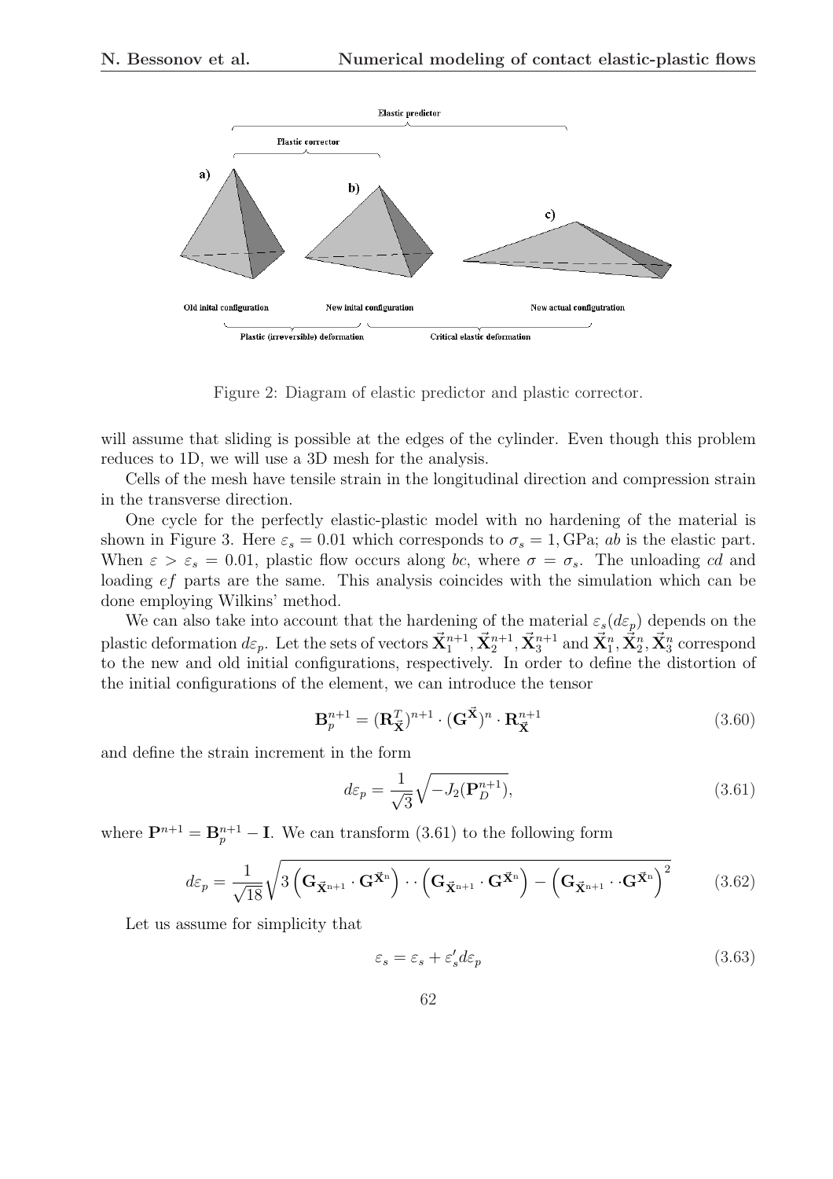Figure 2: Diagram of elastic predictor and plastic corrector.

will assume that sliding is possible at the edges of the cylinder. Even though this problem reduces to 1D, we will use a 3D mesh for the analysis.

Cells of the mesh have tensile strain in the longitudinal direction and compression strain in the transverse direction.

One cycle for the perfectly elastic-plastic model with no hardening of the material is shown in Figure 3. Here $\varepsilon_s = 0.01$ which corresponds to $\sigma_s = 1,\text{GPa}$; $ab$ is the elastic part. When $\varepsilon > \varepsilon_s = 0.01$, plastic flow occurs along $bc$, where $\sigma = \sigma_s$. The unloading $cd$ and loading $ef$ parts are the same. This analysis coincides with the simulation which can be done employing Wilkins' method.

We can also take into account that the hardening of the material $\varepsilon_s(d\varepsilon_p)$ depends on the plastic deformation $d\varepsilon_p$. Let the sets of vectors $\vec{\mathbf{X}}_1^{n+1}, \vec{\mathbf{X}}_2^{n+1}, \vec{\mathbf{X}}_3^{n+1}$ and $\vec{\mathbf{X}}_1^{n}, \vec{\mathbf{X}}_2^{n}, \vec{\mathbf{X}}_3^{n}$ correspond to the new and old initial configurations, respectively. In order to define the distortion of the initial configurations of the element, we can introduce the tensor

$$\mathbf{B}_p^{n+1} = (\mathbf{R}_{\vec{\mathbf{X}}}^T)^{n+1} \cdot (\mathbf{G}^{\vec{\mathbf{X}}})^n \cdot \mathbf{R}_{\vec{\mathbf{X}}}^{n+1} \tag{3.60}$$

and define the strain increment in the form

$$d\varepsilon_p = \frac{1}{\sqrt{3}} \sqrt{-J_2(\mathbf{P}_D^{n+1})}, \tag{3.61}$$

where $\mathbf{P}^{n+1} = \mathbf{B}_p^{n+1} - \mathbf{I}$. We can transform (3.61) to the following form

$$d\varepsilon_p = \frac{1}{\sqrt{18}} \sqrt{3\left(\mathbf{G}_{\vec{\mathbf{X}}^{n+1}} \cdot \mathbf{G}^{\vec{\mathbf{X}}^n}\right) \cdot\cdot \left(\mathbf{G}_{\vec{\mathbf{X}}^{n+1}} \cdot \mathbf{G}^{\vec{\mathbf{X}}^n}\right) - \left(\mathbf{G}_{\vec{\mathbf{X}}^{n+1}} \cdot\cdot \mathbf{G}^{\vec{\mathbf{X}}^n}\right)^2} \tag{3.62}$$

Let us assume for simplicity that

$$\varepsilon_s = \varepsilon_s + \varepsilon_s' d\varepsilon_p \tag{3.63}$$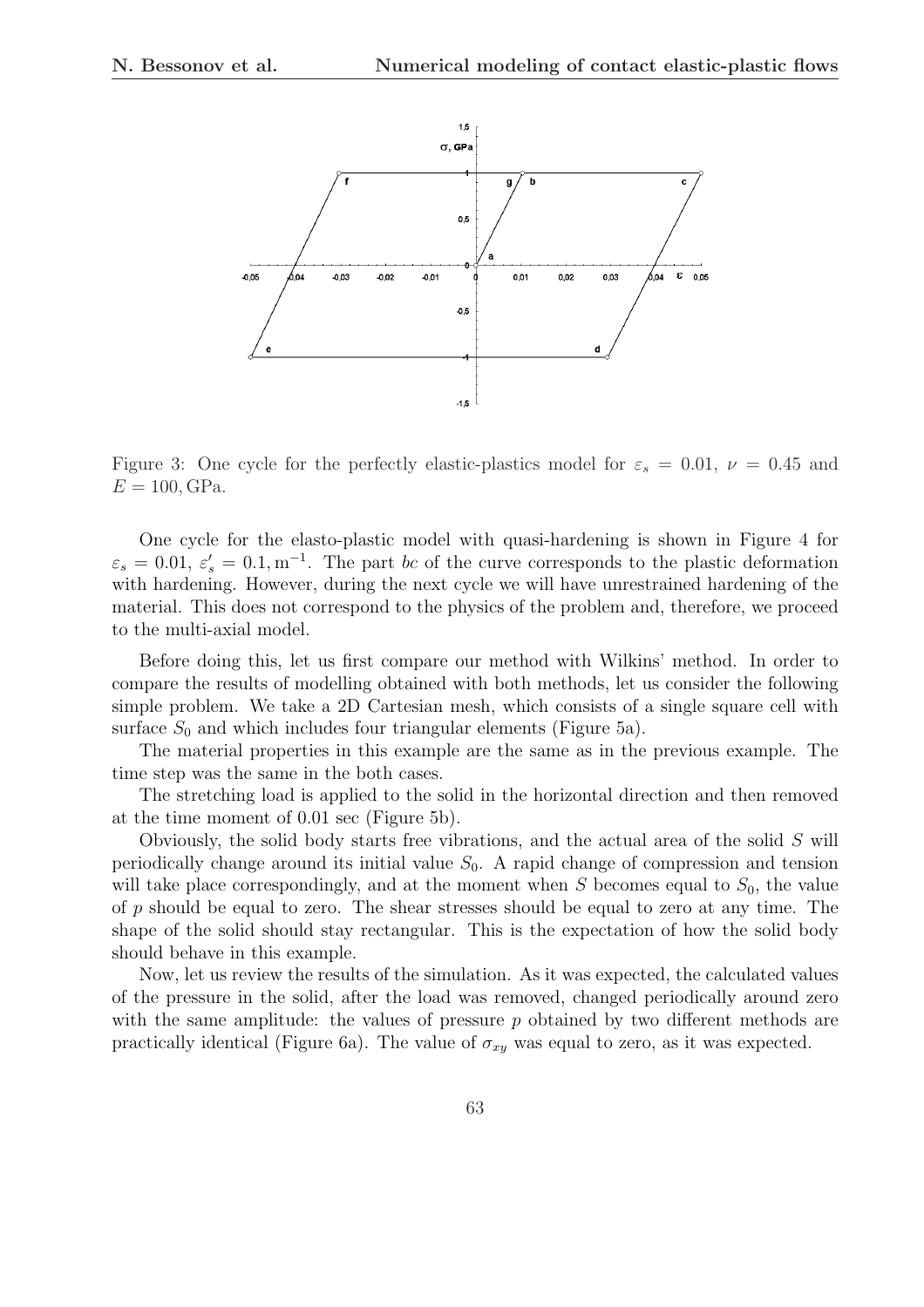Figure 3: One cycle for the perfectly elastic-plastics model for $\varepsilon_s = 0.01$, $\nu = 0.45$ and $E = 100, \text{GPa}$.

One cycle for the elasto-plastic model with quasi-hardening is shown in Figure 4 for $\varepsilon_s = 0.01$, $\varepsilon_s' = 0.1, \text{m}^{-1}$. The part *bc* of the curve corresponds to the plastic deformation with hardening. However, during the next cycle we will have unrestrained hardening of the material. This does not correspond to the physics of the problem and, therefore, we proceed to the multi-axial model.

Before doing this, let us first compare our method with Wilkins' method. In order to compare the results of modelling obtained with both methods, let us consider the following simple problem. We take a 2D Cartesian mesh, which consists of a single square cell with surface $S_0$ and which includes four triangular elements (Figure 5a).

The material properties in this example are the same as in the previous example. The time step was the same in the both cases.

The stretching load is applied to the solid in the horizontal direction and then removed at the time moment of 0.01 sec (Figure 5b).

Obviously, the solid body starts free vibrations, and the actual area of the solid $S$ will periodically change around its initial value $S_0$. A rapid change of compression and tension will take place correspondingly, and at the moment when $S$ becomes equal to $S_0$, the value of $p$ should be equal to zero. The shear stresses should be equal to zero at any time. The shape of the solid should stay rectangular. This is the expectation of how the solid body should behave in this example.

Now, let us review the results of the simulation. As it was expected, the calculated values of the pressure in the solid, after the load was removed, changed periodically around zero with the same amplitude: the values of pressure $p$ obtained by two different methods are practically identical (Figure 6a). The value of $\sigma_{xy}$ was equal to zero, as it was expected.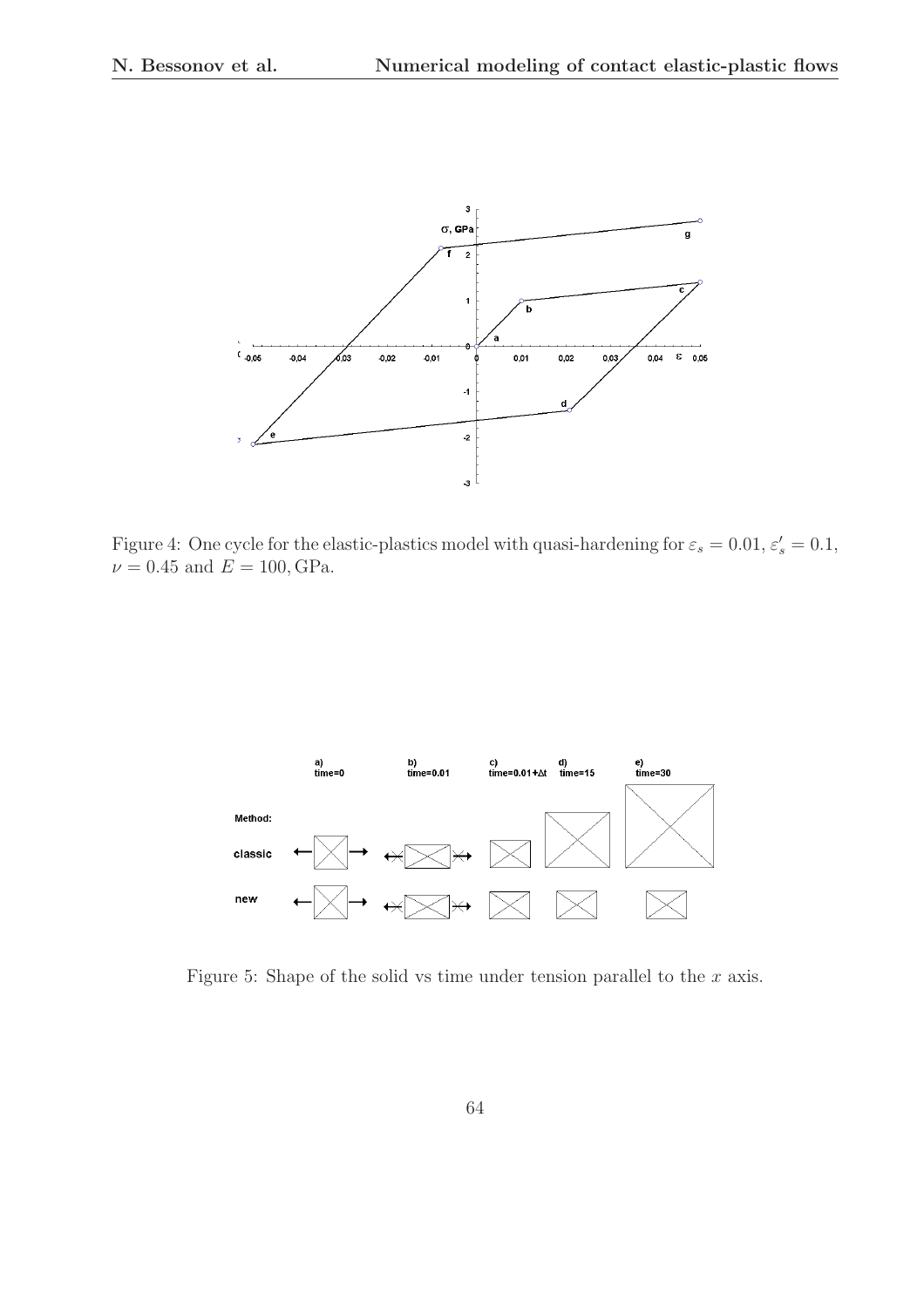Figure 4: One cycle for the elastic-plastics model with quasi-hardening for $\varepsilon_s = 0.01$, $\varepsilon_s' = 0.1$, $\nu = 0.45$ and $E = 100, \mathrm{GPa}$.

Figure 5: Shape of the solid vs time under tension parallel to the $x$ axis.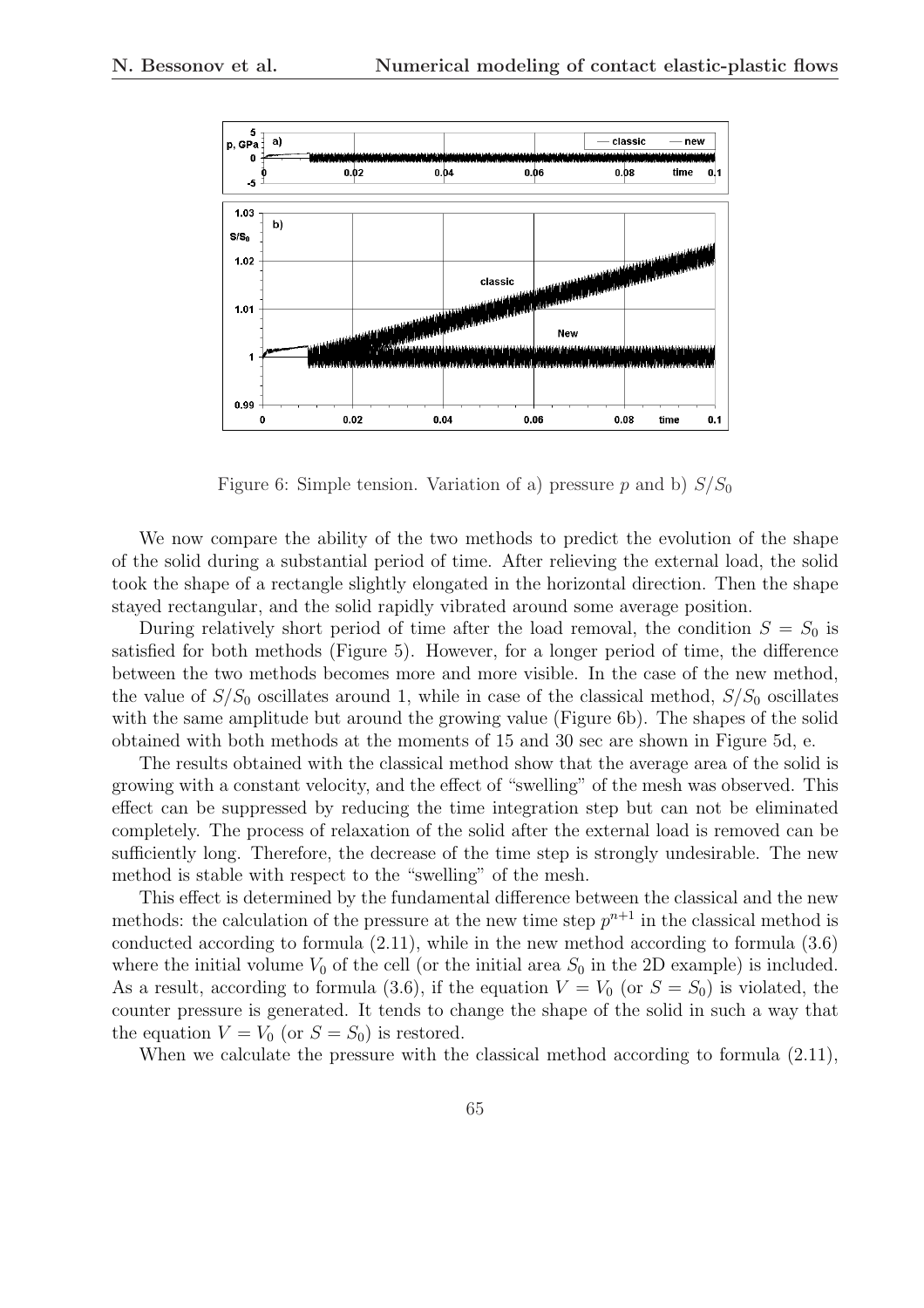Figure 6: Simple tension. Variation of a) pressure $p$ and b) $S/S_0$

We now compare the ability of the two methods to predict the evolution of the shape of the solid during a substantial period of time. After relieving the external load, the solid took the shape of a rectangle slightly elongated in the horizontal direction. Then the shape stayed rectangular, and the solid rapidly vibrated around some average position.

During relatively short period of time after the load removal, the condition $S = S_0$ is satisfied for both methods (Figure 5). However, for a longer period of time, the difference between the two methods becomes more and more visible. In the case of the new method, the value of $S/S_0$ oscillates around 1, while in case of the classical method, $S/S_0$ oscillates with the same amplitude but around the growing value (Figure 6b). The shapes of the solid obtained with both methods at the moments of 15 and 30 sec are shown in Figure 5d, e.

The results obtained with the classical method show that the average area of the solid is growing with a constant velocity, and the effect of "swelling" of the mesh was observed. This effect can be suppressed by reducing the time integration step but can not be eliminated completely. The process of relaxation of the solid after the external load is removed can be sufficiently long. Therefore, the decrease of the time step is strongly undesirable. The new method is stable with respect to the "swelling" of the mesh.

This effect is determined by the fundamental difference between the classical and the new methods: the calculation of the pressure at the new time step $p^{n+1}$ in the classical method is conducted according to formula (2.11), while in the new method according to formula (3.6) where the initial volume $V_0$ of the cell (or the initial area $S_0$ in the 2D example) is included. As a result, according to formula (3.6), if the equation $V = V_0$ (or $S = S_0$) is violated, the counter pressure is generated. It tends to change the shape of the solid in such a way that the equation $V = V_0$ (or $S = S_0$) is restored.

When we calculate the pressure with the classical method according to formula (2.11),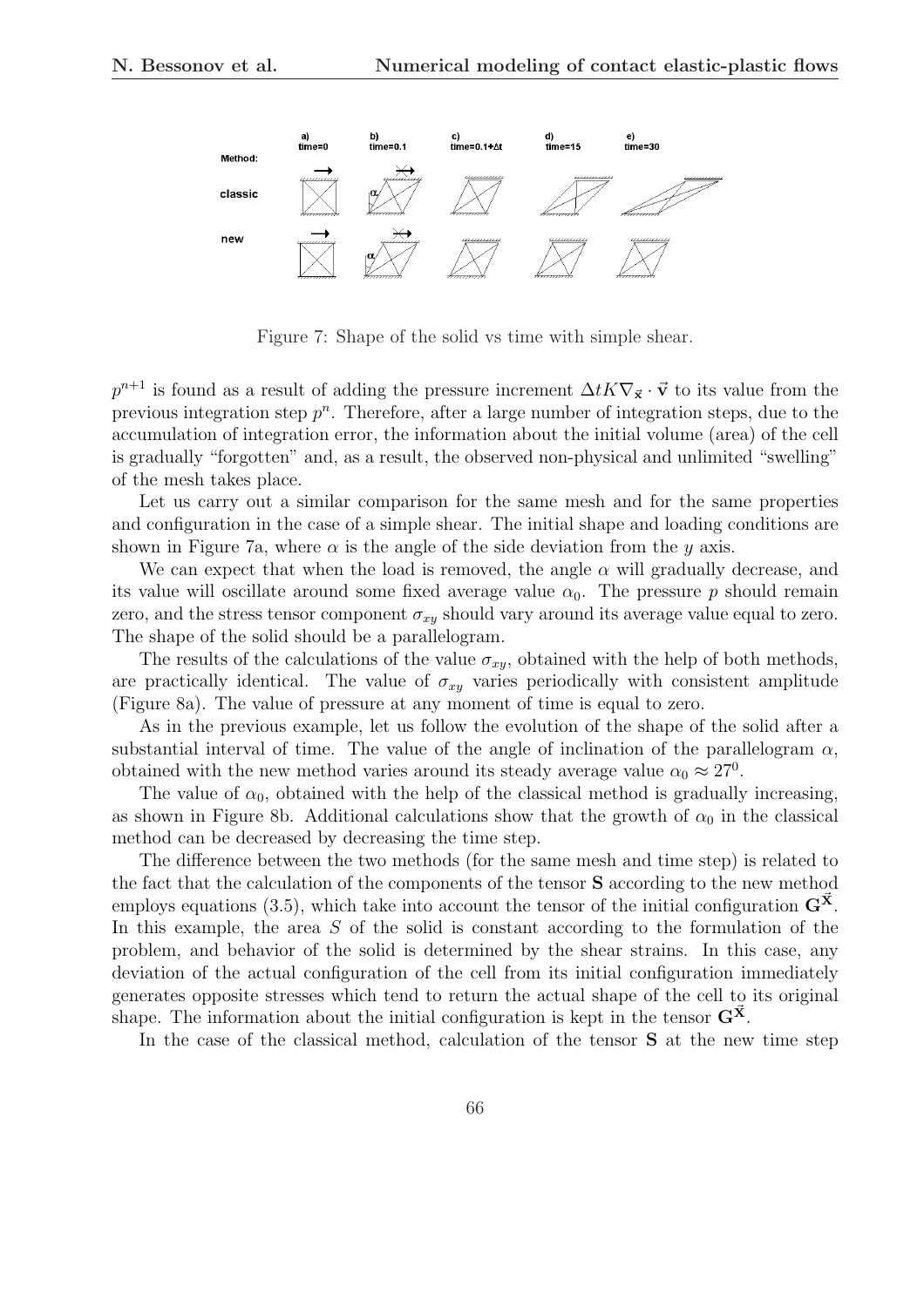Figure 7: Shape of the solid vs time with simple shear.

$p^{n+1}$ is found as a result of adding the pressure increment $\Delta t K \nabla_{\vec{x}} \cdot \vec{\mathbf{v}}$ to its value from the previous integration step $p^n$. Therefore, after a large number of integration steps, due to the accumulation of integration error, the information about the initial volume (area) of the cell is gradually "forgotten" and, as a result, the observed non-physical and unlimited "swelling" of the mesh takes place.

Let us carry out a similar comparison for the same mesh and for the same properties and configuration in the case of a simple shear. The initial shape and loading conditions are shown in Figure 7a, where $\alpha$ is the angle of the side deviation from the $y$ axis.

We can expect that when the load is removed, the angle $\alpha$ will gradually decrease, and its value will oscillate around some fixed average value $\alpha_0$. The pressure $p$ should remain zero, and the stress tensor component $\sigma_{xy}$ should vary around its average value equal to zero. The shape of the solid should be a parallelogram.

The results of the calculations of the value $\sigma_{xy}$, obtained with the help of both methods, are practically identical. The value of $\sigma_{xy}$ varies periodically with consistent amplitude (Figure 8a). The value of pressure at any moment of time is equal to zero.

As in the previous example, let us follow the evolution of the shape of the solid after a substantial interval of time. The value of the angle of inclination of the parallelogram $\alpha$, obtained with the new method varies around its steady average value $\alpha_0 \approx 27^0$.

The value of $\alpha_0$, obtained with the help of the classical method is gradually increasing, as shown in Figure 8b. Additional calculations show that the growth of $\alpha_0$ in the classical method can be decreased by decreasing the time step.

The difference between the two methods (for the same mesh and time step) is related to the fact that the calculation of the components of the tensor $\mathbf{S}$ according to the new method employs equations (3.5), which take into account the tensor of the initial configuration $\mathbf{G}^{\vec{\mathbf{X}}}$. In this example, the area $S$ of the solid is constant according to the formulation of the problem, and behavior of the solid is determined by the shear strains. In this case, any deviation of the actual configuration of the cell from its initial configuration immediately generates opposite stresses which tend to return the actual shape of the cell to its original shape. The information about the initial configuration is kept in the tensor $\mathbf{G}^{\vec{\mathbf{X}}}$.

In the case of the classical method, calculation of the tensor $\mathbf{S}$ at the new time step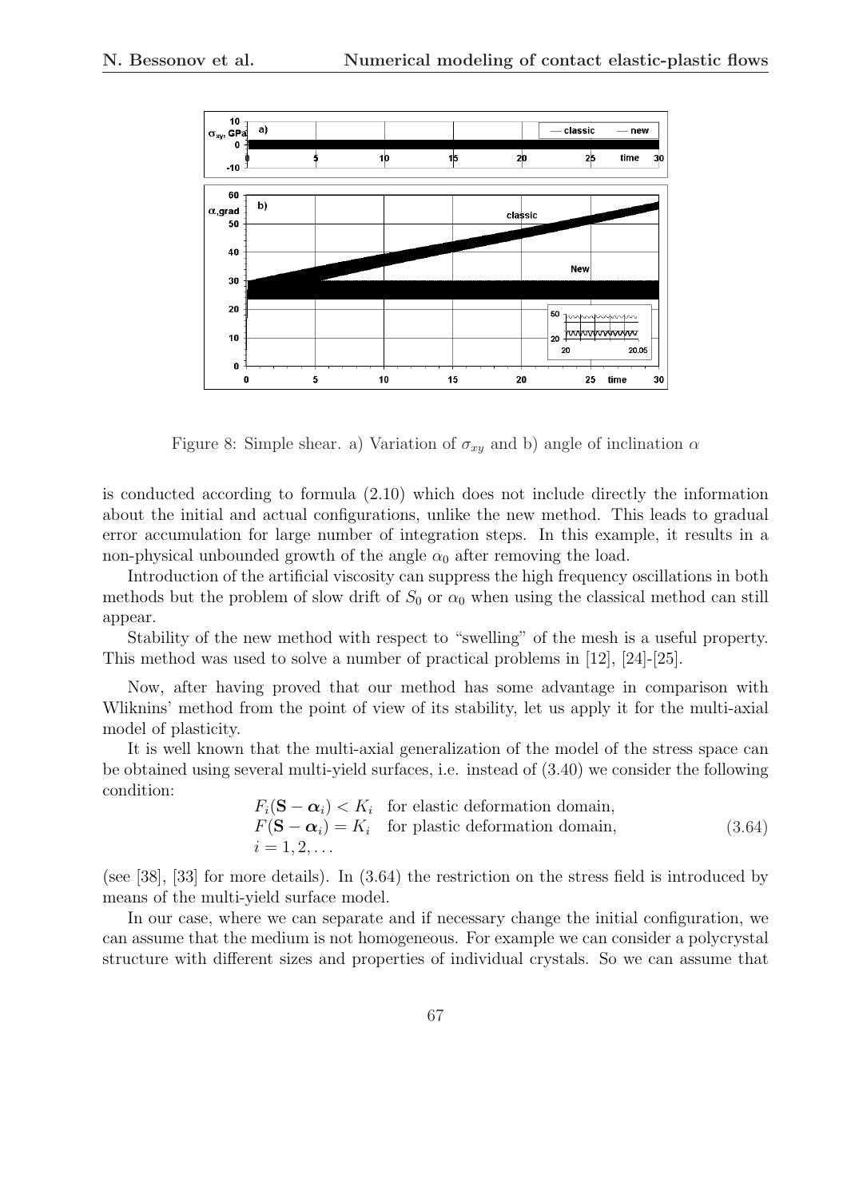Figure 8: Simple shear. a) Variation of $\sigma_{xy}$ and b) angle of inclination $\alpha$

is conducted according to formula (2.10) which does not include directly the information about the initial and actual configurations, unlike the new method. This leads to gradual error accumulation for large number of integration steps. In this example, it results in a non-physical unbounded growth of the angle $\alpha_0$ after removing the load.

Introduction of the artificial viscosity can suppress the high frequency oscillations in both methods but the problem of slow drift of $S_0$ or $\alpha_0$ when using the classical method can still appear.

Stability of the new method with respect to "swelling" of the mesh is a useful property. This method was used to solve a number of practical problems in [12], [24]-[25].

Now, after having proved that our method has some advantage in comparison with Wliknins' method from the point of view of its stability, let us apply it for the multi-axial model of plasticity.

It is well known that the multi-axial generalization of the model of the stress space can be obtained using several multi-yield surfaces, i.e. instead of (3.40) we consider the following condition:

$$
\begin{array}{ll}
F_i(\mathbf{S}-\boldsymbol{\alpha}_i) < K_i & \text{for elastic deformation domain,} \\
F(\mathbf{S}-\boldsymbol{\alpha}_i) = K_i & \text{for plastic deformation domain,} \\
i = 1, 2, \ldots &
\end{array}
\tag{3.64}
$$

(see [38], [33] for more details). In (3.64) the restriction on the stress field is introduced by means of the multi-yield surface model.

In our case, where we can separate and if necessary change the initial configuration, we can assume that the medium is not homogeneous. For example we can consider a polycrystal structure with different sizes and properties of individual crystals. So we can assume that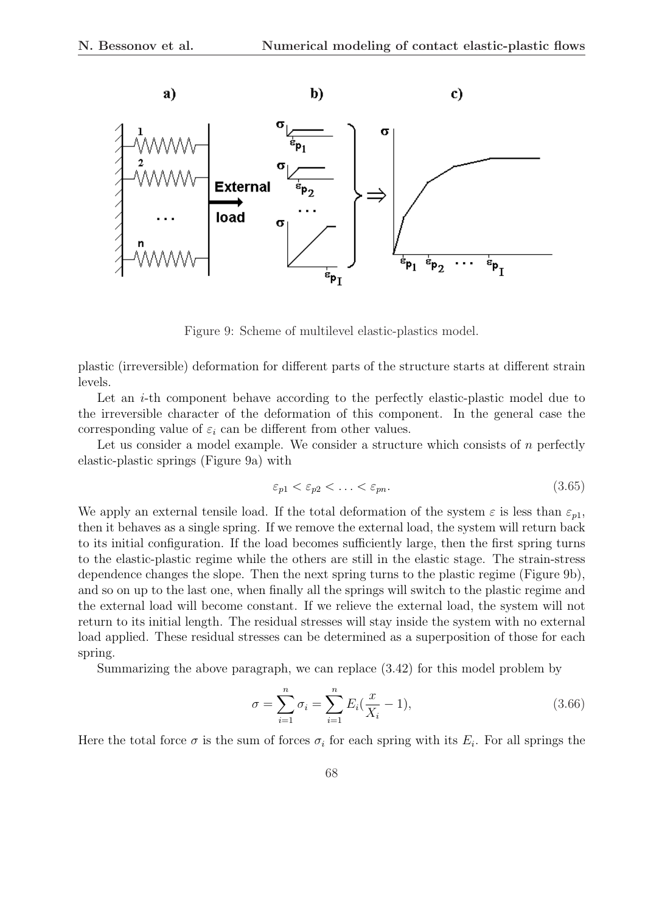Figure 9: Scheme of multilevel elastic-plastics model.

plastic (irreversible) deformation for different parts of the structure starts at different strain levels.

Let an $i$-th component behave according to the perfectly elastic-plastic model due to the irreversible character of the deformation of this component. In the general case the corresponding value of $\varepsilon_i$ can be different from other values.

Let us consider a model example. We consider a structure which consists of $n$ perfectly elastic-plastic springs (Figure 9a) with

$$\varepsilon_{p1} < \varepsilon_{p2} < \ldots < \varepsilon_{pn}. \tag{3.65}$$

We apply an external tensile load. If the total deformation of the system $\varepsilon$ is less than $\varepsilon_{p1}$, then it behaves as a single spring. If we remove the external load, the system will return back to its initial configuration. If the load becomes sufficiently large, then the first spring turns to the elastic-plastic regime while the others are still in the elastic stage. The strain-stress dependence changes the slope. Then the next spring turns to the plastic regime (Figure 9b), and so on up to the last one, when finally all the springs will switch to the plastic regime and the external load will become constant. If we relieve the external load, the system will not return to its initial length. The residual stresses will stay inside the system with no external load applied. These residual stresses can be determined as a superposition of those for each spring.

Summarizing the above paragraph, we can replace (3.42) for this model problem by

$$\sigma = \sum_{i=1}^{n} \sigma_i = \sum_{i=1}^{n} E_i\left(\frac{x}{X_i} - 1\right), \tag{3.66}$$

Here the total force $\sigma$ is the sum of forces $\sigma_i$ for each spring with its $E_i$. For all springs the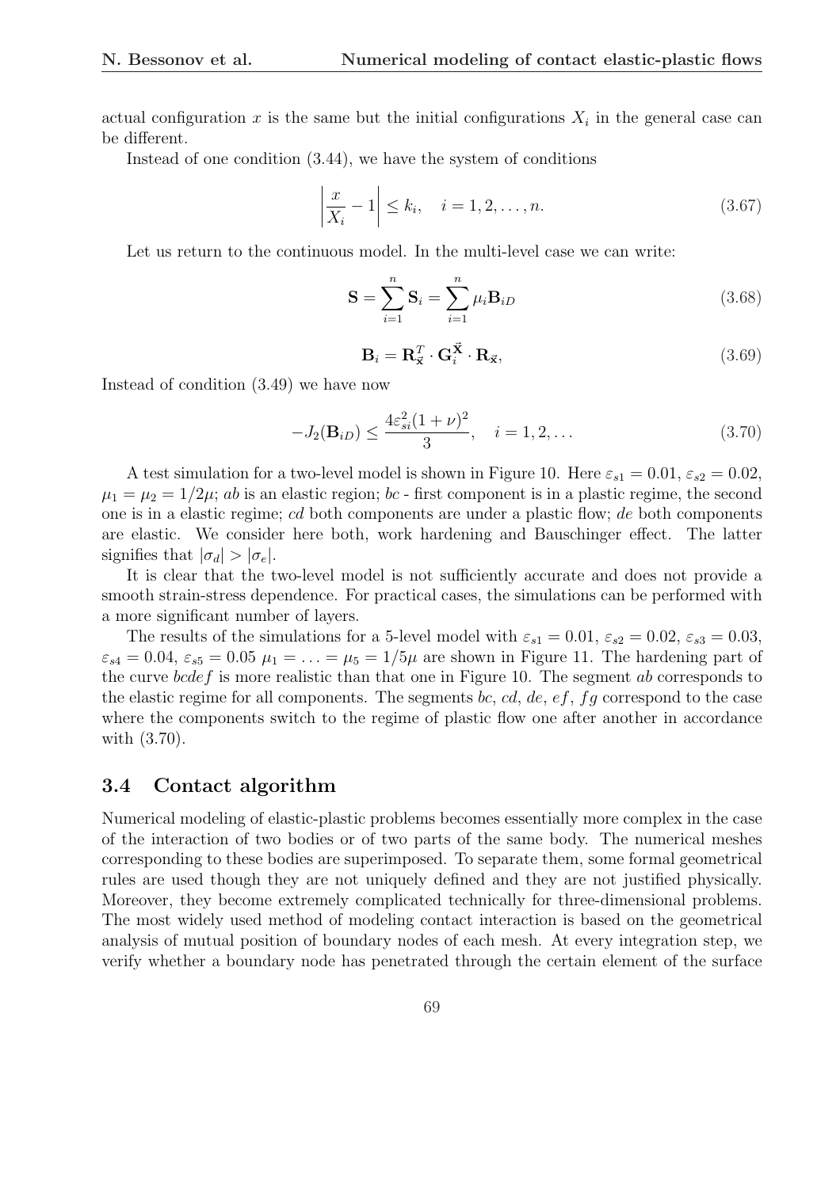actual configuration $x$ is the same but the initial configurations $X_i$ in the general case can be different.

Instead of one condition (3.44), we have the system of conditions

$$\left| \frac{x}{X_i} - 1 \right| \le k_i, \quad i = 1, 2, \ldots, n. \tag{3.67}$$

Let us return to the continuous model. In the multi-level case we can write:

$$\mathbf{S} = \sum_{i=1}^{n} \mathbf{S}_i = \sum_{i=1}^{n} \mu_i \mathbf{B}_{iD} \tag{3.68}$$

$$\mathbf{B}_i = \mathbf{R}_{\vec{\mathbf{x}}}^T \cdot \mathbf{G}_i^{\vec{\mathbf{X}}} \cdot \mathbf{R}_{\vec{x}}, \tag{3.69}$$

Instead of condition (3.49) we have now

$$-J_2(\mathbf{B}_{iD}) \le \frac{4\varepsilon_{si}^2 (1+\nu)^2}{3}, \quad i = 1, 2, \ldots \tag{3.70}$$

A test simulation for a two-level model is shown in Figure 10. Here $\varepsilon_{s1} = 0.01$, $\varepsilon_{s2} = 0.02$, $\mu_1 = \mu_2 = 1/2\mu$; $ab$ is an elastic region; $bc$ - first component is in a plastic regime, the second one is in a elastic regime; $cd$ both components are under a plastic flow; $de$ both components are elastic. We consider here both, work hardening and Bauschinger effect. The latter signifies that $|\sigma_d| > |\sigma_e|$.

It is clear that the two-level model is not sufficiently accurate and does not provide a smooth strain-stress dependence. For practical cases, the simulations can be performed with a more significant number of layers.

The results of the simulations for a 5-level model with $\varepsilon_{s1} = 0.01$, $\varepsilon_{s2} = 0.02$, $\varepsilon_{s3} = 0.03$, $\varepsilon_{s4} = 0.04$, $\varepsilon_{s5} = 0.05$ $\mu_1 = \ldots = \mu_5 = 1/5\mu$ are shown in Figure 11. The hardening part of the curve $bcdef$ is more realistic than that one in Figure 10. The segment $ab$ corresponds to the elastic regime for all components. The segments $bc$, $cd$, $de$, $ef$, $fg$ correspond to the case where the components switch to the regime of plastic flow one after another in accordance with (3.70).

### 3.4 Contact algorithm

Numerical modeling of elastic-plastic problems becomes essentially more complex in the case of the interaction of two bodies or of two parts of the same body. The numerical meshes corresponding to these bodies are superimposed. To separate them, some formal geometrical rules are used though they are not uniquely defined and they are not justified physically. Moreover, they become extremely complicated technically for three-dimensional problems. The most widely used method of modeling contact interaction is based on the geometrical analysis of mutual position of boundary nodes of each mesh. At every integration step, we verify whether a boundary node has penetrated through the certain element of the surface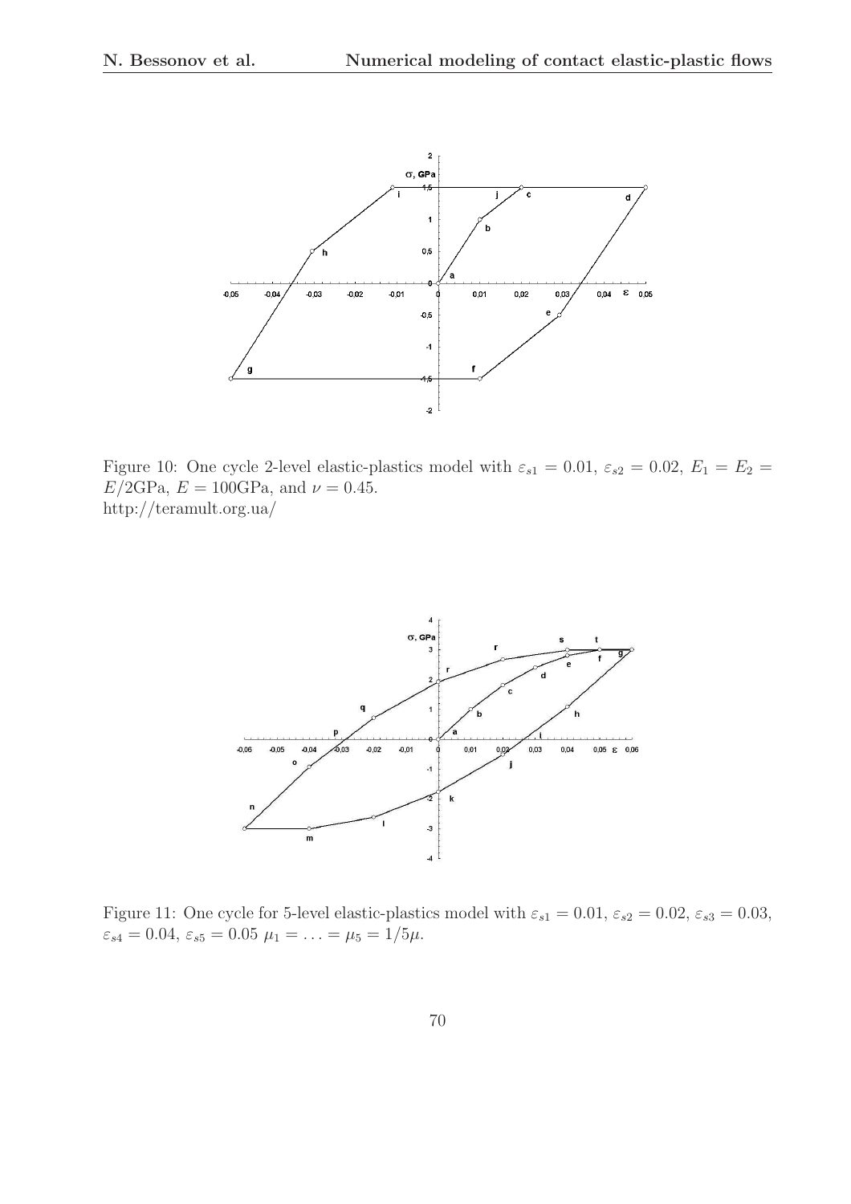Figure 10: One cycle 2-level elastic-plastics model with $\varepsilon_{s1} = 0.01$, $\varepsilon_{s2} = 0.02$, $E_1 = E_2 = E/2$GPa, $E = 100$GPa, and $\nu = 0.45$.
http://teramult.org.ua/

Figure 11: One cycle for 5-level elastic-plastics model with $\varepsilon_{s1} = 0.01$, $\varepsilon_{s2} = 0.02$, $\varepsilon_{s3} = 0.03$, $\varepsilon_{s4} = 0.04$, $\varepsilon_{s5} = 0.05$ $\mu_1 = \ldots = \mu_5 = 1/5\mu$.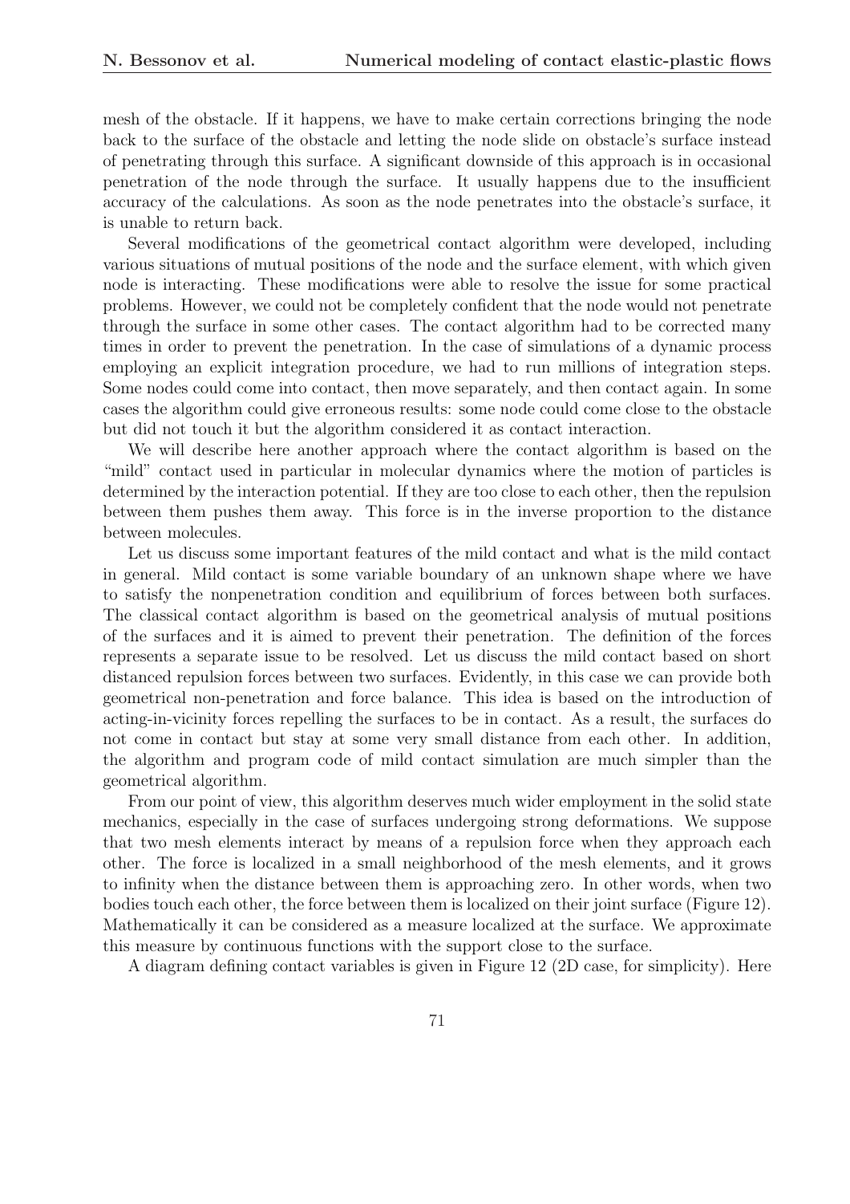mesh of the obstacle. If it happens, we have to make certain corrections bringing the node back to the surface of the obstacle and letting the node slide on obstacle's surface instead of penetrating through this surface. A significant downside of this approach is in occasional penetration of the node through the surface. It usually happens due to the insufficient accuracy of the calculations. As soon as the node penetrates into the obstacle's surface, it is unable to return back.

Several modifications of the geometrical contact algorithm were developed, including various situations of mutual positions of the node and the surface element, with which given node is interacting. These modifications were able to resolve the issue for some practical problems. However, we could not be completely confident that the node would not penetrate through the surface in some other cases. The contact algorithm had to be corrected many times in order to prevent the penetration. In the case of simulations of a dynamic process employing an explicit integration procedure, we had to run millions of integration steps. Some nodes could come into contact, then move separately, and then contact again. In some cases the algorithm could give erroneous results: some node could come close to the obstacle but did not touch it but the algorithm considered it as contact interaction.

We will describe here another approach where the contact algorithm is based on the "mild" contact used in particular in molecular dynamics where the motion of particles is determined by the interaction potential. If they are too close to each other, then the repulsion between them pushes them away. This force is in the inverse proportion to the distance between molecules.

Let us discuss some important features of the mild contact and what is the mild contact in general. Mild contact is some variable boundary of an unknown shape where we have to satisfy the nonpenetration condition and equilibrium of forces between both surfaces. The classical contact algorithm is based on the geometrical analysis of mutual positions of the surfaces and it is aimed to prevent their penetration. The definition of the forces represents a separate issue to be resolved. Let us discuss the mild contact based on short distanced repulsion forces between two surfaces. Evidently, in this case we can provide both geometrical non-penetration and force balance. This idea is based on the introduction of acting-in-vicinity forces repelling the surfaces to be in contact. As a result, the surfaces do not come in contact but stay at some very small distance from each other. In addition, the algorithm and program code of mild contact simulation are much simpler than the geometrical algorithm.

From our point of view, this algorithm deserves much wider employment in the solid state mechanics, especially in the case of surfaces undergoing strong deformations. We suppose that two mesh elements interact by means of a repulsion force when they approach each other. The force is localized in a small neighborhood of the mesh elements, and it grows to infinity when the distance between them is approaching zero. In other words, when two bodies touch each other, the force between them is localized on their joint surface (Figure 12). Mathematically it can be considered as a measure localized at the surface. We approximate this measure by continuous functions with the support close to the surface.

A diagram defining contact variables is given in Figure 12 (2D case, for simplicity). Here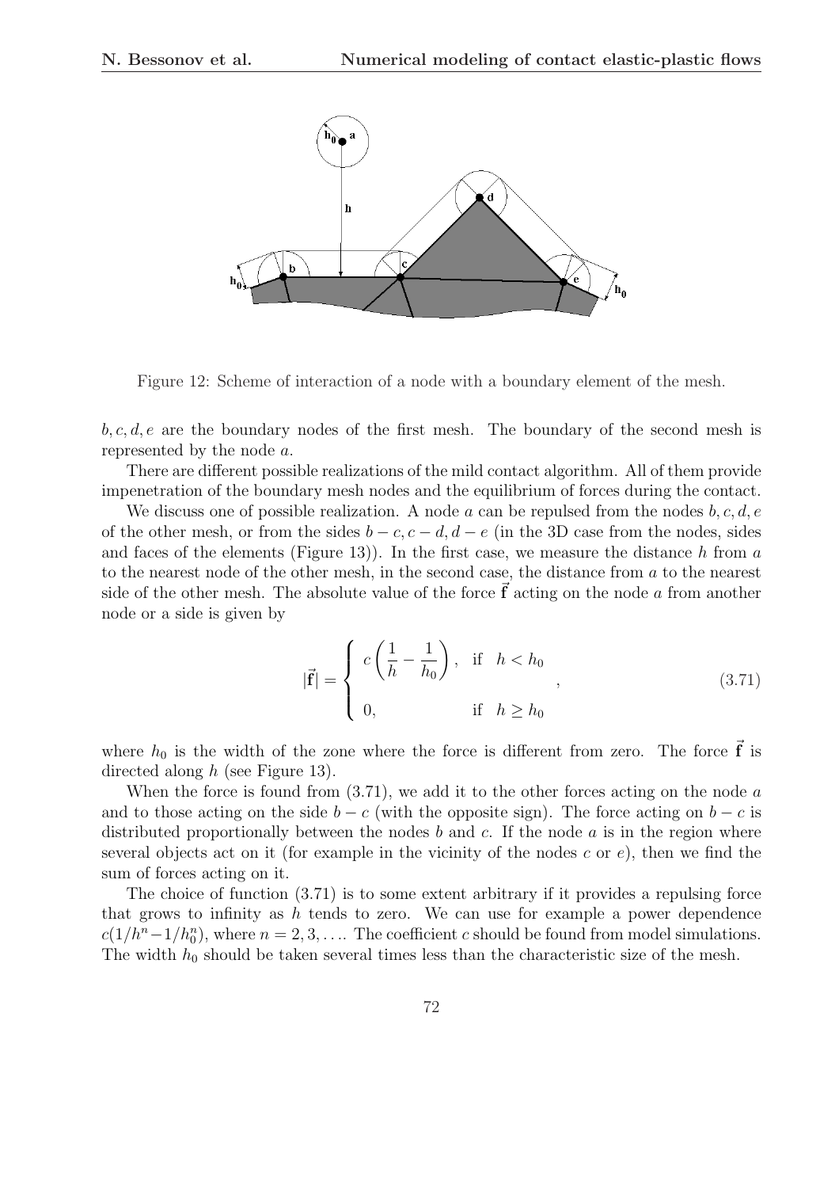Figure 12: Scheme of interaction of a node with a boundary element of the mesh.

$b, c, d, e$ are the boundary nodes of the first mesh. The boundary of the second mesh is represented by the node $a$.

There are different possible realizations of the mild contact algorithm. All of them provide impenetration of the boundary mesh nodes and the equilibrium of forces during the contact.

We discuss one of possible realization. A node $a$ can be repulsed from the nodes $b, c, d, e$ of the other mesh, or from the sides $b-c, c-d, d-e$ (in the 3D case from the nodes, sides and faces of the elements (Figure 13)). In the first case, we measure the distance $h$ from $a$ to the nearest node of the other mesh, in the second case, the distance from $a$ to the nearest side of the other mesh. The absolute value of the force $\vec{\mathbf{f}}$ acting on the node $a$ from another node or a side is given by

$$|\vec{\mathbf{f}}| = \begin{cases} c\left(\dfrac{1}{h} - \dfrac{1}{h_0}\right), & \text{if} \quad h < h_0 \\ \\ 0, & \text{if} \quad h \geq h_0 \end{cases}, \tag{3.71}$$

where $h_0$ is the width of the zone where the force is different from zero. The force $\vec{\mathbf{f}}$ is directed along $h$ (see Figure 13).

When the force is found from (3.71), we add it to the other forces acting on the node $a$ and to those acting on the side $b-c$ (with the opposite sign). The force acting on $b-c$ is distributed proportionally between the nodes $b$ and $c$. If the node $a$ is in the region where several objects act on it (for example in the vicinity of the nodes $c$ or $e$), then we find the sum of forces acting on it.

The choice of function (3.71) is to some extent arbitrary if it provides a repulsing force that grows to infinity as $h$ tends to zero. We can use for example a power dependence $c(1/h^n - 1/h_0^n)$, where $n = 2, 3, \ldots$. The coefficient $c$ should be found from model simulations. The width $h_0$ should be taken several times less than the characteristic size of the mesh.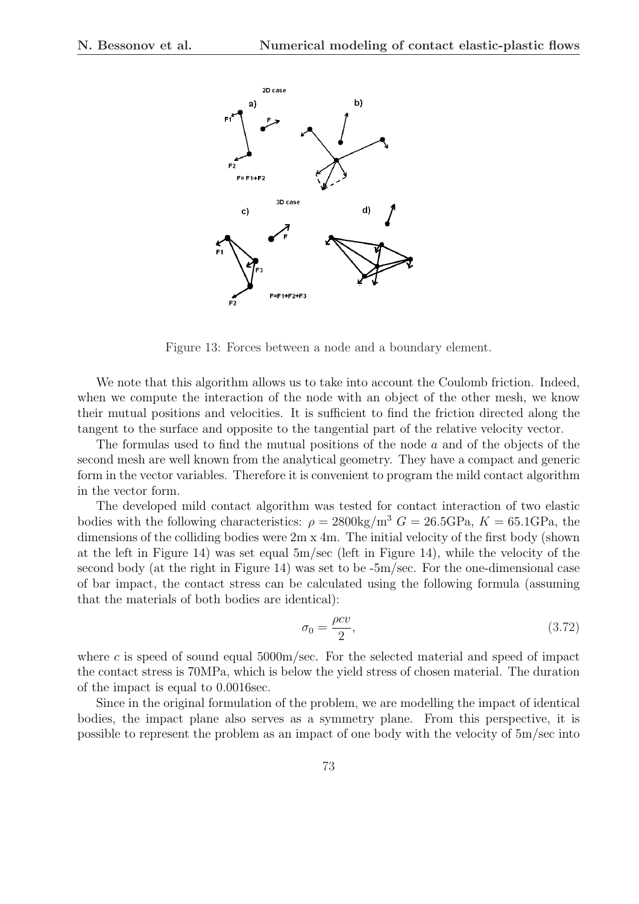Figure 13: Forces between a node and a boundary element.

We note that this algorithm allows us to take into account the Coulomb friction. Indeed, when we compute the interaction of the node with an object of the other mesh, we know their mutual positions and velocities. It is sufficient to find the friction directed along the tangent to the surface and opposite to the tangential part of the relative velocity vector.

The formulas used to find the mutual positions of the node $a$ and of the objects of the second mesh are well known from the analytical geometry. They have a compact and generic form in the vector variables. Therefore it is convenient to program the mild contact algorithm in the vector form.

The developed mild contact algorithm was tested for contact interaction of two elastic bodies with the following characteristics: $\rho = 2800\text{kg/m}^3$ $G = 26.5\text{GPa}$, $K = 65.1\text{GPa}$, the dimensions of the colliding bodies were 2m x 4m. The initial velocity of the first body (shown at the left in Figure 14) was set equal 5m/sec (left in Figure 14), while the velocity of the second body (at the right in Figure 14) was set to be -5m/sec. For the one-dimensional case of bar impact, the contact stress can be calculated using the following formula (assuming that the materials of both bodies are identical):

$$\sigma_0 = \frac{\rho c v}{2}, \tag{3.72}$$

where $c$ is speed of sound equal 5000m/sec. For the selected material and speed of impact the contact stress is 70MPa, which is below the yield stress of chosen material. The duration of the impact is equal to 0.0016sec.

Since in the original formulation of the problem, we are modelling the impact of identical bodies, the impact plane also serves as a symmetry plane. From this perspective, it is possible to represent the problem as an impact of one body with the velocity of 5m/sec into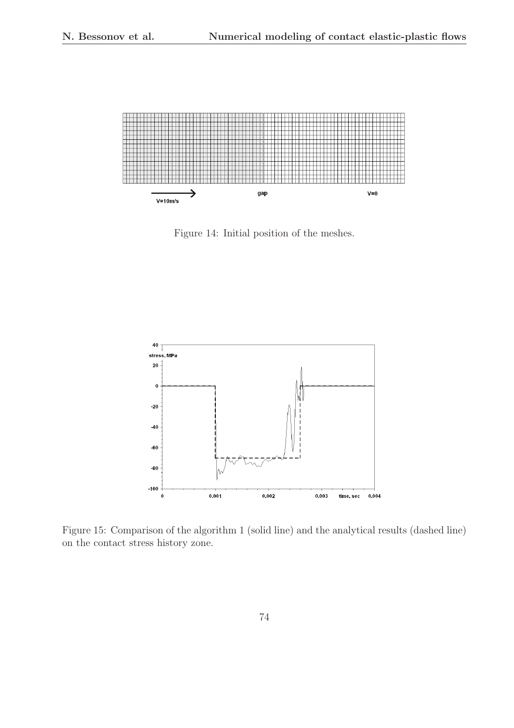Figure 14: Initial position of the meshes.

Figure 15: Comparison of the algorithm 1 (solid line) and the analytical results (dashed line) on the contact stress history zone.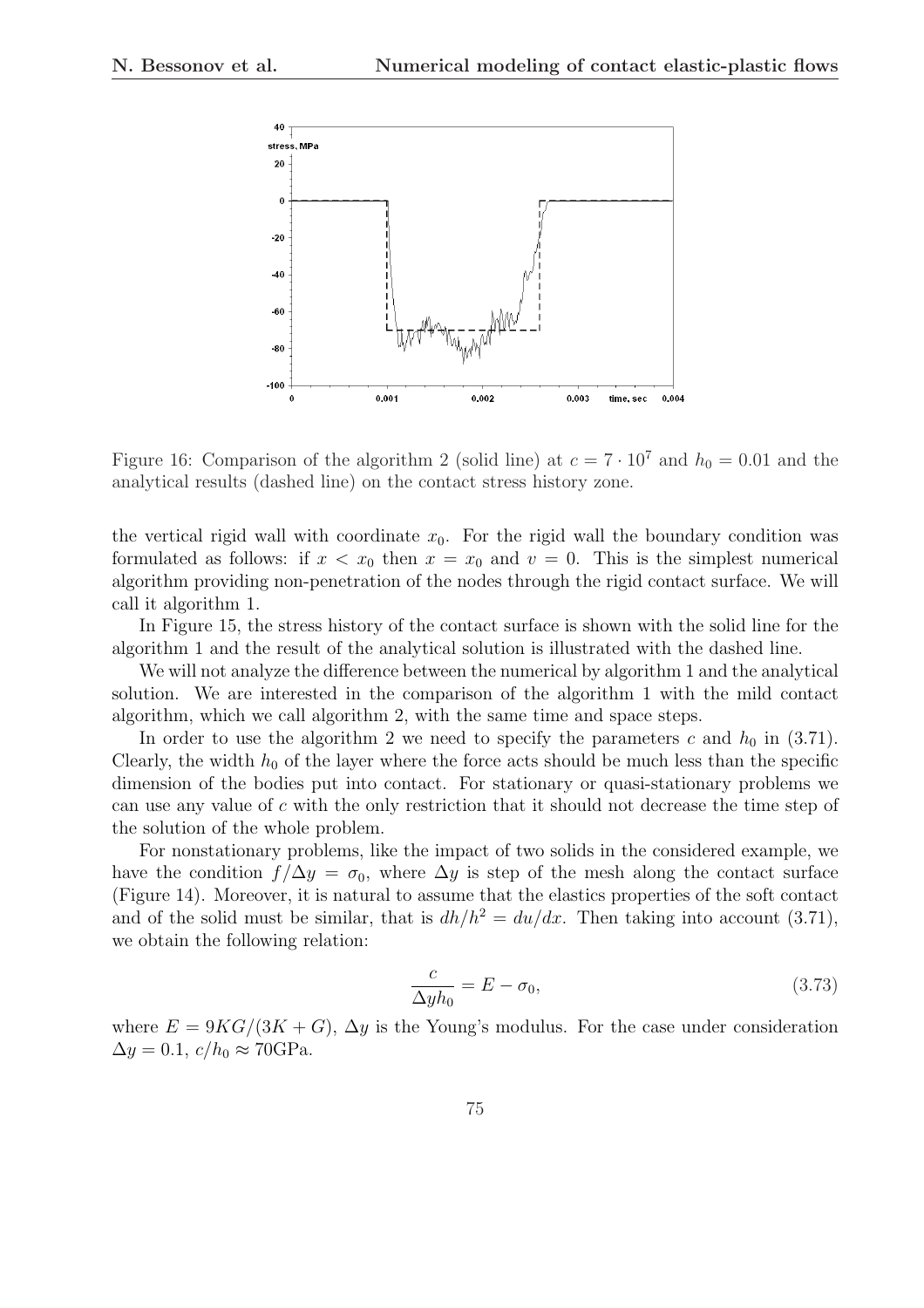Figure 16: Comparison of the algorithm 2 (solid line) at $c = 7 \cdot 10^7$ and $h_0 = 0.01$ and the analytical results (dashed line) on the contact stress history zone.

the vertical rigid wall with coordinate $x_0$. For the rigid wall the boundary condition was formulated as follows: if $x < x_0$ then $x = x_0$ and $v = 0$. This is the simplest numerical algorithm providing non-penetration of the nodes through the rigid contact surface. We will call it algorithm 1.

In Figure 15, the stress history of the contact surface is shown with the solid line for the algorithm 1 and the result of the analytical solution is illustrated with the dashed line.

We will not analyze the difference between the numerical by algorithm 1 and the analytical solution. We are interested in the comparison of the algorithm 1 with the mild contact algorithm, which we call algorithm 2, with the same time and space steps.

In order to use the algorithm 2 we need to specify the parameters $c$ and $h_0$ in (3.71). Clearly, the width $h_0$ of the layer where the force acts should be much less than the specific dimension of the bodies put into contact. For stationary or quasi-stationary problems we can use any value of $c$ with the only restriction that it should not decrease the time step of the solution of the whole problem.

For nonstationary problems, like the impact of two solids in the considered example, we have the condition $f/\Delta y = \sigma_0$, where $\Delta y$ is step of the mesh along the contact surface (Figure 14). Moreover, it is natural to assume that the elastics properties of the soft contact and of the solid must be similar, that is $dh/h^2 = du/dx$. Then taking into account (3.71), we obtain the following relation:

$$\frac{c}{\Delta y h_0} = E - \sigma_0, \tag{3.73}$$

where $E = 9KG/(3K + G)$, $\Delta y$ is the Young's modulus. For the case under consideration $\Delta y = 0.1$, $c/h_0 \approx 70\text{GPa}$.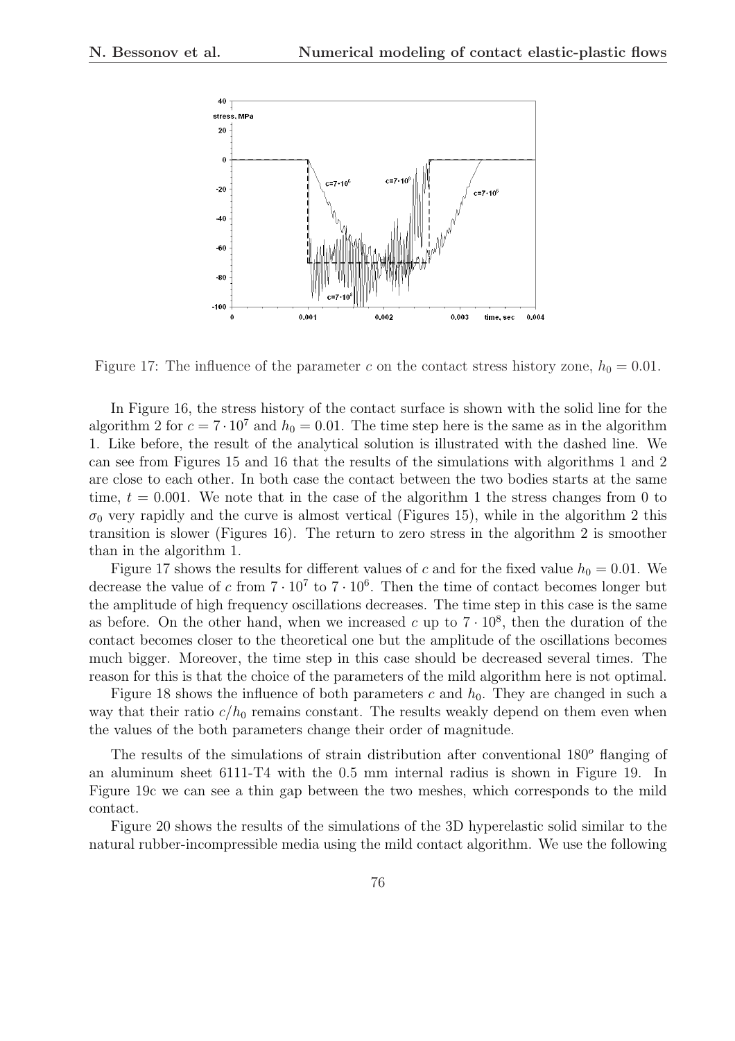Figure 17: The influence of the parameter $c$ on the contact stress history zone, $h_0 = 0.01$.

In Figure 16, the stress history of the contact surface is shown with the solid line for the algorithm 2 for $c = 7 \cdot 10^7$ and $h_0 = 0.01$. The time step here is the same as in the algorithm 1. Like before, the result of the analytical solution is illustrated with the dashed line. We can see from Figures 15 and 16 that the results of the simulations with algorithms 1 and 2 are close to each other. In both case the contact between the two bodies starts at the same time, $t = 0.001$. We note that in the case of the algorithm 1 the stress changes from 0 to $\sigma_0$ very rapidly and the curve is almost vertical (Figures 15), while in the algorithm 2 this transition is slower (Figures 16). The return to zero stress in the algorithm 2 is smoother than in the algorithm 1.

Figure 17 shows the results for different values of $c$ and for the fixed value $h_0 = 0.01$. We decrease the value of $c$ from $7 \cdot 10^7$ to $7 \cdot 10^6$. Then the time of contact becomes longer but the amplitude of high frequency oscillations decreases. The time step in this case is the same as before. On the other hand, when we increased $c$ up to $7 \cdot 10^8$, then the duration of the contact becomes closer to the theoretical one but the amplitude of the oscillations becomes much bigger. Moreover, the time step in this case should be decreased several times. The reason for this is that the choice of the parameters of the mild algorithm here is not optimal.

Figure 18 shows the influence of both parameters $c$ and $h_0$. They are changed in such a way that their ratio $c/h_0$ remains constant. The results weakly depend on them even when the values of the both parameters change their order of magnitude.

The results of the simulations of strain distribution after conventional $180^o$ flanging of an aluminum sheet 6111-T4 with the 0.5 mm internal radius is shown in Figure 19. In Figure 19c we can see a thin gap between the two meshes, which corresponds to the mild contact.

Figure 20 shows the results of the simulations of the 3D hyperelastic solid similar to the natural rubber-incompressible media using the mild contact algorithm. We use the following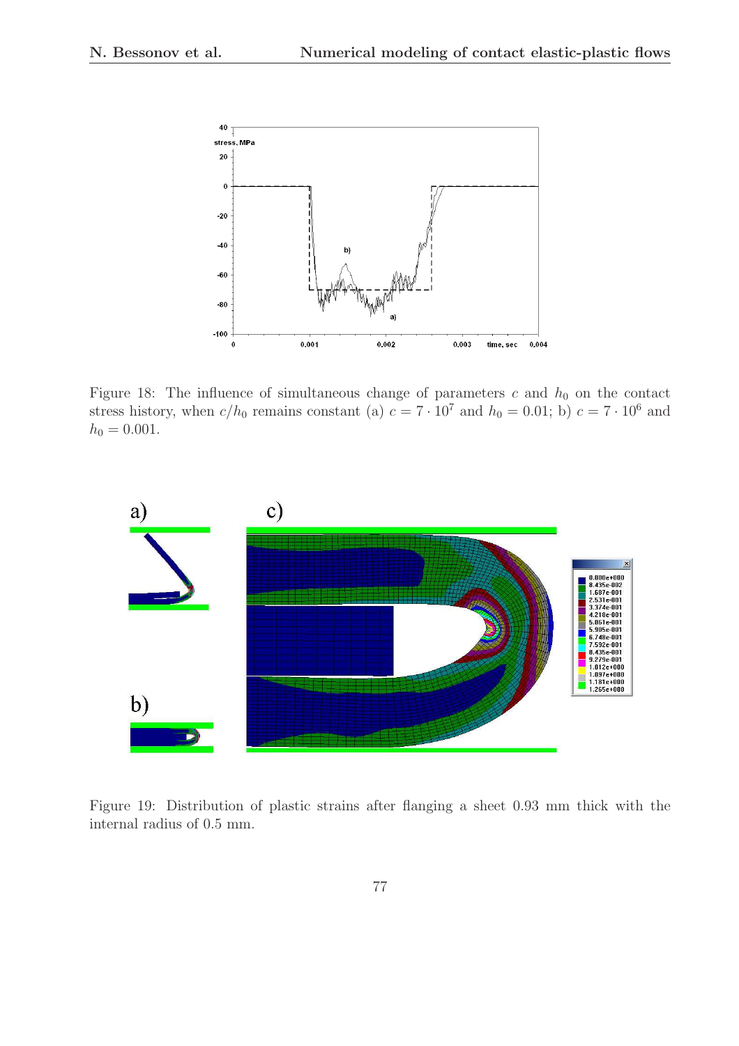Figure 18: The influence of simultaneous change of parameters $c$ and $h_0$ on the contact stress history, when $c/h_0$ remains constant (a) $c = 7 \cdot 10^7$ and $h_0 = 0.01$; b) $c = 7 \cdot 10^6$ and $h_0 = 0.001$.

Figure 19: Distribution of plastic strains after flanging a sheet 0.93 mm thick with the internal radius of 0.5 mm.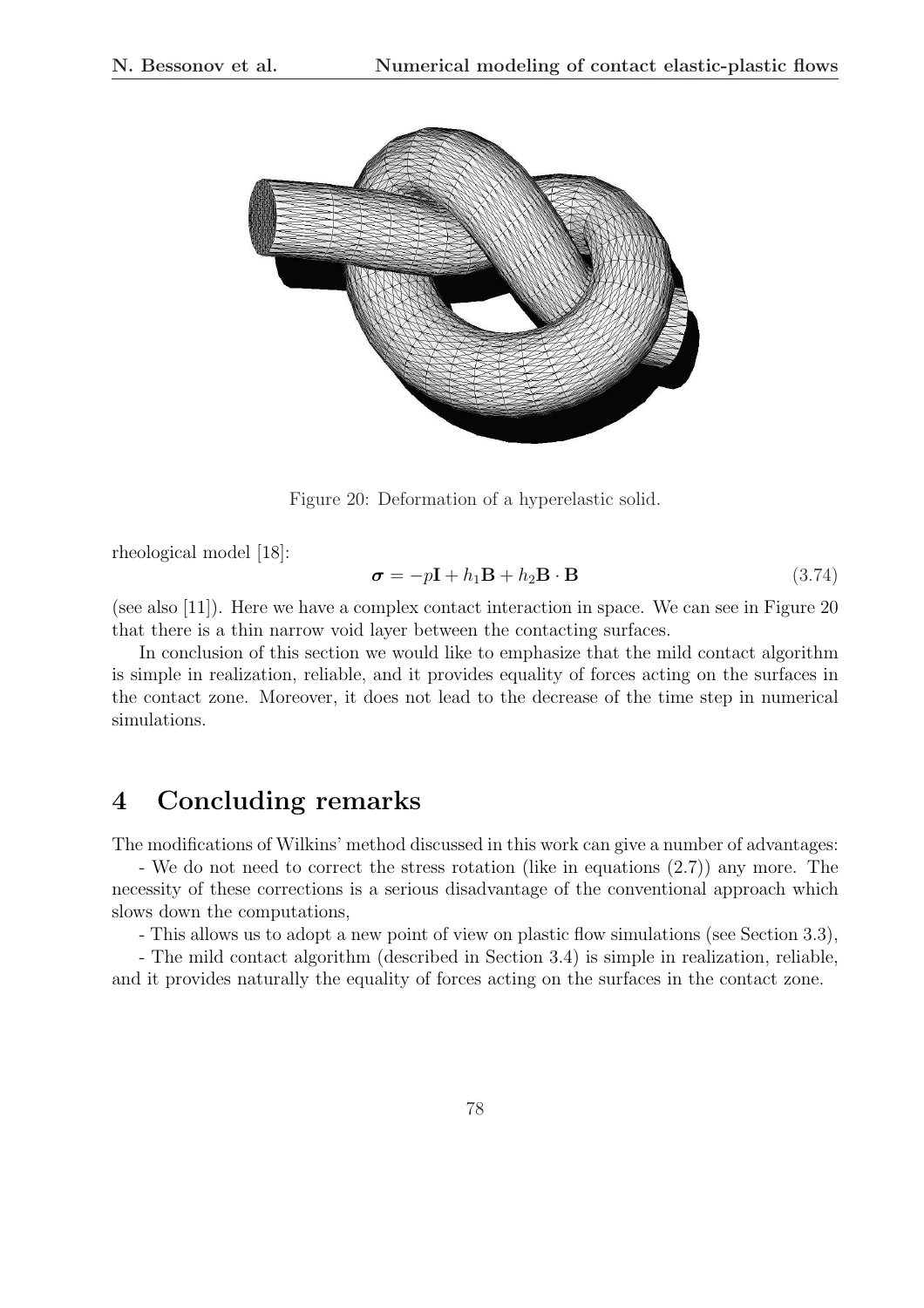Figure 20: Deformation of a hyperelastic solid.

rheological model [18]:

$$\boldsymbol{\sigma} = -p\mathbf{I} + h_1\mathbf{B} + h_2\mathbf{B}\cdot\mathbf{B} \tag{3.74}$$

(see also [11]). Here we have a complex contact interaction in space. We can see in Figure 20 that there is a thin narrow void layer between the contacting surfaces.

In conclusion of this section we would like to emphasize that the mild contact algorithm is simple in realization, reliable, and it provides equality of forces acting on the surfaces in the contact zone. Moreover, it does not lead to the decrease of the time step in numerical simulations.

# 4 Concluding remarks

The modifications of Wilkins' method discussed in this work can give a number of advantages:

- We do not need to correct the stress rotation (like in equations (2.7)) any more. The necessity of these corrections is a serious disadvantage of the conventional approach which slows down the computations,

- This allows us to adopt a new point of view on plastic flow simulations (see Section 3.3),

- The mild contact algorithm (described in Section 3.4) is simple in realization, reliable, and it provides naturally the equality of forces acting on the surfaces in the contact zone.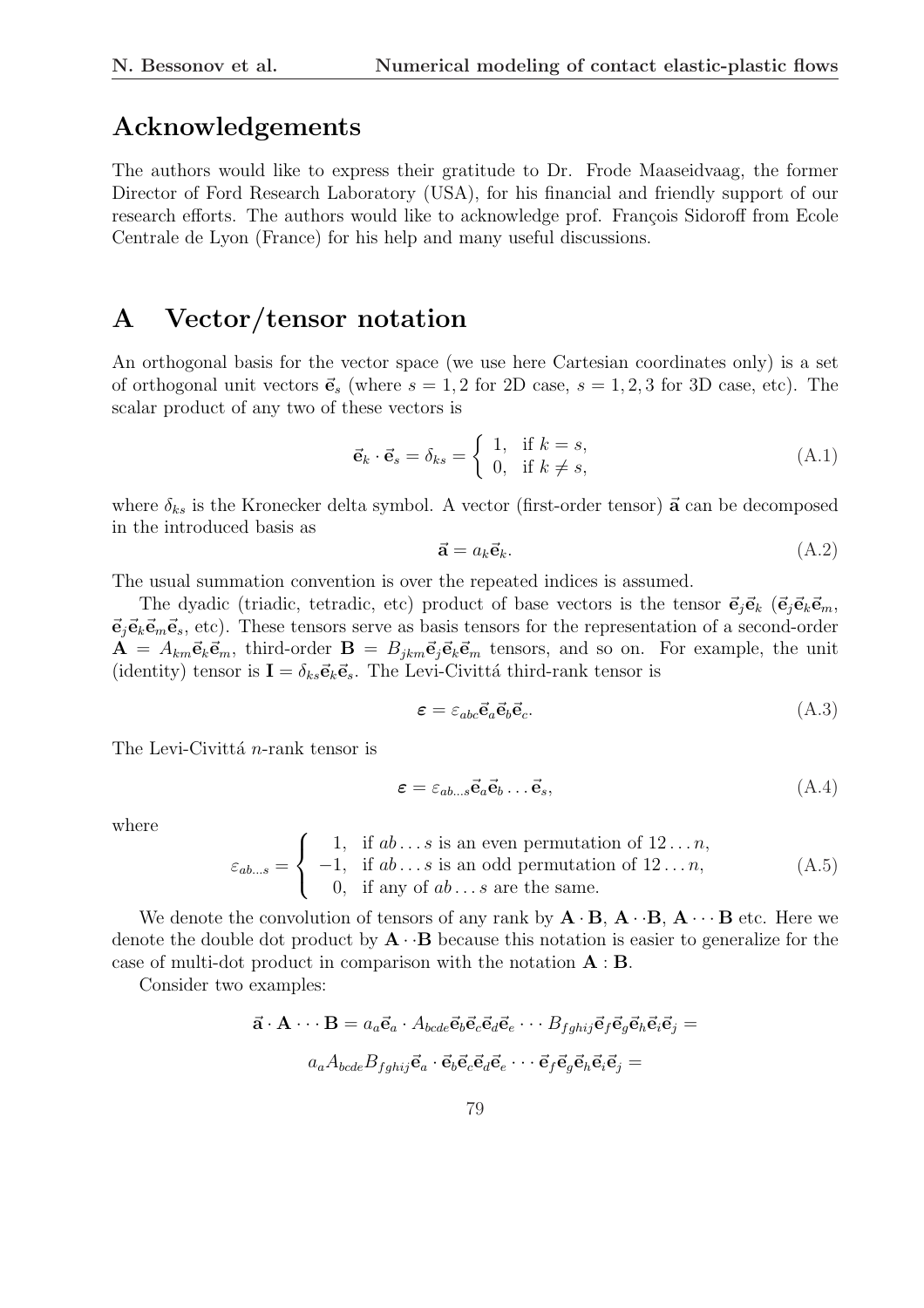## Acknowledgements

The authors would like to express their gratitude to Dr. Frode Maaseidvaag, the former Director of Ford Research Laboratory (USA), for his financial and friendly support of our research efforts. The authors would like to acknowledge prof. François Sidoroff from Ecole Centrale de Lyon (France) for his help and many useful discussions.

## A Vector/tensor notation

An orthogonal basis for the vector space (we use here Cartesian coordinates only) is a set of orthogonal unit vectors $\vec{\mathbf{e}}_s$ (where $s = 1, 2$ for 2D case, $s = 1, 2, 3$ for 3D case, etc). The scalar product of any two of these vectors is

$$\vec{\mathbf{e}}_k \cdot \vec{\mathbf{e}}_s = \delta_{ks} = \begin{cases} 1, & \text{if } k = s, \\ 0, & \text{if } k \neq s, \end{cases} \tag{A.1}$$

where $\delta_{ks}$ is the Kronecker delta symbol. A vector (first-order tensor) $\vec{\mathbf{a}}$ can be decomposed in the introduced basis as

$$\vec{\mathbf{a}} = a_k \vec{\mathbf{e}}_k. \tag{A.2}$$

The usual summation convention is over the repeated indices is assumed.

The dyadic (triadic, tetradic, etc) product of base vectors is the tensor $\vec{\mathbf{e}}_j\vec{\mathbf{e}}_k$ ($\vec{\mathbf{e}}_j\vec{\mathbf{e}}_k\vec{\mathbf{e}}_m$, $\vec{\mathbf{e}}_j\vec{\mathbf{e}}_k\vec{\mathbf{e}}_m\vec{\mathbf{e}}_s$, etc). These tensors serve as basis tensors for the representation of a second-order $\mathbf{A} = A_{km}\vec{\mathbf{e}}_k\vec{\mathbf{e}}_m$, third-order $\mathbf{B} = B_{jkm}\vec{\mathbf{e}}_j\vec{\mathbf{e}}_k\vec{\mathbf{e}}_m$ tensors, and so on. For example, the unit (identity) tensor is $\mathbf{I} = \delta_{ks}\vec{\mathbf{e}}_k\vec{\mathbf{e}}_s$. The Levi-Civittá third-rank tensor is

$$\boldsymbol{\varepsilon} = \varepsilon_{abc}\vec{\mathbf{e}}_a\vec{\mathbf{e}}_b\vec{\mathbf{e}}_c. \tag{A.3}$$

The Levi-Civittá $n$-rank tensor is

$$\boldsymbol{\varepsilon} = \varepsilon_{ab\ldots s}\vec{\mathbf{e}}_a\vec{\mathbf{e}}_b\ldots\vec{\mathbf{e}}_s, \tag{A.4}$$

where

$$\varepsilon_{ab\ldots s} = \begin{cases} 1, & \text{if } ab\ldots s \text{ is an even permutation of } 12\ldots n, \\ -1, & \text{if } ab\ldots s \text{ is an odd permutation of } 12\ldots n, \\ 0, & \text{if any of } ab\ldots s \text{ are the same.} \end{cases} \tag{A.5}$$

We denote the convolution of tensors of any rank by $\mathbf{A}\cdot\mathbf{B}$, $\mathbf{A}\cdot\cdot\mathbf{B}$, $\mathbf{A}\cdots\mathbf{B}$ etc. Here we denote the double dot product by $\mathbf{A}\cdot\cdot\mathbf{B}$ because this notation is easier to generalize for the case of multi-dot product in comparison with the notation $\mathbf{A}:\mathbf{B}$.

Consider two examples:

$$\vec{\mathbf{a}}\cdot\mathbf{A}\cdots\mathbf{B} = a_a\vec{\mathbf{e}}_a\cdot A_{bcde}\vec{\mathbf{e}}_b\vec{\mathbf{e}}_c\vec{\mathbf{e}}_d\vec{\mathbf{e}}_e\cdots B_{fghij}\vec{\mathbf{e}}_f\vec{\mathbf{e}}_g\vec{\mathbf{e}}_h\vec{\mathbf{e}}_i\vec{\mathbf{e}}_j =$$

$$a_aA_{bcde}B_{fghij}\vec{\mathbf{e}}_a\cdot\vec{\mathbf{e}}_b\vec{\mathbf{e}}_c\vec{\mathbf{e}}_d\vec{\mathbf{e}}_e\cdots\vec{\mathbf{e}}_f\vec{\mathbf{e}}_g\vec{\mathbf{e}}_h\vec{\mathbf{e}}_i\vec{\mathbf{e}}_j =$$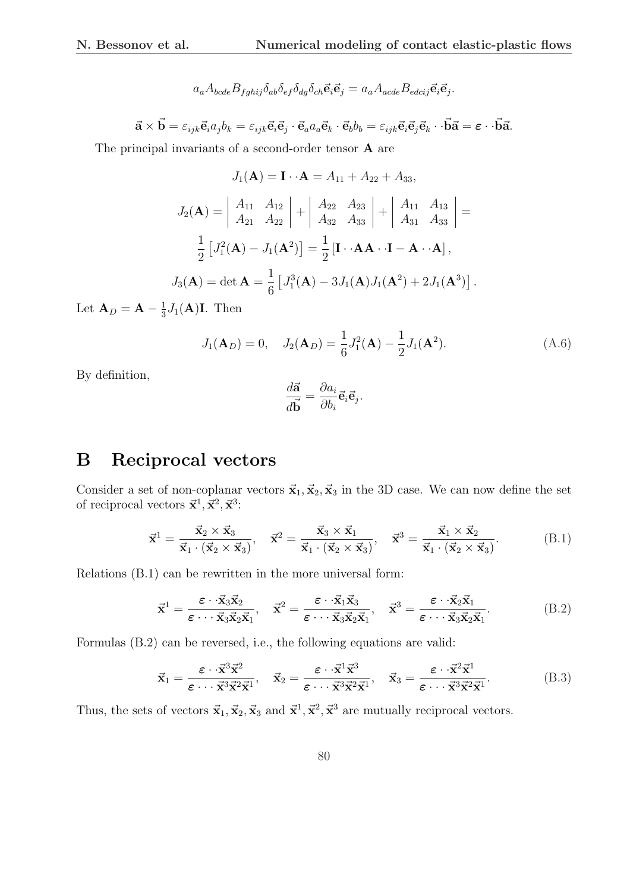$$a_a A_{bcde} B_{fghij} \delta_{ab}\delta_{ef}\delta_{dg}\delta_{ch}\vec{\mathbf{e}}_i\vec{\mathbf{e}}_j = a_a A_{acde} B_{edcij}\vec{\mathbf{e}}_i\vec{\mathbf{e}}_j.$$

$$\vec{\mathbf{a}} \times \vec{\mathbf{b}} = \varepsilon_{ijk}\vec{\mathbf{e}}_i a_j b_k = \varepsilon_{ijk}\vec{\mathbf{e}}_i\vec{\mathbf{e}}_j \cdot \vec{\mathbf{e}}_a a_a \vec{\mathbf{e}}_k \cdot \vec{\mathbf{e}}_b b_b = \varepsilon_{ijk}\vec{\mathbf{e}}_i\vec{\mathbf{e}}_j\vec{\mathbf{e}}_k \cdot\cdot \vec{\mathbf{b}}\vec{\mathbf{a}} = \boldsymbol{\varepsilon} \cdot\cdot \vec{\mathbf{b}}\vec{\mathbf{a}}.$$

The principal invariants of a second-order tensor $\mathbf{A}$ are

$$J_1(\mathbf{A}) = \mathbf{I} \cdot\cdot \mathbf{A} = A_{11} + A_{22} + A_{33},$$

$$J_2(\mathbf{A}) = \begin{vmatrix} A_{11} & A_{12} \\ A_{21} & A_{22} \end{vmatrix} + \begin{vmatrix} A_{22} & A_{23} \\ A_{32} & A_{33} \end{vmatrix} + \begin{vmatrix} A_{11} & A_{13} \\ A_{31} & A_{33} \end{vmatrix} =$$

$$\frac{1}{2}\left[J_1^2(\mathbf{A}) - J_1(\mathbf{A}^2)\right] = \frac{1}{2}\left[\mathbf{I} \cdot\cdot \mathbf{A}\mathbf{A} \cdot\cdot \mathbf{I} - \mathbf{A} \cdot\cdot \mathbf{A}\right],$$

$$J_3(\mathbf{A}) = \det \mathbf{A} = \frac{1}{6}\left[J_1^3(\mathbf{A}) - 3J_1(\mathbf{A})J_1(\mathbf{A}^2) + 2J_1(\mathbf{A}^3)\right].$$

Let $\mathbf{A}_D = \mathbf{A} - \frac{1}{3}J_1(\mathbf{A})\mathbf{I}$. Then

$$J_1(\mathbf{A}_D) = 0, \quad J_2(\mathbf{A}_D) = \frac{1}{6}J_1^2(\mathbf{A}) - \frac{1}{2}J_1(\mathbf{A}^2). \tag{A.6}$$

By definition,

$$\frac{d\vec{\mathbf{a}}}{d\vec{\mathbf{b}}} = \frac{\partial a_i}{\partial b_i}\vec{\mathbf{e}}_i\vec{\mathbf{e}}_j.$$

# B Reciprocal vectors

Consider a set of non-coplanar vectors $\vec{\mathbf{x}}_1, \vec{\mathbf{x}}_2, \vec{\mathbf{x}}_3$ in the 3D case. We can now define the set of reciprocal vectors $\vec{\mathbf{x}}^1, \vec{\mathbf{x}}^2, \vec{\mathbf{x}}^3$:

$$\vec{\mathbf{x}}^1 = \frac{\vec{\mathbf{x}}_2 \times \vec{\mathbf{x}}_3}{\vec{\mathbf{x}}_1 \cdot (\vec{\mathbf{x}}_2 \times \vec{\mathbf{x}}_3)}, \quad \vec{\mathbf{x}}^2 = \frac{\vec{\mathbf{x}}_3 \times \vec{\mathbf{x}}_1}{\vec{\mathbf{x}}_1 \cdot (\vec{\mathbf{x}}_2 \times \vec{\mathbf{x}}_3)}, \quad \vec{\mathbf{x}}^3 = \frac{\vec{\mathbf{x}}_1 \times \vec{\mathbf{x}}_2}{\vec{\mathbf{x}}_1 \cdot (\vec{\mathbf{x}}_2 \times \vec{\mathbf{x}}_3)}. \tag{B.1}$$

Relations (B.1) can be rewritten in the more universal form:

$$\vec{\mathbf{x}}^1 = \frac{\boldsymbol{\varepsilon} \cdot\cdot \vec{\mathbf{x}}_3\vec{\mathbf{x}}_2}{\boldsymbol{\varepsilon} \cdot\cdot\cdot \vec{\mathbf{x}}_3\vec{\mathbf{x}}_2\vec{\mathbf{x}}_1}, \quad \vec{\mathbf{x}}^2 = \frac{\boldsymbol{\varepsilon} \cdot\cdot \vec{\mathbf{x}}_1\vec{\mathbf{x}}_3}{\boldsymbol{\varepsilon} \cdot\cdot\cdot \vec{\mathbf{x}}_3\vec{\mathbf{x}}_2\vec{\mathbf{x}}_1}, \quad \vec{\mathbf{x}}^3 = \frac{\boldsymbol{\varepsilon} \cdot\cdot \vec{\mathbf{x}}_2\vec{\mathbf{x}}_1}{\boldsymbol{\varepsilon} \cdot\cdot\cdot \vec{\mathbf{x}}_3\vec{\mathbf{x}}_2\vec{\mathbf{x}}_1}. \tag{B.2}$$

Formulas (B.2) can be reversed, i.e., the following equations are valid:

$$\vec{\mathbf{x}}_1 = \frac{\boldsymbol{\varepsilon} \cdot\cdot \vec{\mathbf{x}}^3\vec{\mathbf{x}}^2}{\boldsymbol{\varepsilon} \cdot\cdot\cdot \vec{\mathbf{x}}^3\vec{\mathbf{x}}^2\vec{\mathbf{x}}^1}, \quad \vec{\mathbf{x}}_2 = \frac{\boldsymbol{\varepsilon} \cdot\cdot \vec{\mathbf{x}}^1\vec{\mathbf{x}}^3}{\boldsymbol{\varepsilon} \cdot\cdot\cdot \vec{\mathbf{x}}^3\vec{\mathbf{x}}^2\vec{\mathbf{x}}^1}, \quad \vec{\mathbf{x}}_3 = \frac{\boldsymbol{\varepsilon} \cdot\cdot \vec{\mathbf{x}}^2\vec{\mathbf{x}}^1}{\boldsymbol{\varepsilon} \cdot\cdot\cdot \vec{\mathbf{x}}^3\vec{\mathbf{x}}^2\vec{\mathbf{x}}^1}. \tag{B.3}$$

Thus, the sets of vectors $\vec{\mathbf{x}}_1, \vec{\mathbf{x}}_2, \vec{\mathbf{x}}_3$ and $\vec{\mathbf{x}}^1, \vec{\mathbf{x}}^2, \vec{\mathbf{x}}^3$ are mutually reciprocal vectors.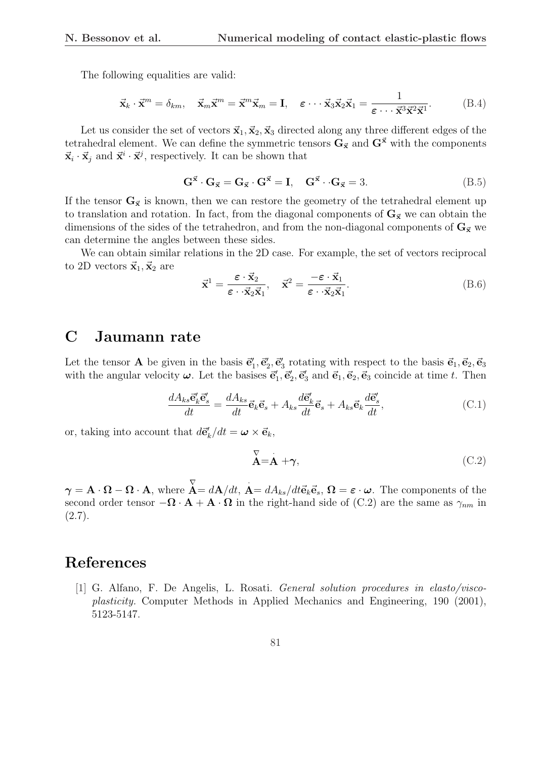The following equalities are valid:

$$\vec{\mathbf{x}}_k \cdot \vec{\mathbf{x}}^m = \delta_{km}, \quad \vec{\mathbf{x}}_m \vec{\mathbf{x}}^m = \vec{\mathbf{x}}^m \vec{\mathbf{x}}_m = \mathbf{I}, \quad \boldsymbol{\varepsilon} \cdot \cdot \cdot \vec{\mathbf{x}}_3 \vec{\mathbf{x}}_2 \vec{\mathbf{x}}_1 = \frac{1}{\boldsymbol{\varepsilon} \cdot \cdot \cdot \vec{\mathbf{x}}^3 \vec{\mathbf{x}}^2 \vec{\mathbf{x}}^1}. \tag{B.4}$$

Let us consider the set of vectors $\vec{\mathbf{x}}_1, \vec{\mathbf{x}}_2, \vec{\mathbf{x}}_3$ directed along any three different edges of the tetrahedral element. We can define the symmetric tensors $\mathbf{G}_{\vec{\mathbf{x}}}$ and $\mathbf{G}^{\vec{\mathbf{x}}}$ with the components $\vec{\mathbf{x}}_i \cdot \vec{\mathbf{x}}_j$ and $\vec{\mathbf{x}}^i \cdot \vec{\mathbf{x}}^j$, respectively. It can be shown that

$$\mathbf{G}^{\vec{\mathbf{x}}} \cdot \mathbf{G}_{\vec{\mathbf{x}}} = \mathbf{G}_{\vec{\mathbf{x}}} \cdot \mathbf{G}^{\vec{\mathbf{x}}} = \mathbf{I}, \quad \mathbf{G}^{\vec{\mathbf{x}}} \cdot \cdot \mathbf{G}_{\vec{\mathbf{x}}} = 3. \tag{B.5}$$

If the tensor $\mathbf{G}_{\vec{\mathbf{x}}}$ is known, then we can restore the geometry of the tetrahedral element up to translation and rotation. In fact, from the diagonal components of $\mathbf{G}_{\vec{\mathbf{x}}}$ we can obtain the dimensions of the sides of the tetrahedron, and from the non-diagonal components of $\mathbf{G}_{\vec{\mathbf{x}}}$ we can determine the angles between these sides.

We can obtain similar relations in the 2D case. For example, the set of vectors reciprocal to 2D vectors $\vec{\mathbf{x}}_1, \vec{\mathbf{x}}_2$ are

$$\vec{\mathbf{x}}^1 = \frac{\boldsymbol{\varepsilon} \cdot \vec{\mathbf{x}}_2}{\boldsymbol{\varepsilon} \cdot \cdot \vec{\mathbf{x}}_2 \vec{\mathbf{x}}_1}, \quad \vec{\mathbf{x}}^2 = \frac{-\boldsymbol{\varepsilon} \cdot \vec{\mathbf{x}}_1}{\boldsymbol{\varepsilon} \cdot \cdot \vec{\mathbf{x}}_2 \vec{\mathbf{x}}_1}. \tag{B.6}$$

# C Jaumann rate

Let the tensor $\mathbf{A}$ be given in the basis $\vec{\mathbf{e}}_1', \vec{\mathbf{e}}_2', \vec{\mathbf{e}}_3'$ rotating with respect to the basis $\vec{\mathbf{e}}_1, \vec{\mathbf{e}}_2, \vec{\mathbf{e}}_3$ with the angular velocity $\boldsymbol{\omega}$. Let the basises $\vec{\mathbf{e}}_1', \vec{\mathbf{e}}_2', \vec{\mathbf{e}}_3'$ and $\vec{\mathbf{e}}_1, \vec{\mathbf{e}}_2, \vec{\mathbf{e}}_3$ coincide at time $t$. Then

$$\frac{dA_{ks}\vec{\mathbf{e}}_k'\vec{\mathbf{e}}_s'}{dt} = \frac{dA_{ks}}{dt}\vec{\mathbf{e}}_k\vec{\mathbf{e}}_s + A_{ks}\frac{d\vec{\mathbf{e}}_k'}{dt}\vec{\mathbf{e}}_s + A_{ks}\vec{\mathbf{e}}_k\frac{d\vec{\mathbf{e}}_s'}{dt}, \tag{C.1}$$

or, taking into account that $d\vec{\mathbf{e}}_k'/dt = \boldsymbol{\omega} \times \vec{\mathbf{e}}_k$,

$$\overset{\triangledown}{\mathbf{A}} = \overset{\cdot}{\mathbf{A}} + \boldsymbol{\gamma}, \tag{C.2}$$

$\boldsymbol{\gamma} = \mathbf{A} \cdot \boldsymbol{\Omega} - \boldsymbol{\Omega} \cdot \mathbf{A}$, where $\overset{\triangledown}{\mathbf{A}} = d\mathbf{A}/dt$, $\overset{\cdot}{\mathbf{A}} = dA_{ks}/dt\vec{\mathbf{e}}_k\vec{\mathbf{e}}_s$, $\boldsymbol{\Omega} = \boldsymbol{\varepsilon} \cdot \boldsymbol{\omega}$. The components of the second order tensor $-\boldsymbol{\Omega} \cdot \mathbf{A} + \mathbf{A} \cdot \boldsymbol{\Omega}$ in the right-hand side of (C.2) are the same as $\gamma_{nm}$ in (2.7).

# References

[1] G. Alfano, F. De Angelis, L. Rosati. *General solution procedures in elasto/viscoplasticity.* Computer Methods in Applied Mechanics and Engineering, 190 (2001), 5123-5147.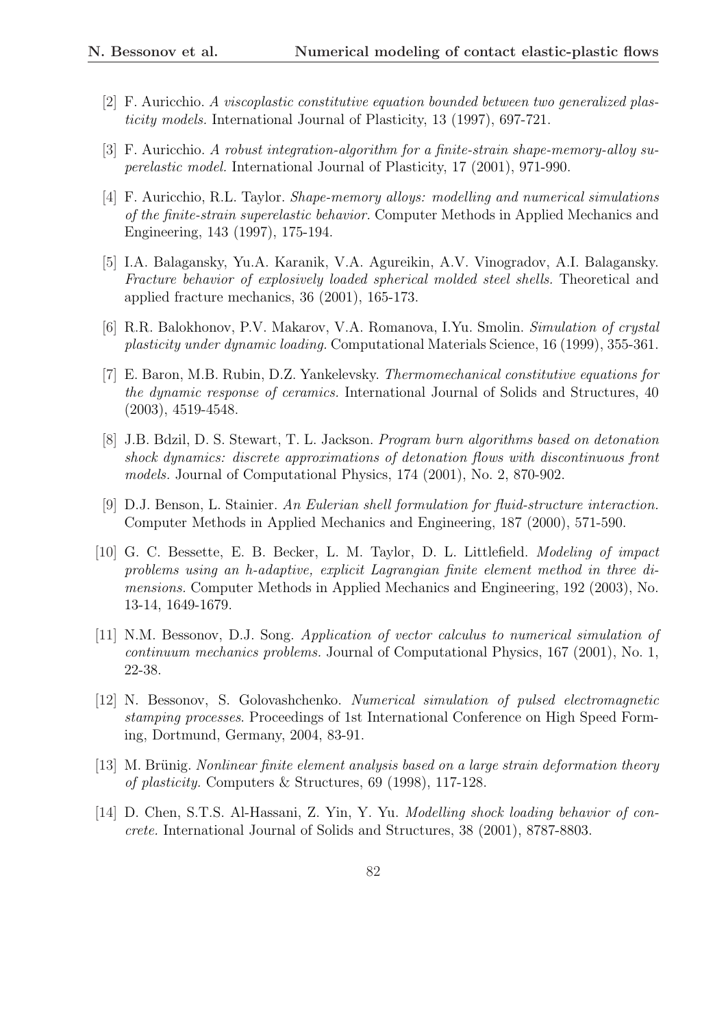[2] F. Auricchio. *A viscoplastic constitutive equation bounded between two generalized plasticity models*. International Journal of Plasticity, 13 (1997), 697-721.

[3] F. Auricchio. *A robust integration-algorithm for a finite-strain shape-memory-alloy superelastic model*. International Journal of Plasticity, 17 (2001), 971-990.

[4] F. Auricchio, R.L. Taylor. *Shape-memory alloys: modelling and numerical simulations of the finite-strain superelastic behavior*. Computer Methods in Applied Mechanics and Engineering, 143 (1997), 175-194.

[5] I.A. Balagansky, Yu.A. Karanik, V.A. Agureikin, A.V. Vinogradov, A.I. Balagansky. *Fracture behavior of explosively loaded spherical molded steel shells*. Theoretical and applied fracture mechanics, 36 (2001), 165-173.

[6] R.R. Balokhonov, P.V. Makarov, V.A. Romanova, I.Yu. Smolin. *Simulation of crystal plasticity under dynamic loading*. Computational Materials Science, 16 (1999), 355-361.

[7] E. Baron, M.B. Rubin, D.Z. Yankelevsky. *Thermomechanical constitutive equations for the dynamic response of ceramics*. International Journal of Solids and Structures, 40 (2003), 4519-4548.

[8] J.B. Bdzil, D. S. Stewart, T. L. Jackson. *Program burn algorithms based on detonation shock dynamics: discrete approximations of detonation flows with discontinuous front models.* Journal of Computational Physics, 174 (2001), No. 2, 870-902.

[9] D.J. Benson, L. Stainier. *An Eulerian shell formulation for fluid-structure interaction.* Computer Methods in Applied Mechanics and Engineering, 187 (2000), 571-590.

[10] G. C. Bessette, E. B. Becker, L. M. Taylor, D. L. Littlefield. *Modeling of impact problems using an h-adaptive, explicit Lagrangian finite element method in three dimensions.* Computer Methods in Applied Mechanics and Engineering, 192 (2003), No. 13-14, 1649-1679.

[11] N.M. Bessonov, D.J. Song. *Application of vector calculus to numerical simulation of continuum mechanics problems.* Journal of Computational Physics, 167 (2001), No. 1, 22-38.

[12] N. Bessonov, S. Golovashchenko. *Numerical simulation of pulsed electromagnetic stamping processes*. Proceedings of 1st International Conference on High Speed Forming, Dortmund, Germany, 2004, 83-91.

[13] M. Brünig. *Nonlinear finite element analysis based on a large strain deformation theory of plasticity*. Computers & Structures, 69 (1998), 117-128.

[14] D. Chen, S.T.S. Al-Hassani, Z. Yin, Y. Yu. *Modelling shock loading behavior of concrete*. International Journal of Solids and Structures, 38 (2001), 8787-8803.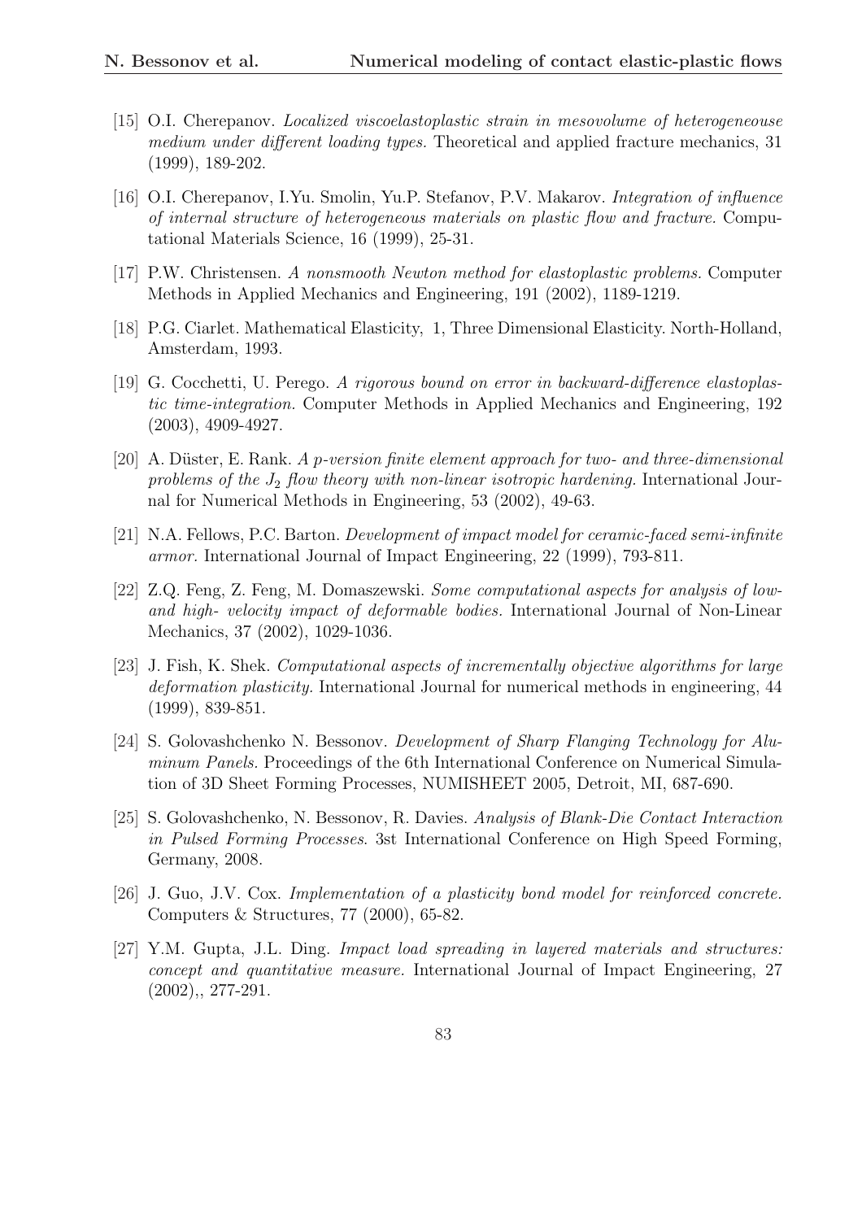[15] O.I. Cherepanov. *Localized viscoelastoplastic strain in mesovolume of heterogeneouse medium under different loading types.* Theoretical and applied fracture mechanics, 31 (1999), 189-202.

[16] O.I. Cherepanov, I.Yu. Smolin, Yu.P. Stefanov, P.V. Makarov. *Integration of influence of internal structure of heterogeneous materials on plastic flow and fracture.* Computational Materials Science, 16 (1999), 25-31.

[17] P.W. Christensen. *A nonsmooth Newton method for elastoplastic problems.* Computer Methods in Applied Mechanics and Engineering, 191 (2002), 1189-1219.

[18] P.G. Ciarlet. Mathematical Elasticity, 1, Three Dimensional Elasticity. North-Holland, Amsterdam, 1993.

[19] G. Cocchetti, U. Perego. *A rigorous bound on error in backward-difference elastoplastic time-integration.* Computer Methods in Applied Mechanics and Engineering, 192 (2003), 4909-4927.

[20] A. Düster, E. Rank. *A p-version finite element approach for two- and three-dimensional problems of the $J_2$ flow theory with non-linear isotropic hardening.* International Journal for Numerical Methods in Engineering, 53 (2002), 49-63.

[21] N.A. Fellows, P.C. Barton. *Development of impact model for ceramic-faced semi-infinite armor.* International Journal of Impact Engineering, 22 (1999), 793-811.

[22] Z.Q. Feng, Z. Feng, M. Domaszewski. *Some computational aspects for analysis of low- and high- velocity impact of deformable bodies.* International Journal of Non-Linear Mechanics, 37 (2002), 1029-1036.

[23] J. Fish, K. Shek. *Computational aspects of incrementally objective algorithms for large deformation plasticity.* International Journal for numerical methods in engineering, 44 (1999), 839-851.

[24] S. Golovashchenko N. Bessonov. *Development of Sharp Flanging Technology for Aluminum Panels.* Proceedings of the 6th International Conference on Numerical Simulation of 3D Sheet Forming Processes, NUMISHEET 2005, Detroit, MI, 687-690.

[25] S. Golovashchenko, N. Bessonov, R. Davies. *Analysis of Blank-Die Contact Interaction in Pulsed Forming Processes*. 3st International Conference on High Speed Forming, Germany, 2008.

[26] J. Guo, J.V. Cox. *Implementation of a plasticity bond model for reinforced concrete.* Computers & Structures, 77 (2000), 65-82.

[27] Y.M. Gupta, J.L. Ding. *Impact load spreading in layered materials and structures: concept and quantitative measure.* International Journal of Impact Engineering, 27 (2002),, 277-291.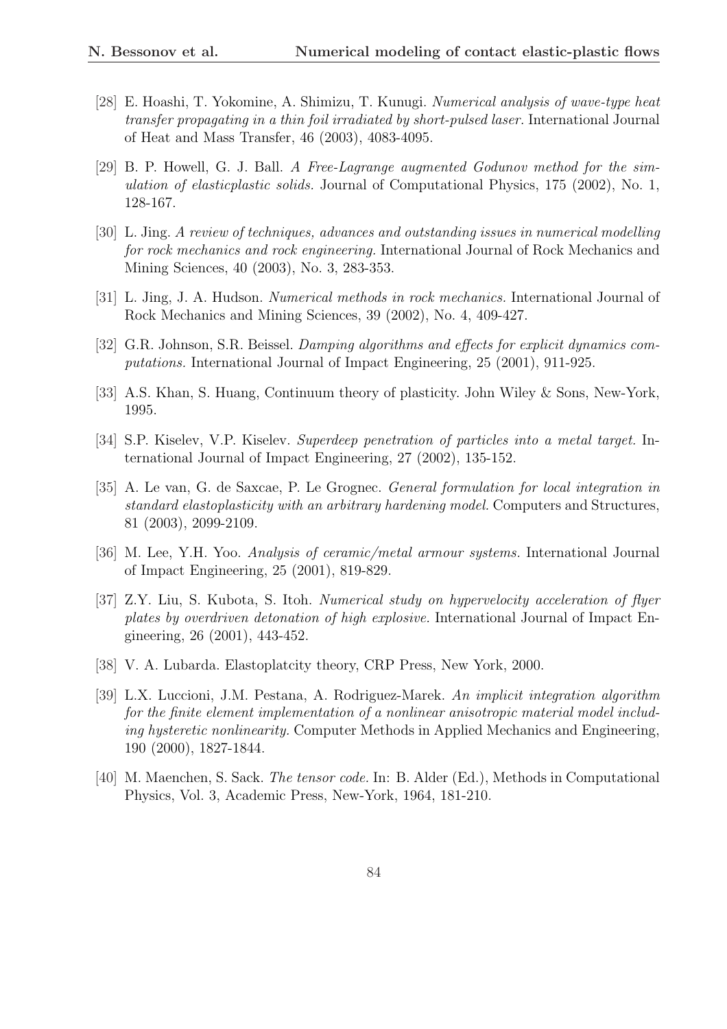[28] E. Hoashi, T. Yokomine, A. Shimizu, T. Kunugi. *Numerical analysis of wave-type heat transfer propagating in a thin foil irradiated by short-pulsed laser.* International Journal of Heat and Mass Transfer, 46 (2003), 4083-4095.

[29] B. P. Howell, G. J. Ball. *A Free-Lagrange augmented Godunov method for the simulation of elasticplastic solids.* Journal of Computational Physics, 175 (2002), No. 1, 128-167.

[30] L. Jing. *A review of techniques, advances and outstanding issues in numerical modelling for rock mechanics and rock engineering.* International Journal of Rock Mechanics and Mining Sciences, 40 (2003), No. 3, 283-353.

[31] L. Jing, J. A. Hudson. *Numerical methods in rock mechanics.* International Journal of Rock Mechanics and Mining Sciences, 39 (2002), No. 4, 409-427.

[32] G.R. Johnson, S.R. Beissel. *Damping algorithms and effects for explicit dynamics computations.* International Journal of Impact Engineering, 25 (2001), 911-925.

[33] A.S. Khan, S. Huang, Continuum theory of plasticity. John Wiley & Sons, New-York, 1995.

[34] S.P. Kiselev, V.P. Kiselev. *Superdeep penetration of particles into a metal target.* International Journal of Impact Engineering, 27 (2002), 135-152.

[35] A. Le van, G. de Saxcae, P. Le Grognec. *General formulation for local integration in standard elastoplasticity with an arbitrary hardening model.* Computers and Structures, 81 (2003), 2099-2109.

[36] M. Lee, Y.H. Yoo. *Analysis of ceramic/metal armour systems.* International Journal of Impact Engineering, 25 (2001), 819-829.

[37] Z.Y. Liu, S. Kubota, S. Itoh. *Numerical study on hypervelocity acceleration of flyer plates by overdriven detonation of high explosive.* International Journal of Impact Engineering, 26 (2001), 443-452.

[38] V. A. Lubarda. Elastoplatcity theory, CRP Press, New York, 2000.

[39] L.X. Luccioni, J.M. Pestana, A. Rodriguez-Marek. *An implicit integration algorithm for the finite element implementation of a nonlinear anisotropic material model including hysteretic nonlinearity.* Computer Methods in Applied Mechanics and Engineering, 190 (2000), 1827-1844.

[40] M. Maenchen, S. Sack. *The tensor code.* In: B. Alder (Ed.), Methods in Computational Physics, Vol. 3, Academic Press, New-York, 1964, 181-210.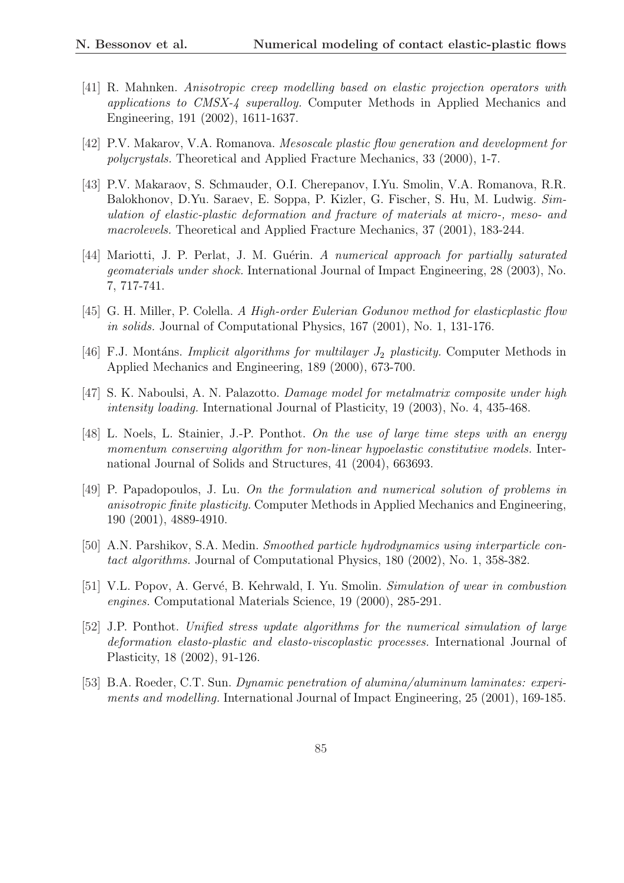[41] R. Mahnken. *Anisotropic creep modelling based on elastic projection operators with applications to CMSX-4 superalloy.* Computer Methods in Applied Mechanics and Engineering, 191 (2002), 1611-1637.

[42] P.V. Makarov, V.A. Romanova. *Mesoscale plastic flow generation and development for polycrystals.* Theoretical and Applied Fracture Mechanics, 33 (2000), 1-7.

[43] P.V. Makaraov, S. Schmauder, O.I. Cherepanov, I.Yu. Smolin, V.A. Romanova, R.R. Balokhonov, D.Yu. Saraev, E. Soppa, P. Kizler, G. Fischer, S. Hu, M. Ludwig. *Simulation of elastic-plastic deformation and fracture of materials at micro-, meso- and macrolevels.* Theoretical and Applied Fracture Mechanics, 37 (2001), 183-244.

[44] Mariotti, J. P. Perlat, J. M. Guérin. *A numerical approach for partially saturated geomaterials under shock.* International Journal of Impact Engineering, 28 (2003), No. 7, 717-741.

[45] G. H. Miller, P. Colella. *A High-order Eulerian Godunov method for elasticplastic flow in solids.* Journal of Computational Physics, 167 (2001), No. 1, 131-176.

[46] F.J. Montáns. *Implicit algorithms for multilayer $J_2$ plasticity.* Computer Methods in Applied Mechanics and Engineering, 189 (2000), 673-700.

[47] S. K. Naboulsi, A. N. Palazotto. *Damage model for metalmatrix composite under high intensity loading.* International Journal of Plasticity, 19 (2003), No. 4, 435-468.

[48] L. Noels, L. Stainier, J.-P. Ponthot. *On the use of large time steps with an energy momentum conserving algorithm for non-linear hypoelastic constitutive models.* International Journal of Solids and Structures, 41 (2004), 663693.

[49] P. Papadopoulos, J. Lu. *On the formulation and numerical solution of problems in anisotropic finite plasticity.* Computer Methods in Applied Mechanics and Engineering, 190 (2001), 4889-4910.

[50] A.N. Parshikov, S.A. Medin. *Smoothed particle hydrodynamics using interparticle contact algorithms.* Journal of Computational Physics, 180 (2002), No. 1, 358-382.

[51] V.L. Popov, A. Gervé, B. Kehrwald, I. Yu. Smolin. *Simulation of wear in combustion engines.* Computational Materials Science, 19 (2000), 285-291.

[52] J.P. Ponthot. *Unified stress update algorithms for the numerical simulation of large deformation elasto-plastic and elasto-viscoplastic processes.* International Journal of Plasticity, 18 (2002), 91-126.

[53] B.A. Roeder, C.T. Sun. *Dynamic penetration of alumina/aluminum laminates: experiments and modelling.* International Journal of Impact Engineering, 25 (2001), 169-185.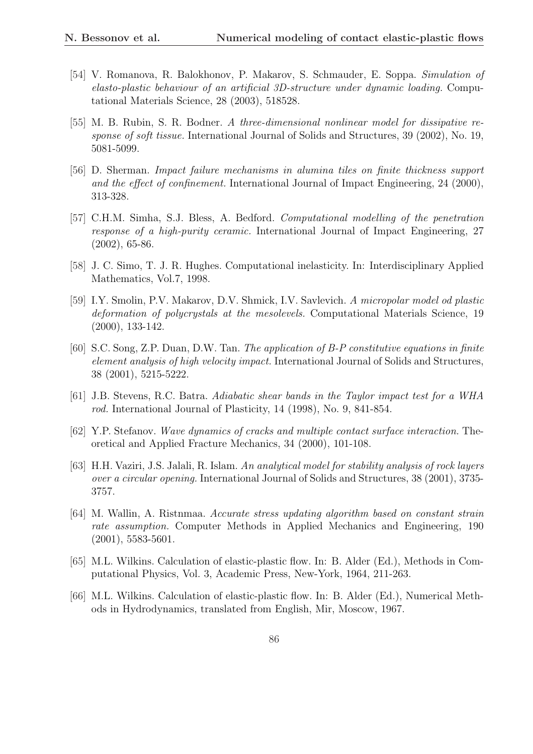[54] V. Romanova, R. Balokhonov, P. Makarov, S. Schmauder, E. Soppa. *Simulation of elasto-plastic behaviour of an artificial 3D-structure under dynamic loading.* Computational Materials Science, 28 (2003), 518528.

[55] M. B. Rubin, S. R. Bodner. *A three-dimensional nonlinear model for dissipative response of soft tissue.* International Journal of Solids and Structures, 39 (2002), No. 19, 5081-5099.

[56] D. Sherman. *Impact failure mechanisms in alumina tiles on finite thickness support and the effect of confinement.* International Journal of Impact Engineering, 24 (2000), 313-328.

[57] C.H.M. Simha, S.J. Bless, A. Bedford. *Computational modelling of the penetration response of a high-purity ceramic.* International Journal of Impact Engineering, 27 (2002), 65-86.

[58] J. C. Simo, T. J. R. Hughes. Computational inelasticity. In: Interdisciplinary Applied Mathematics, Vol.7, 1998.

[59] I.Y. Smolin, P.V. Makarov, D.V. Shmick, I.V. Savlevich. *A micropolar model od plastic deformation of polycrystals at the mesolevels.* Computational Materials Science, 19 (2000), 133-142.

[60] S.C. Song, Z.P. Duan, D.W. Tan. *The application of B-P constitutive equations in finite element analysis of high velocity impact.* International Journal of Solids and Structures, 38 (2001), 5215-5222.

[61] J.B. Stevens, R.C. Batra. *Adiabatic shear bands in the Taylor impact test for a WHA rod.* International Journal of Plasticity, 14 (1998), No. 9, 841-854.

[62] Y.P. Stefanov. *Wave dynamics of cracks and multiple contact surface interaction.* Theoretical and Applied Fracture Mechanics, 34 (2000), 101-108.

[63] H.H. Vaziri, J.S. Jalali, R. Islam. *An analytical model for stability analysis of rock layers over a circular opening.* International Journal of Solids and Structures, 38 (2001), 3735-3757.

[64] M. Wallin, A. Ristnmaa. *Accurate stress updating algorithm based on constant strain rate assumption.* Computer Methods in Applied Mechanics and Engineering, 190 (2001), 5583-5601.

[65] M.L. Wilkins. Calculation of elastic-plastic flow. In: B. Alder (Ed.), Methods in Computational Physics, Vol. 3, Academic Press, New-York, 1964, 211-263.

[66] M.L. Wilkins. Calculation of elastic-plastic flow. In: B. Alder (Ed.), Numerical Methods in Hydrodynamics, translated from English, Mir, Moscow, 1967.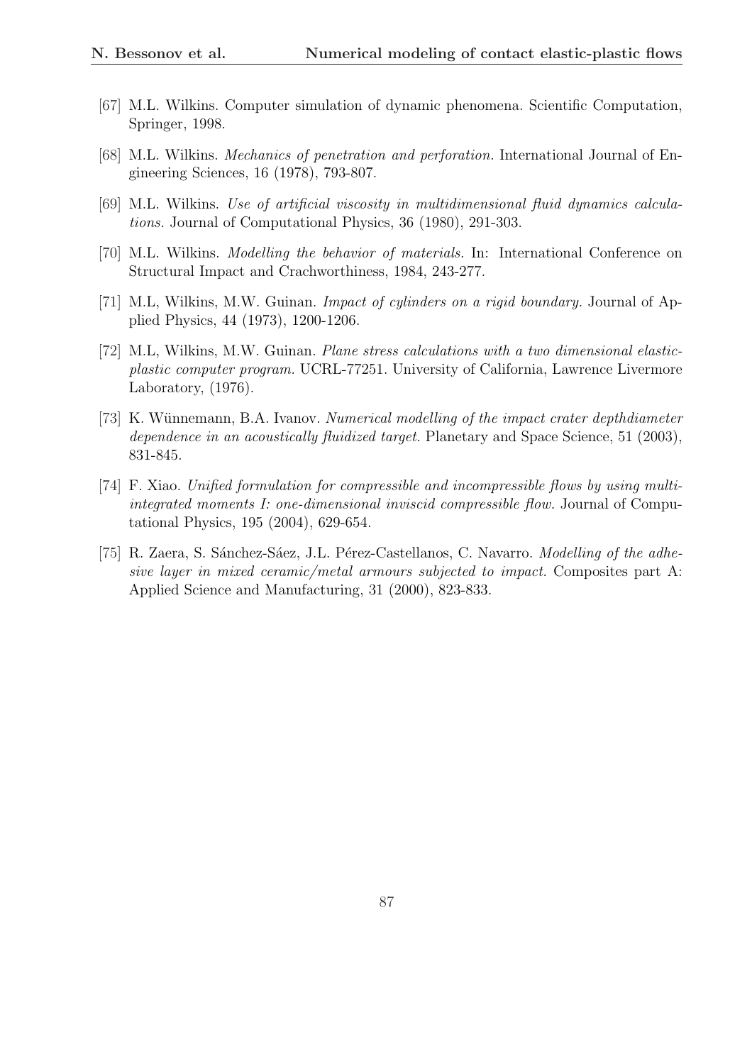[67] M.L. Wilkins. Computer simulation of dynamic phenomena. Scientific Computation, Springer, 1998.

[68] M.L. Wilkins. *Mechanics of penetration and perforation.* International Journal of Engineering Sciences, 16 (1978), 793-807.

[69] M.L. Wilkins. *Use of artificial viscosity in multidimensional fluid dynamics calculations.* Journal of Computational Physics, 36 (1980), 291-303.

[70] M.L. Wilkins. *Modelling the behavior of materials.* In: International Conference on Structural Impact and Crachworthiness, 1984, 243-277.

[71] M.L, Wilkins, M.W. Guinan. *Impact of cylinders on a rigid boundary.* Journal of Applied Physics, 44 (1973), 1200-1206.

[72] M.L, Wilkins, M.W. Guinan. *Plane stress calculations with a two dimensional elastic-plastic computer program.* UCRL-77251. University of California, Lawrence Livermore Laboratory, (1976).

[73] K. Wünnemann, B.A. Ivanov. *Numerical modelling of the impact crater depthdiameter dependence in an acoustically fluidized target.* Planetary and Space Science, 51 (2003), 831-845.

[74] F. Xiao. *Unified formulation for compressible and incompressible flows by using multi-integrated moments I: one-dimensional inviscid compressible flow.* Journal of Computational Physics, 195 (2004), 629-654.

[75] R. Zaera, S. Sánchez-Sáez, J.L. Pérez-Castellanos, C. Navarro. *Modelling of the adhesive layer in mixed ceramic/metal armours subjected to impact.* Composites part A: Applied Science and Manufacturing, 31 (2000), 823-833.